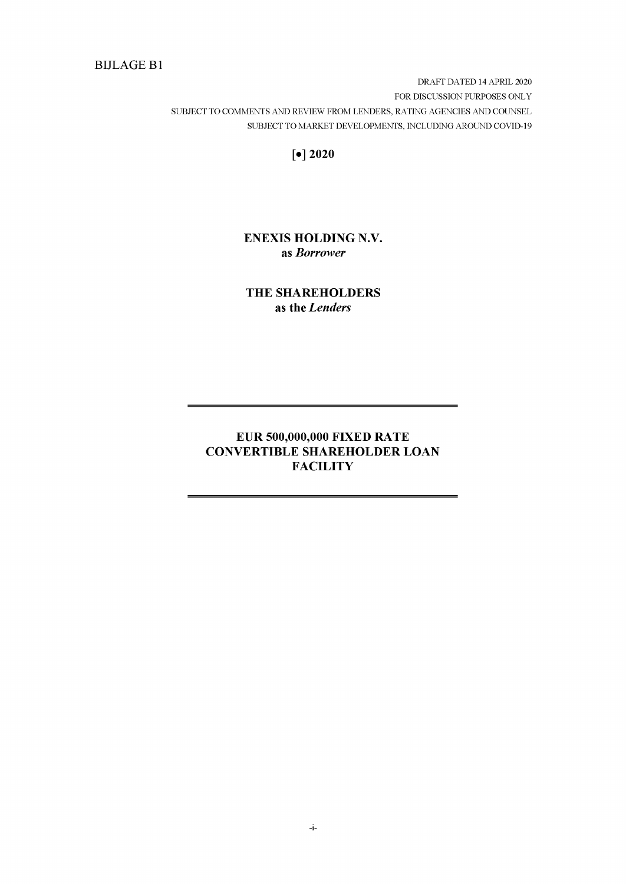BIJLAGE B1

DRAFT DATED 14 APRIL 2020

FOR DISCUSSION PURPOSES ONLY

SUBJECT TO COMMENTS AND REVIEW FROM LENDERS, RATING AGENCIES AND COUNSEL

SUBJECT TO MARKET DEVELOPMENTS, INCLUDING AROUND COVID-19

**[•] 2020**

**ENEXIS HOLDING N.V.**
**as *Borrower***

**THE SHAREHOLDERS**
**as the *Lenders***

---

# EUR 500,000,000 FIXED RATE CONVERTIBLE SHAREHOLDER LOAN FACILITY

---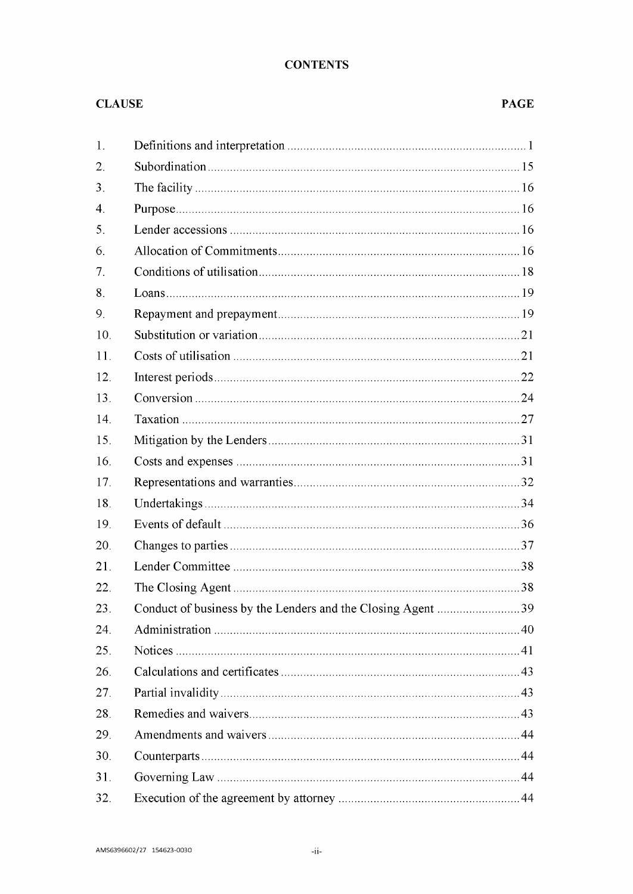# CONTENTS

| CLAUSE | | PAGE |
|---|---|---|
| 1. | Definitions and interpretation | 1 |
| 2. | Subordination | 15 |
| 3. | The facility | 16 |
| 4. | Purpose | 16 |
| 5. | Lender accessions | 16 |
| 6. | Allocation of Commitments | 16 |
| 7. | Conditions of utilisation | 18 |
| 8. | Loans | 19 |
| 9. | Repayment and prepayment | 19 |
| 10. | Substitution or variation | 21 |
| 11. | Costs of utilisation | 21 |
| 12. | Interest periods | 22 |
| 13. | Conversion | 24 |
| 14. | Taxation | 27 |
| 15. | Mitigation by the Lenders | 31 |
| 16. | Costs and expenses | 31 |
| 17. | Representations and warranties | 32 |
| 18. | Undertakings | 34 |
| 19. | Events of default | 36 |
| 20. | Changes to parties | 37 |
| 21. | Lender Committee | 38 |
| 22. | The Closing Agent | 38 |
| 23. | Conduct of business by the Lenders and the Closing Agent | 39 |
| 24. | Administration | 40 |
| 25. | Notices | 41 |
| 26. | Calculations and certificates | 43 |
| 27. | Partial invalidity | 43 |
| 28. | Remedies and waivers | 43 |
| 29. | Amendments and waivers | 44 |
| 30. | Counterparts | 44 |
| 31. | Governing Law | 44 |
| 32. | Execution of the agreement by attorney | 44 |

AMS6396602/27 154623-0030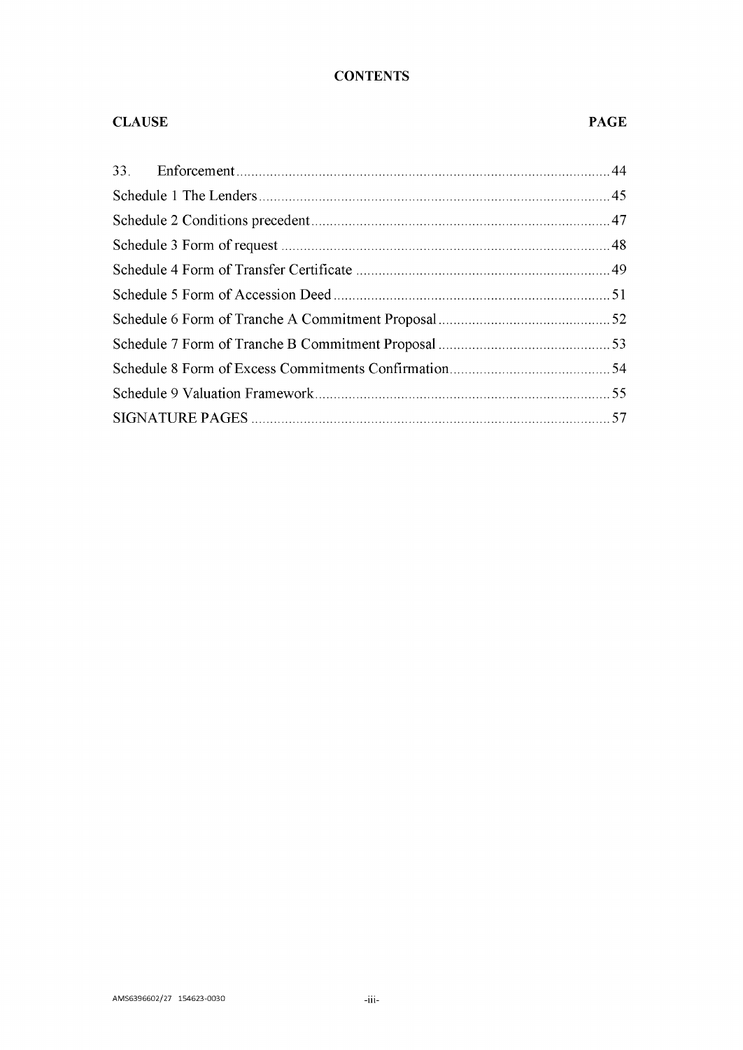**CONTENTS**

| CLAUSE | PAGE |
|---|---|
| 33. Enforcement | 44 |
| Schedule 1 The Lenders | 45 |
| Schedule 2 Conditions precedent | 47 |
| Schedule 3 Form of request | 48 |
| Schedule 4 Form of Transfer Certificate | 49 |
| Schedule 5 Form of Accession Deed | 51 |
| Schedule 6 Form of Tranche A Commitment Proposal | 52 |
| Schedule 7 Form of Tranche B Commitment Proposal | 53 |
| Schedule 8 Form of Excess Commitments Confirmation | 54 |
| Schedule 9 Valuation Framework | 55 |
| SIGNATURE PAGES | 57 |

AMS6396602/27 154623-0030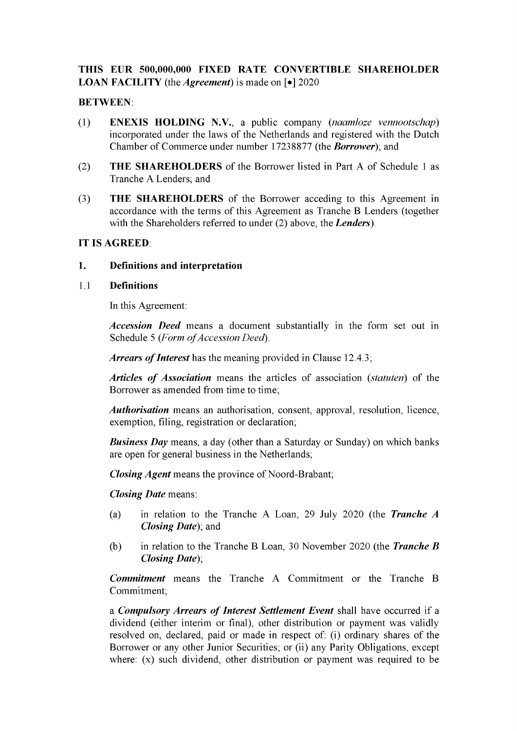**THIS EUR 500,000,000 FIXED RATE CONVERTIBLE SHAREHOLDER LOAN FACILITY** (the ***Agreement***) is made on [•] 2020

**BETWEEN**:

(1) **ENEXIS HOLDING N.V.**, a public company (*naamloze vennootschap*) incorporated under the laws of the Netherlands and registered with the Dutch Chamber of Commerce under number 17238877 (the ***Borrower***); and

(2) **THE SHAREHOLDERS** of the Borrower listed in Part A of Schedule 1 as Tranche A Lenders; and

(3) **THE SHAREHOLDERS** of the Borrower acceding to this Agreement in accordance with the terms of this Agreement as Tranche B Lenders (together with the Shareholders referred to under (2) above, the ***Lenders***).

**IT IS AGREED**:

## 1. Definitions and interpretation

### 1.1 Definitions

In this Agreement:

***Accession Deed*** means a document substantially in the form set out in Schedule 5 (*Form of Accession Deed*).

***Arrears of Interest*** has the meaning provided in Clause 12.4.3;

***Articles of Association*** means the articles of association (*statuten*) of the Borrower as amended from time to time;

***Authorisation*** means an authorisation, consent, approval, resolution, licence, exemption, filing, registration or declaration;

***Business Day*** means, a day (other than a Saturday or Sunday) on which banks are open for general business in the Netherlands;

***Closing Agent*** means the province of Noord-Brabant;

***Closing Date*** means:

(a) in relation to the Tranche A Loan, 29 July 2020 (the ***Tranche A Closing Date***); and

(b) in relation to the Tranche B Loan, 30 November 2020 (the ***Tranche B Closing Date***);

***Commitment*** means the Tranche A Commitment or the Tranche B Commitment;

a ***Compulsory Arrears of Interest Settlement Event*** shall have occurred if a dividend (either interim or final), other distribution or payment was validly resolved on, declared, paid or made in respect of: (i) ordinary shares of the Borrower or any other Junior Securities; or (ii) any Parity Obligations, except where: (x) such dividend, other distribution or payment was required to be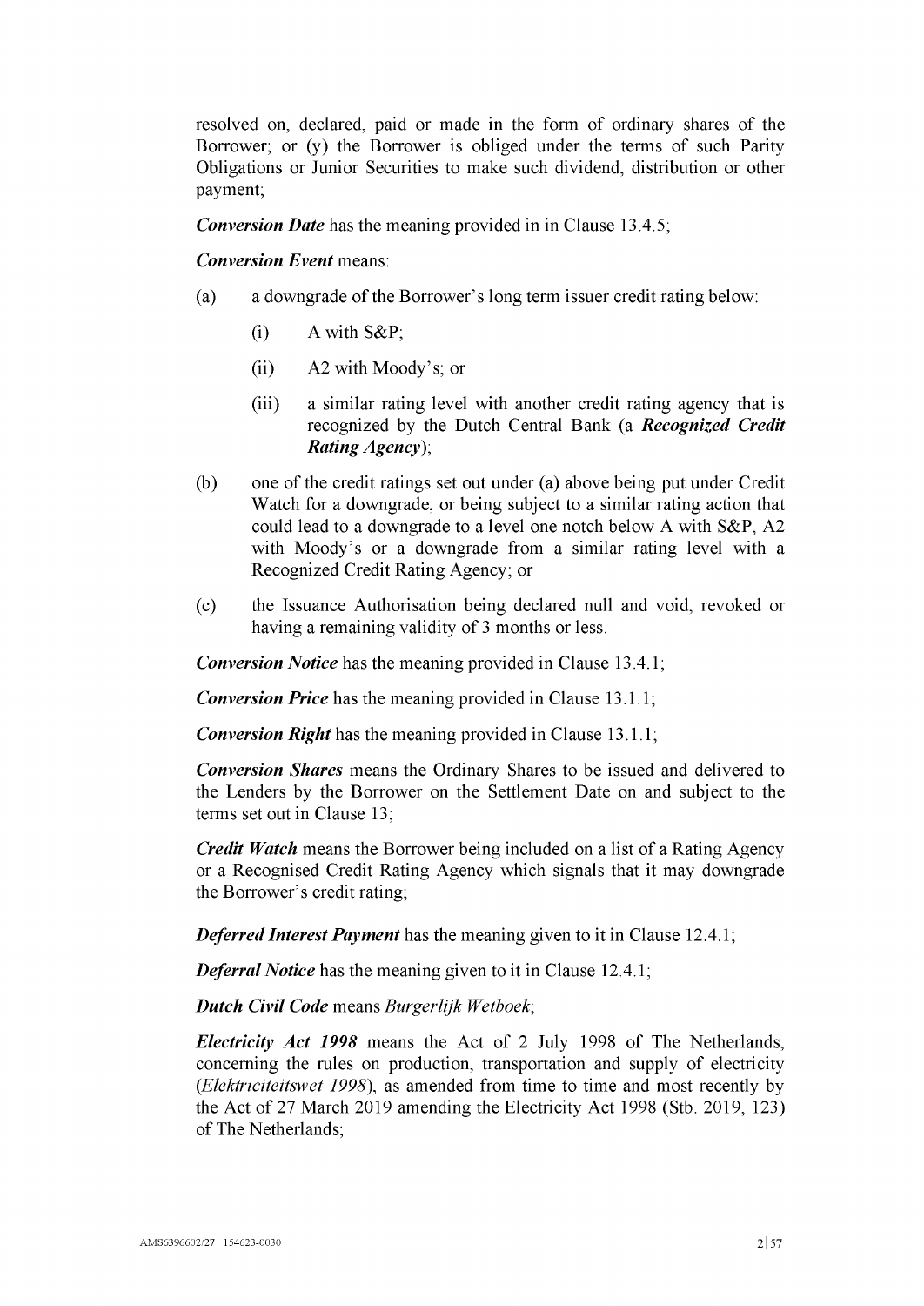resolved on, declared, paid or made in the form of ordinary shares of the Borrower; or (y) the Borrower is obliged under the terms of such Parity Obligations or Junior Securities to make such dividend, distribution or other payment;

***Conversion Date*** has the meaning provided in in Clause 13.4.5;

***Conversion Event*** means:

(a) a downgrade of the Borrower's long term issuer credit rating below:

  (i) A with S&P;

  (ii) A2 with Moody's; or

  (iii) a similar rating level with another credit rating agency that is recognized by the Dutch Central Bank (a ***Recognized Credit Rating Agency***);

(b) one of the credit ratings set out under (a) above being put under Credit Watch for a downgrade, or being subject to a similar rating action that could lead to a downgrade to a level one notch below A with S&P, A2 with Moody's or a downgrade from a similar rating level with a Recognized Credit Rating Agency; or

(c) the Issuance Authorisation being declared null and void, revoked or having a remaining validity of 3 months or less.

***Conversion Notice*** has the meaning provided in Clause 13.4.1;

***Conversion Price*** has the meaning provided in Clause 13.1.1;

***Conversion Right*** has the meaning provided in Clause 13.1.1;

***Conversion Shares*** means the Ordinary Shares to be issued and delivered to the Lenders by the Borrower on the Settlement Date on and subject to the terms set out in Clause 13;

***Credit Watch*** means the Borrower being included on a list of a Rating Agency or a Recognised Credit Rating Agency which signals that it may downgrade the Borrower's credit rating;

***Deferred Interest Payment*** has the meaning given to it in Clause 12.4.1;

***Deferral Notice*** has the meaning given to it in Clause 12.4.1;

***Dutch Civil Code*** means *Burgerlijk Wetboek*;

***Electricity Act 1998*** means the Act of 2 July 1998 of The Netherlands, concerning the rules on production, transportation and supply of electricity (*Elektriciteitswet 1998*), as amended from time to time and most recently by the Act of 27 March 2019 amending the Electricity Act 1998 (Stb. 2019, 123) of The Netherlands;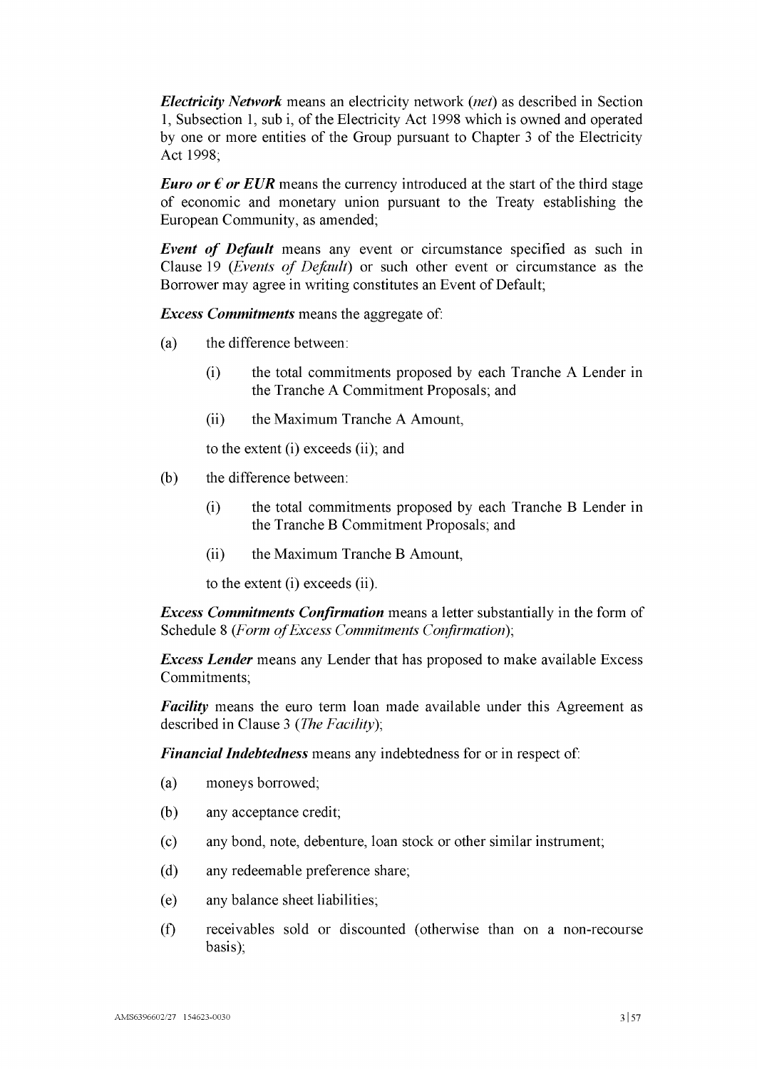***Electricity Network*** means an electricity network (*net*) as described in Section 1, Subsection 1, sub i, of the Electricity Act 1998 which is owned and operated by one or more entities of the Group pursuant to Chapter 3 of the Electricity Act 1998;

***Euro or € or EUR*** means the currency introduced at the start of the third stage of economic and monetary union pursuant to the Treaty establishing the European Community, as amended;

***Event of Default*** means any event or circumstance specified as such in Clause 19 (*Events of Default*) or such other event or circumstance as the Borrower may agree in writing constitutes an Event of Default;

***Excess Commitments*** means the aggregate of:

(a) the difference between:

  (i) the total commitments proposed by each Tranche A Lender in the Tranche A Commitment Proposals; and

  (ii) the Maximum Tranche A Amount,

  to the extent (i) exceeds (ii); and

(b) the difference between:

  (i) the total commitments proposed by each Tranche B Lender in the Tranche B Commitment Proposals; and

  (ii) the Maximum Tranche B Amount,

  to the extent (i) exceeds (ii).

***Excess Commitments Confirmation*** means a letter substantially in the form of Schedule 8 (*Form of Excess Commitments Confirmation*);

***Excess Lender*** means any Lender that has proposed to make available Excess Commitments;

***Facility*** means the euro term loan made available under this Agreement as described in Clause 3 (*The Facility*);

***Financial Indebtedness*** means any indebtedness for or in respect of:

(a) moneys borrowed;

(b) any acceptance credit;

(c) any bond, note, debenture, loan stock or other similar instrument;

(d) any redeemable preference share;

(e) any balance sheet liabilities;

(f) receivables sold or discounted (otherwise than on a non-recourse basis);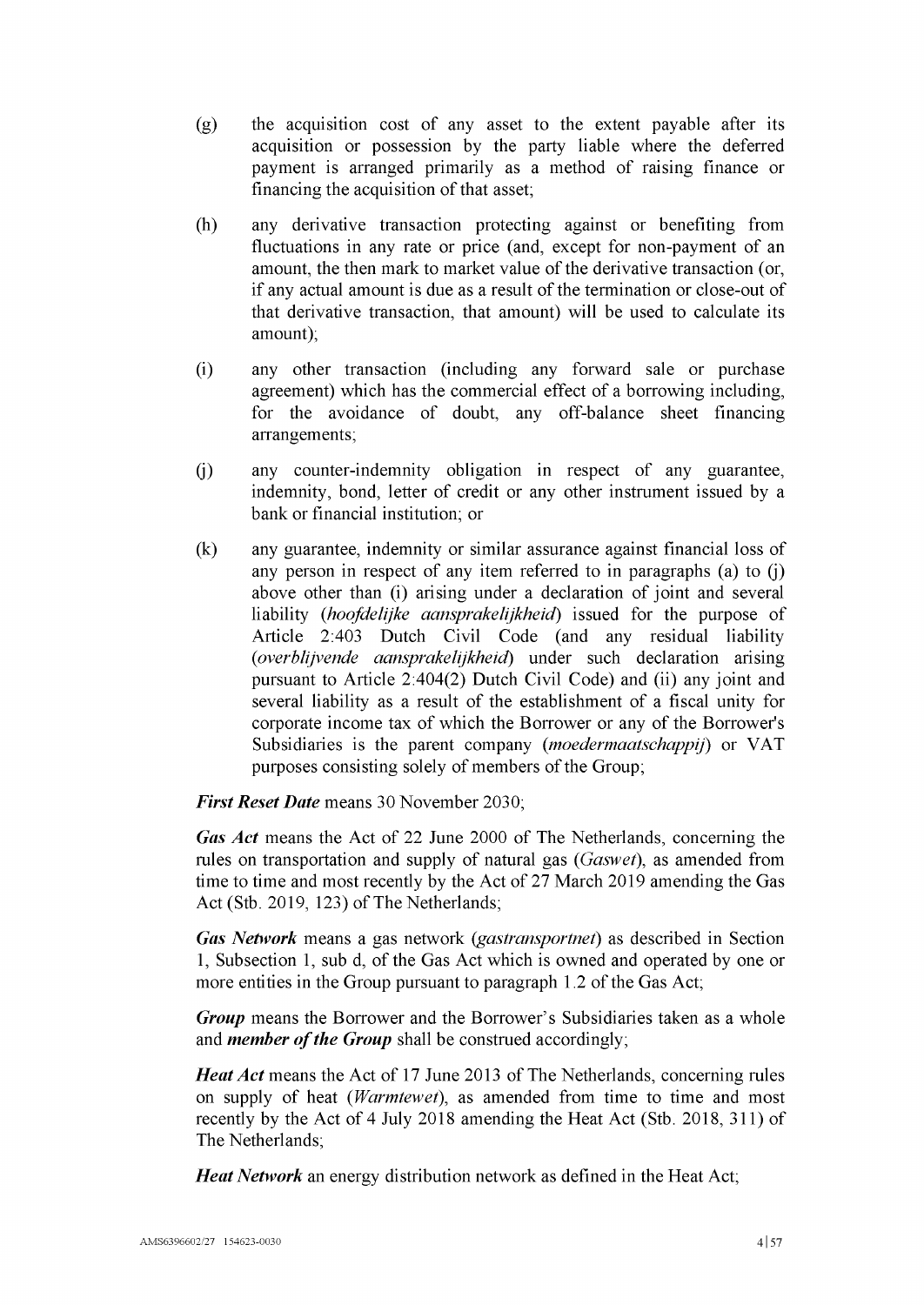(g) the acquisition cost of any asset to the extent payable after its acquisition or possession by the party liable where the deferred payment is arranged primarily as a method of raising finance or financing the acquisition of that asset;

(h) any derivative transaction protecting against or benefiting from fluctuations in any rate or price (and, except for non-payment of an amount, the then mark to market value of the derivative transaction (or, if any actual amount is due as a result of the termination or close-out of that derivative transaction, that amount) will be used to calculate its amount);

(i) any other transaction (including any forward sale or purchase agreement) which has the commercial effect of a borrowing including, for the avoidance of doubt, any off-balance sheet financing arrangements;

(j) any counter-indemnity obligation in respect of any guarantee, indemnity, bond, letter of credit or any other instrument issued by a bank or financial institution; or

(k) any guarantee, indemnity or similar assurance against financial loss of any person in respect of any item referred to in paragraphs (a) to (j) above other than (i) arising under a declaration of joint and several liability (*hoofdelijke aansprakelijkheid*) issued for the purpose of Article 2:403 Dutch Civil Code (and any residual liability (*overblijvende aansprakelijkheid*) under such declaration arising pursuant to Article 2:404(2) Dutch Civil Code) and (ii) any joint and several liability as a result of the establishment of a fiscal unity for corporate income tax of which the Borrower or any of the Borrower's Subsidiaries is the parent company (*moedermaatschappij*) or VAT purposes consisting solely of members of the Group;

***First Reset Date*** means 30 November 2030;

***Gas Act*** means the Act of 22 June 2000 of The Netherlands, concerning the rules on transportation and supply of natural gas (*Gaswet*), as amended from time to time and most recently by the Act of 27 March 2019 amending the Gas Act (Stb. 2019, 123) of The Netherlands;

***Gas Network*** means a gas network (*gastransportnet*) as described in Section 1, Subsection 1, sub d, of the Gas Act which is owned and operated by one or more entities in the Group pursuant to paragraph 1.2 of the Gas Act;

***Group*** means the Borrower and the Borrower's Subsidiaries taken as a whole and ***member of the Group*** shall be construed accordingly;

***Heat Act*** means the Act of 17 June 2013 of The Netherlands, concerning rules on supply of heat (*Warmtewet*), as amended from time to time and most recently by the Act of 4 July 2018 amending the Heat Act (Stb. 2018, 311) of The Netherlands;

***Heat Network*** an energy distribution network as defined in the Heat Act;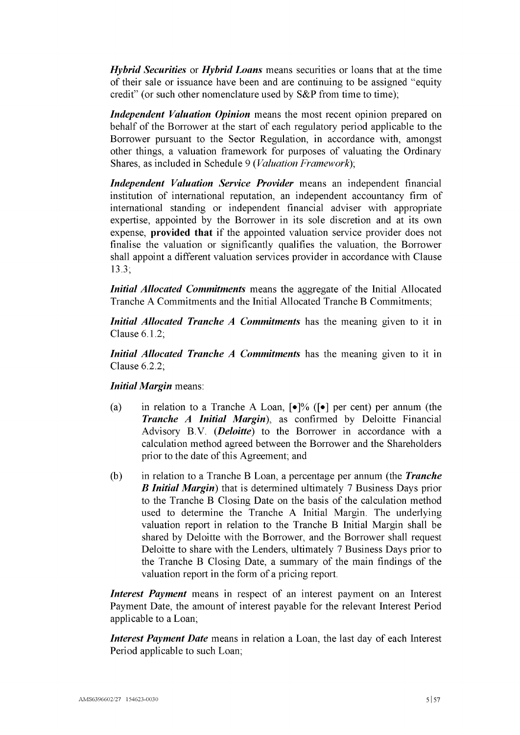***Hybrid Securities*** or ***Hybrid Loans*** means securities or loans that at the time of their sale or issuance have been and are continuing to be assigned "equity credit" (or such other nomenclature used by S&P from time to time);

***Independent Valuation Opinion*** means the most recent opinion prepared on behalf of the Borrower at the start of each regulatory period applicable to the Borrower pursuant to the Sector Regulation, in accordance with, amongst other things, a valuation framework for purposes of valuating the Ordinary Shares, as included in Schedule 9 (*Valuation Framework*);

***Independent Valuation Service Provider*** means an independent financial institution of international reputation, an independent accountancy firm of international standing or independent financial adviser with appropriate expertise, appointed by the Borrower in its sole discretion and at its own expense, **provided that** if the appointed valuation service provider does not finalise the valuation or significantly qualifies the valuation, the Borrower shall appoint a different valuation services provider in accordance with Clause 13.3;

***Initial Allocated Commitments*** means the aggregate of the Initial Allocated Tranche A Commitments and the Initial Allocated Tranche B Commitments;

***Initial Allocated Tranche A Commitments*** has the meaning given to it in Clause 6.1.2;

***Initial Allocated Tranche A Commitments*** has the meaning given to it in Clause 6.2.2;

***Initial Margin*** means:

(a) in relation to a Tranche A Loan, [•]% ([•] per cent) per annum (the ***Tranche A Initial Margin***), as confirmed by Deloitte Financial Advisory B.V. (***Deloitte***) to the Borrower in accordance with a calculation method agreed between the Borrower and the Shareholders prior to the date of this Agreement; and

(b) in relation to a Tranche B Loan, a percentage per annum (the ***Tranche B Initial Margin***) that is determined ultimately 7 Business Days prior to the Tranche B Closing Date on the basis of the calculation method used to determine the Tranche A Initial Margin. The underlying valuation report in relation to the Tranche B Initial Margin shall be shared by Deloitte with the Borrower, and the Borrower shall request Deloitte to share with the Lenders, ultimately 7 Business Days prior to the Tranche B Closing Date, a summary of the main findings of the valuation report in the form of a pricing report.

***Interest Payment*** means in respect of an interest payment on an Interest Payment Date, the amount of interest payable for the relevant Interest Period applicable to a Loan;

***Interest Payment Date*** means in relation a Loan, the last day of each Interest Period applicable to such Loan;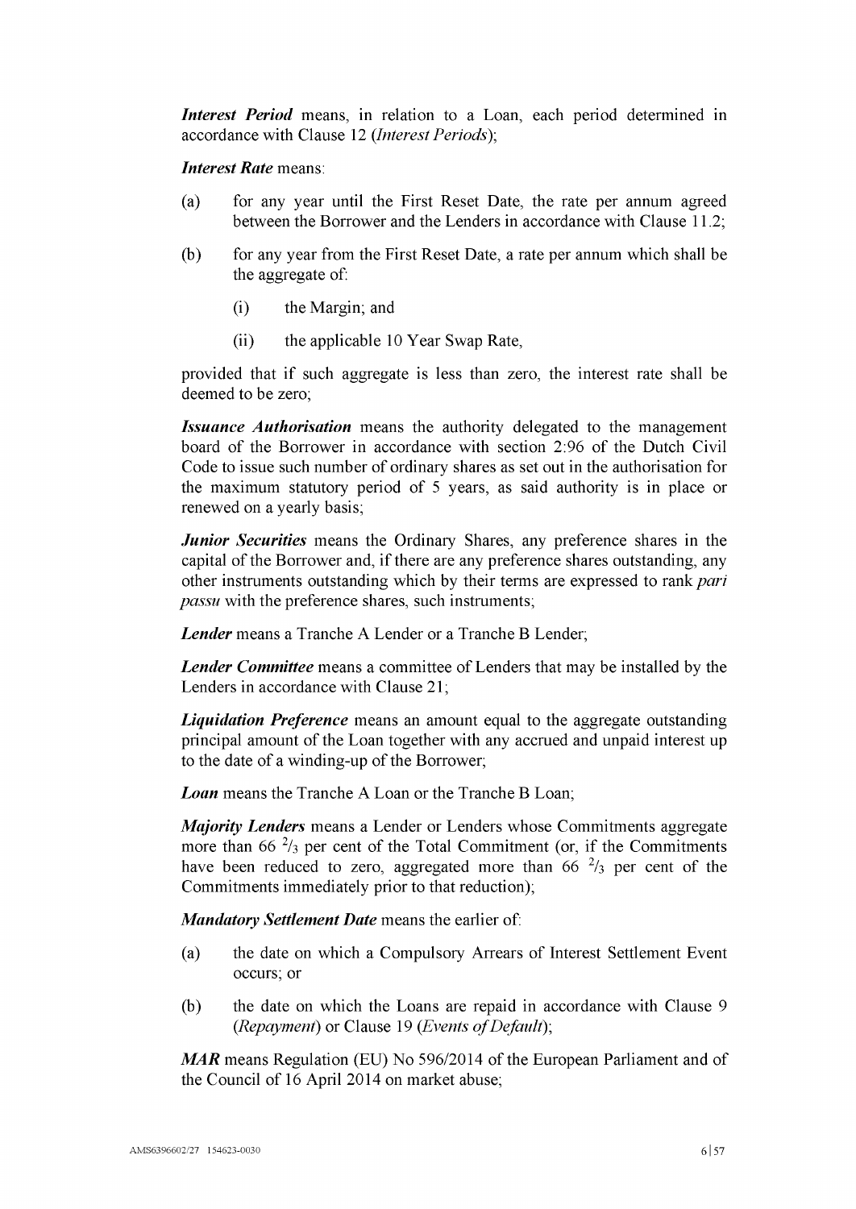***Interest Period*** means, in relation to a Loan, each period determined in accordance with Clause 12 (*Interest Periods*);

***Interest Rate*** means:

(a) for any year until the First Reset Date, the rate per annum agreed between the Borrower and the Lenders in accordance with Clause 11.2;

(b) for any year from the First Reset Date, a rate per annum which shall be the aggregate of:

  (i) the Margin; and

  (ii) the applicable 10 Year Swap Rate,

provided that if such aggregate is less than zero, the interest rate shall be deemed to be zero;

***Issuance Authorisation*** means the authority delegated to the management board of the Borrower in accordance with section 2:96 of the Dutch Civil Code to issue such number of ordinary shares as set out in the authorisation for the maximum statutory period of 5 years, as said authority is in place or renewed on a yearly basis;

***Junior Securities*** means the Ordinary Shares, any preference shares in the capital of the Borrower and, if there are any preference shares outstanding, any other instruments outstanding which by their terms are expressed to rank *pari passu* with the preference shares, such instruments;

***Lender*** means a Tranche A Lender or a Tranche B Lender;

***Lender Committee*** means a committee of Lenders that may be installed by the Lenders in accordance with Clause 21;

***Liquidation Preference*** means an amount equal to the aggregate outstanding principal amount of the Loan together with any accrued and unpaid interest up to the date of a winding-up of the Borrower;

***Loan*** means the Tranche A Loan or the Tranche B Loan;

***Majority Lenders*** means a Lender or Lenders whose Commitments aggregate more than 66 $^{2}/_{3}$ per cent of the Total Commitment (or, if the Commitments have been reduced to zero, aggregated more than 66 $^{2}/_{3}$ per cent of the Commitments immediately prior to that reduction);

***Mandatory Settlement Date*** means the earlier of:

(a) the date on which a Compulsory Arrears of Interest Settlement Event occurs; or

(b) the date on which the Loans are repaid in accordance with Clause 9 (*Repayment*) or Clause 19 (*Events of Default*);

***MAR*** means Regulation (EU) No 596/2014 of the European Parliament and of the Council of 16 April 2014 on market abuse;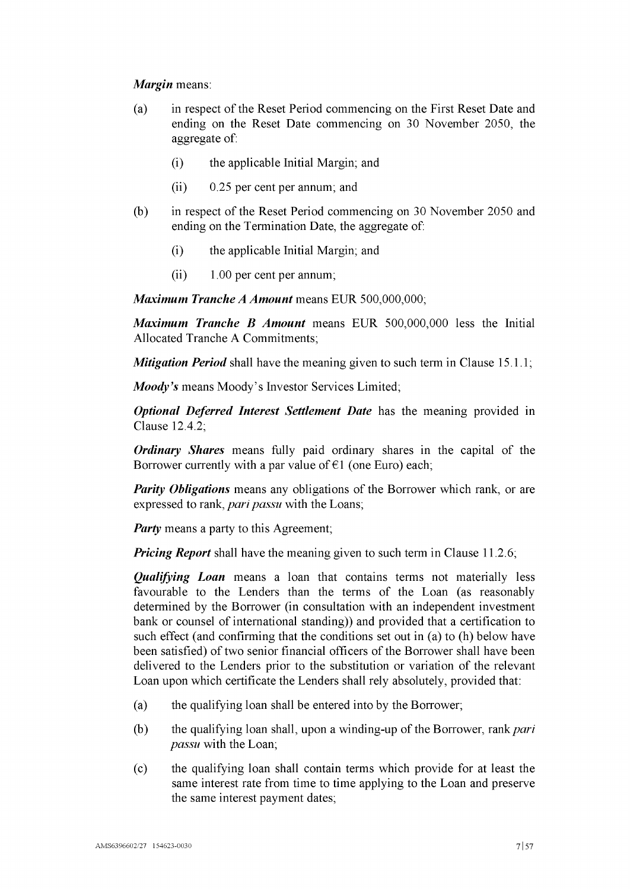***Margin*** means:

(a) in respect of the Reset Period commencing on the First Reset Date and ending on the Reset Date commencing on 30 November 2050, the aggregate of:

 (i) the applicable Initial Margin; and

 (ii) 0.25 per cent per annum; and

(b) in respect of the Reset Period commencing on 30 November 2050 and ending on the Termination Date, the aggregate of:

 (i) the applicable Initial Margin; and

 (ii) 1.00 per cent per annum;

***Maximum Tranche A Amount*** means EUR 500,000,000;

***Maximum Tranche B Amount*** means EUR 500,000,000 less the Initial Allocated Tranche A Commitments;

***Mitigation Period*** shall have the meaning given to such term in Clause 15.1.1;

***Moody's*** means Moody's Investor Services Limited;

***Optional Deferred Interest Settlement Date*** has the meaning provided in Clause 12.4.2;

***Ordinary Shares*** means fully paid ordinary shares in the capital of the Borrower currently with a par value of €1 (one Euro) each;

***Parity Obligations*** means any obligations of the Borrower which rank, or are expressed to rank, *pari passu* with the Loans;

***Party*** means a party to this Agreement;

***Pricing Report*** shall have the meaning given to such term in Clause 11.2.6;

***Qualifying Loan*** means a loan that contains terms not materially less favourable to the Lenders than the terms of the Loan (as reasonably determined by the Borrower (in consultation with an independent investment bank or counsel of international standing)) and provided that a certification to such effect (and confirming that the conditions set out in (a) to (h) below have been satisfied) of two senior financial officers of the Borrower shall have been delivered to the Lenders prior to the substitution or variation of the relevant Loan upon which certificate the Lenders shall rely absolutely, provided that:

(a) the qualifying loan shall be entered into by the Borrower;

(b) the qualifying loan shall, upon a winding-up of the Borrower, rank *pari passu* with the Loan;

(c) the qualifying loan shall contain terms which provide for at least the same interest rate from time to time applying to the Loan and preserve the same interest payment dates;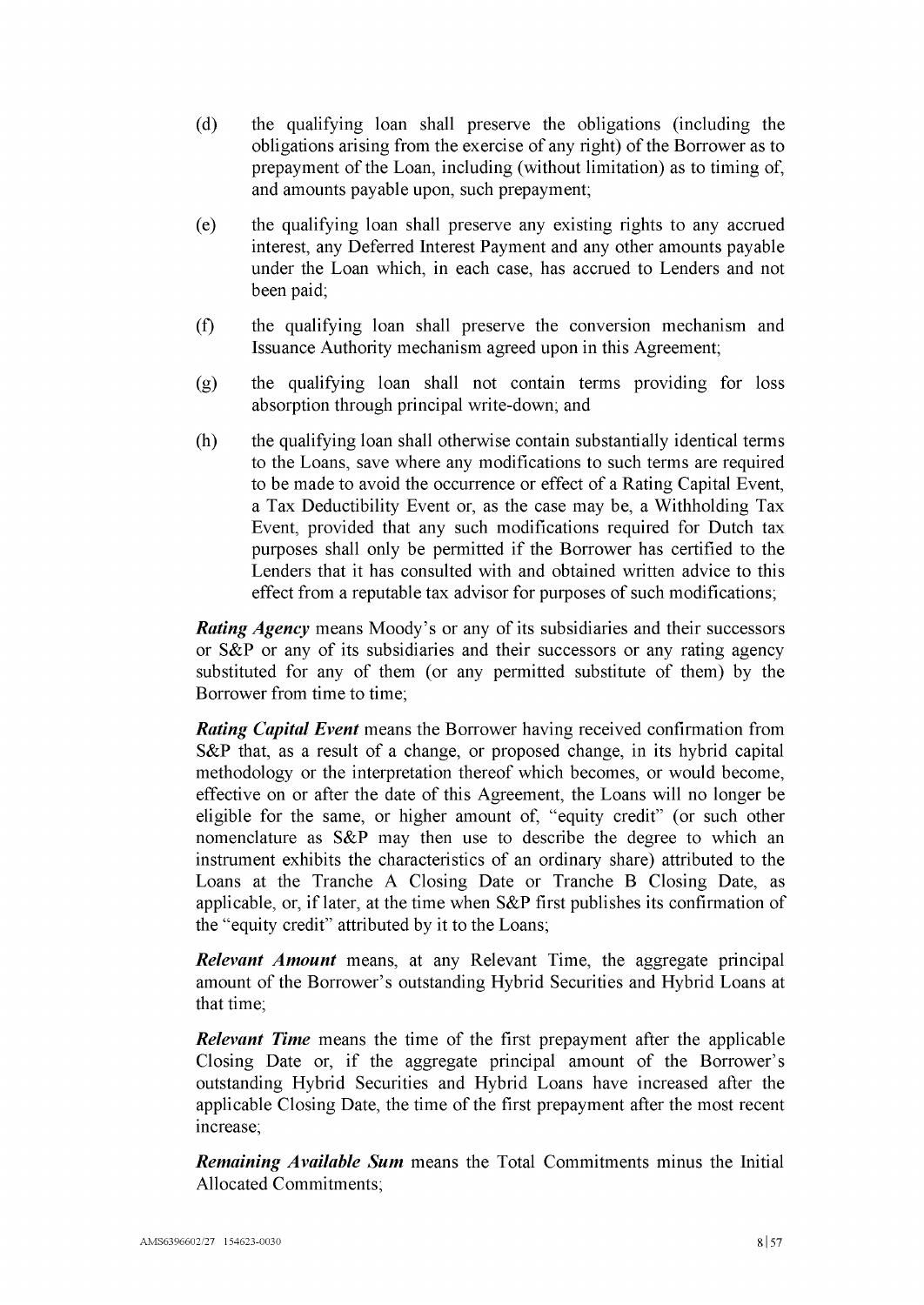(d) the qualifying loan shall preserve the obligations (including the obligations arising from the exercise of any right) of the Borrower as to prepayment of the Loan, including (without limitation) as to timing of, and amounts payable upon, such prepayment;

(e) the qualifying loan shall preserve any existing rights to any accrued interest, any Deferred Interest Payment and any other amounts payable under the Loan which, in each case, has accrued to Lenders and not been paid;

(f) the qualifying loan shall preserve the conversion mechanism and Issuance Authority mechanism agreed upon in this Agreement;

(g) the qualifying loan shall not contain terms providing for loss absorption through principal write-down; and

(h) the qualifying loan shall otherwise contain substantially identical terms to the Loans, save where any modifications to such terms are required to be made to avoid the occurrence or effect of a Rating Capital Event, a Tax Deductibility Event or, as the case may be, a Withholding Tax Event, provided that any such modifications required for Dutch tax purposes shall only be permitted if the Borrower has certified to the Lenders that it has consulted with and obtained written advice to this effect from a reputable tax advisor for purposes of such modifications;

***Rating Agency*** means Moody's or any of its subsidiaries and their successors or S&P or any of its subsidiaries and their successors or any rating agency substituted for any of them (or any permitted substitute of them) by the Borrower from time to time;

***Rating Capital Event*** means the Borrower having received confirmation from S&P that, as a result of a change, or proposed change, in its hybrid capital methodology or the interpretation thereof which becomes, or would become, effective on or after the date of this Agreement, the Loans will no longer be eligible for the same, or higher amount of, "equity credit" (or such other nomenclature as S&P may then use to describe the degree to which an instrument exhibits the characteristics of an ordinary share) attributed to the Loans at the Tranche A Closing Date or Tranche B Closing Date, as applicable, or, if later, at the time when S&P first publishes its confirmation of the "equity credit" attributed by it to the Loans;

***Relevant Amount*** means, at any Relevant Time, the aggregate principal amount of the Borrower's outstanding Hybrid Securities and Hybrid Loans at that time;

***Relevant Time*** means the time of the first prepayment after the applicable Closing Date or, if the aggregate principal amount of the Borrower's outstanding Hybrid Securities and Hybrid Loans have increased after the applicable Closing Date, the time of the first prepayment after the most recent increase;

***Remaining Available Sum*** means the Total Commitments minus the Initial Allocated Commitments;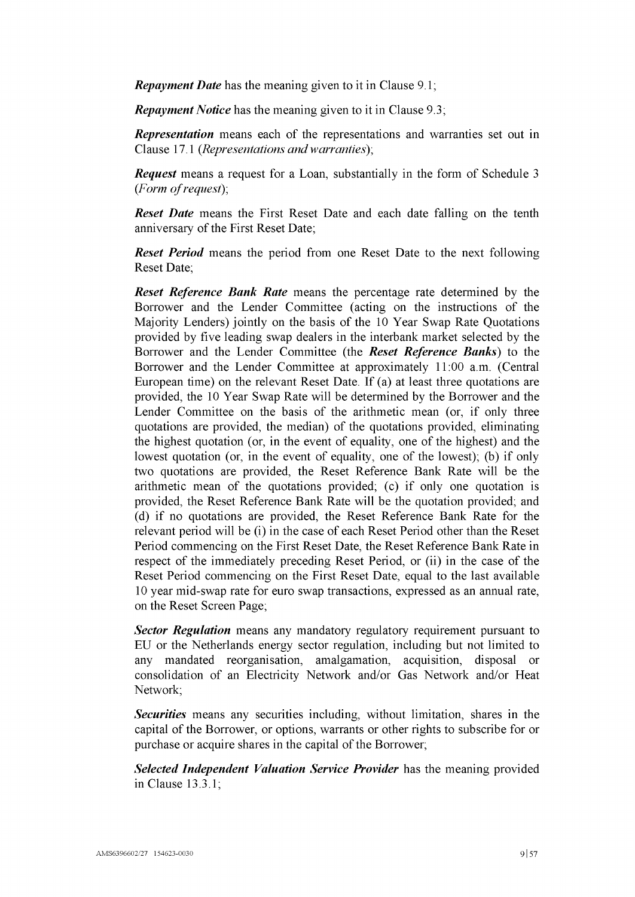***Repayment Date*** has the meaning given to it in Clause 9.1;

***Repayment Notice*** has the meaning given to it in Clause 9.3;

***Representation*** means each of the representations and warranties set out in Clause 17.1 (*Representations and warranties*);

***Request*** means a request for a Loan, substantially in the form of Schedule 3 (*Form of request*);

***Reset Date*** means the First Reset Date and each date falling on the tenth anniversary of the First Reset Date;

***Reset Period*** means the period from one Reset Date to the next following Reset Date;

***Reset Reference Bank Rate*** means the percentage rate determined by the Borrower and the Lender Committee (acting on the instructions of the Majority Lenders) jointly on the basis of the 10 Year Swap Rate Quotations provided by five leading swap dealers in the interbank market selected by the Borrower and the Lender Committee (the ***Reset Reference Banks***) to the Borrower and the Lender Committee at approximately 11:00 a.m. (Central European time) on the relevant Reset Date. If (a) at least three quotations are provided, the 10 Year Swap Rate will be determined by the Borrower and the Lender Committee on the basis of the arithmetic mean (or, if only three quotations are provided, the median) of the quotations provided, eliminating the highest quotation (or, in the event of equality, one of the highest) and the lowest quotation (or, in the event of equality, one of the lowest); (b) if only two quotations are provided, the Reset Reference Bank Rate will be the arithmetic mean of the quotations provided; (c) if only one quotation is provided, the Reset Reference Bank Rate will be the quotation provided; and (d) if no quotations are provided, the Reset Reference Bank Rate for the relevant period will be (i) in the case of each Reset Period other than the Reset Period commencing on the First Reset Date, the Reset Reference Bank Rate in respect of the immediately preceding Reset Period, or (ii) in the case of the Reset Period commencing on the First Reset Date, equal to the last available 10 year mid-swap rate for euro swap transactions, expressed as an annual rate, on the Reset Screen Page;

***Sector Regulation*** means any mandatory regulatory requirement pursuant to EU or the Netherlands energy sector regulation, including but not limited to any mandated reorganisation, amalgamation, acquisition, disposal or consolidation of an Electricity Network and/or Gas Network and/or Heat Network;

***Securities*** means any securities including, without limitation, shares in the capital of the Borrower, or options, warrants or other rights to subscribe for or purchase or acquire shares in the capital of the Borrower;

***Selected Independent Valuation Service Provider*** has the meaning provided in Clause 13.3.1;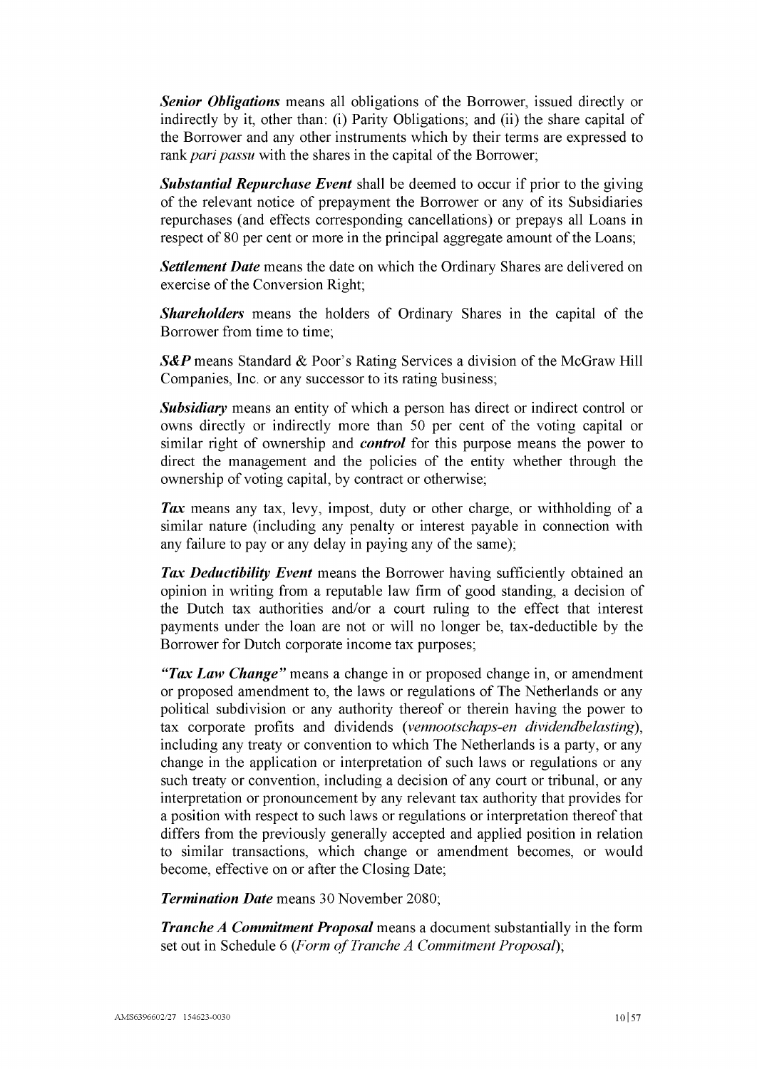***Senior Obligations*** means all obligations of the Borrower, issued directly or indirectly by it, other than: (i) Parity Obligations; and (ii) the share capital of the Borrower and any other instruments which by their terms are expressed to rank *pari passu* with the shares in the capital of the Borrower;

***Substantial Repurchase Event*** shall be deemed to occur if prior to the giving of the relevant notice of prepayment the Borrower or any of its Subsidiaries repurchases (and effects corresponding cancellations) or prepays all Loans in respect of 80 per cent or more in the principal aggregate amount of the Loans;

***Settlement Date*** means the date on which the Ordinary Shares are delivered on exercise of the Conversion Right;

***Shareholders*** means the holders of Ordinary Shares in the capital of the Borrower from time to time;

***S&P*** means Standard & Poor's Rating Services a division of the McGraw Hill Companies, Inc. or any successor to its rating business;

***Subsidiary*** means an entity of which a person has direct or indirect control or owns directly or indirectly more than 50 per cent of the voting capital or similar right of ownership and ***control*** for this purpose means the power to direct the management and the policies of the entity whether through the ownership of voting capital, by contract or otherwise;

***Tax*** means any tax, levy, impost, duty or other charge, or withholding of a similar nature (including any penalty or interest payable in connection with any failure to pay or any delay in paying any of the same);

***Tax Deductibility Event*** means the Borrower having sufficiently obtained an opinion in writing from a reputable law firm of good standing, a decision of the Dutch tax authorities and/or a court ruling to the effect that interest payments under the loan are not or will no longer be, tax-deductible by the Borrower for Dutch corporate income tax purposes;

***"Tax Law Change"*** means a change in or proposed change in, or amendment or proposed amendment to, the laws or regulations of The Netherlands or any political subdivision or any authority thereof or therein having the power to tax corporate profits and dividends (*vennootschaps-en dividendbelasting*), including any treaty or convention to which The Netherlands is a party, or any change in the application or interpretation of such laws or regulations or any such treaty or convention, including a decision of any court or tribunal, or any interpretation or pronouncement by any relevant tax authority that provides for a position with respect to such laws or regulations or interpretation thereof that differs from the previously generally accepted and applied position in relation to similar transactions, which change or amendment becomes, or would become, effective on or after the Closing Date;

***Termination Date*** means 30 November 2080;

***Tranche A Commitment Proposal*** means a document substantially in the form set out in Schedule 6 (*Form of Tranche A Commitment Proposal*);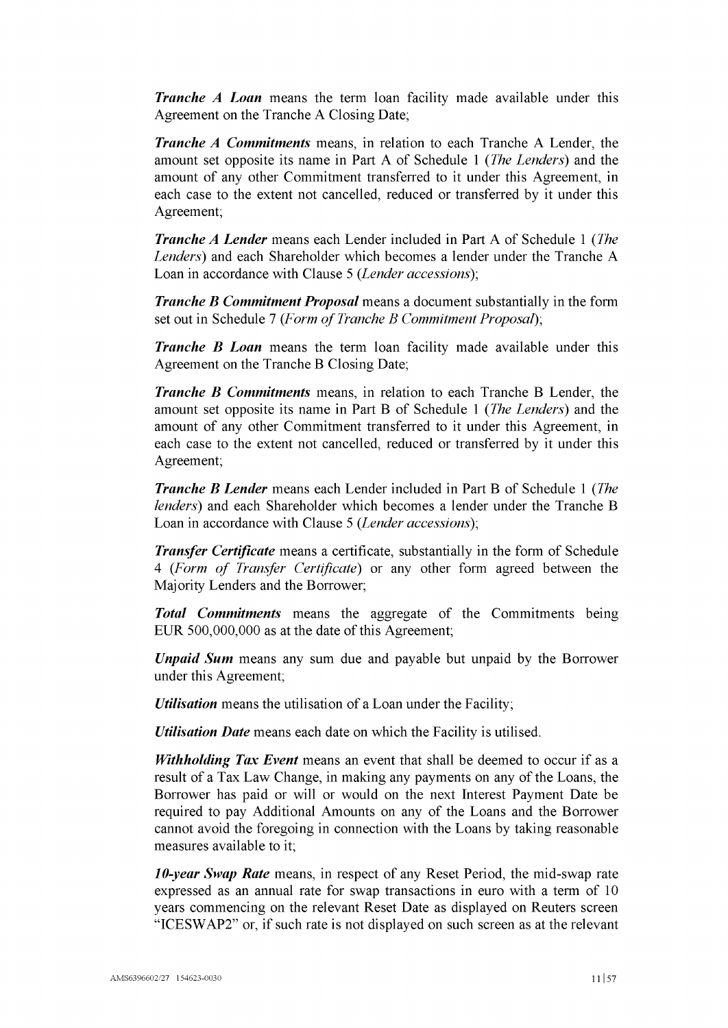***Tranche A Loan*** means the term loan facility made available under this Agreement on the Tranche A Closing Date;

***Tranche A Commitments*** means, in relation to each Tranche A Lender, the amount set opposite its name in Part A of Schedule 1 (*The Lenders*) and the amount of any other Commitment transferred to it under this Agreement, in each case to the extent not cancelled, reduced or transferred by it under this Agreement;

***Tranche A Lender*** means each Lender included in Part A of Schedule 1 (*The Lenders*) and each Shareholder which becomes a lender under the Tranche A Loan in accordance with Clause 5 (*Lender accessions*);

***Tranche B Commitment Proposal*** means a document substantially in the form set out in Schedule 7 (*Form of Tranche B Commitment Proposal*);

***Tranche B Loan*** means the term loan facility made available under this Agreement on the Tranche B Closing Date;

***Tranche B Commitments*** means, in relation to each Tranche B Lender, the amount set opposite its name in Part B of Schedule 1 (*The Lenders*) and the amount of any other Commitment transferred to it under this Agreement, in each case to the extent not cancelled, reduced or transferred by it under this Agreement;

***Tranche B Lender*** means each Lender included in Part B of Schedule 1 (*The lenders*) and each Shareholder which becomes a lender under the Tranche B Loan in accordance with Clause 5 (*Lender accessions*);

***Transfer Certificate*** means a certificate, substantially in the form of Schedule 4 (*Form of Transfer Certificate*) or any other form agreed between the Majority Lenders and the Borrower;

***Total Commitments*** means the aggregate of the Commitments being EUR 500,000,000 as at the date of this Agreement;

***Unpaid Sum*** means any sum due and payable but unpaid by the Borrower under this Agreement;

***Utilisation*** means the utilisation of a Loan under the Facility;

***Utilisation Date*** means each date on which the Facility is utilised.

***Withholding Tax Event*** means an event that shall be deemed to occur if as a result of a Tax Law Change, in making any payments on any of the Loans, the Borrower has paid or will or would on the next Interest Payment Date be required to pay Additional Amounts on any of the Loans and the Borrower cannot avoid the foregoing in connection with the Loans by taking reasonable measures available to it;

***10-year Swap Rate*** means, in respect of any Reset Period, the mid-swap rate expressed as an annual rate for swap transactions in euro with a term of 10 years commencing on the relevant Reset Date as displayed on Reuters screen "ICESWAP2" or, if such rate is not displayed on such screen as at the relevant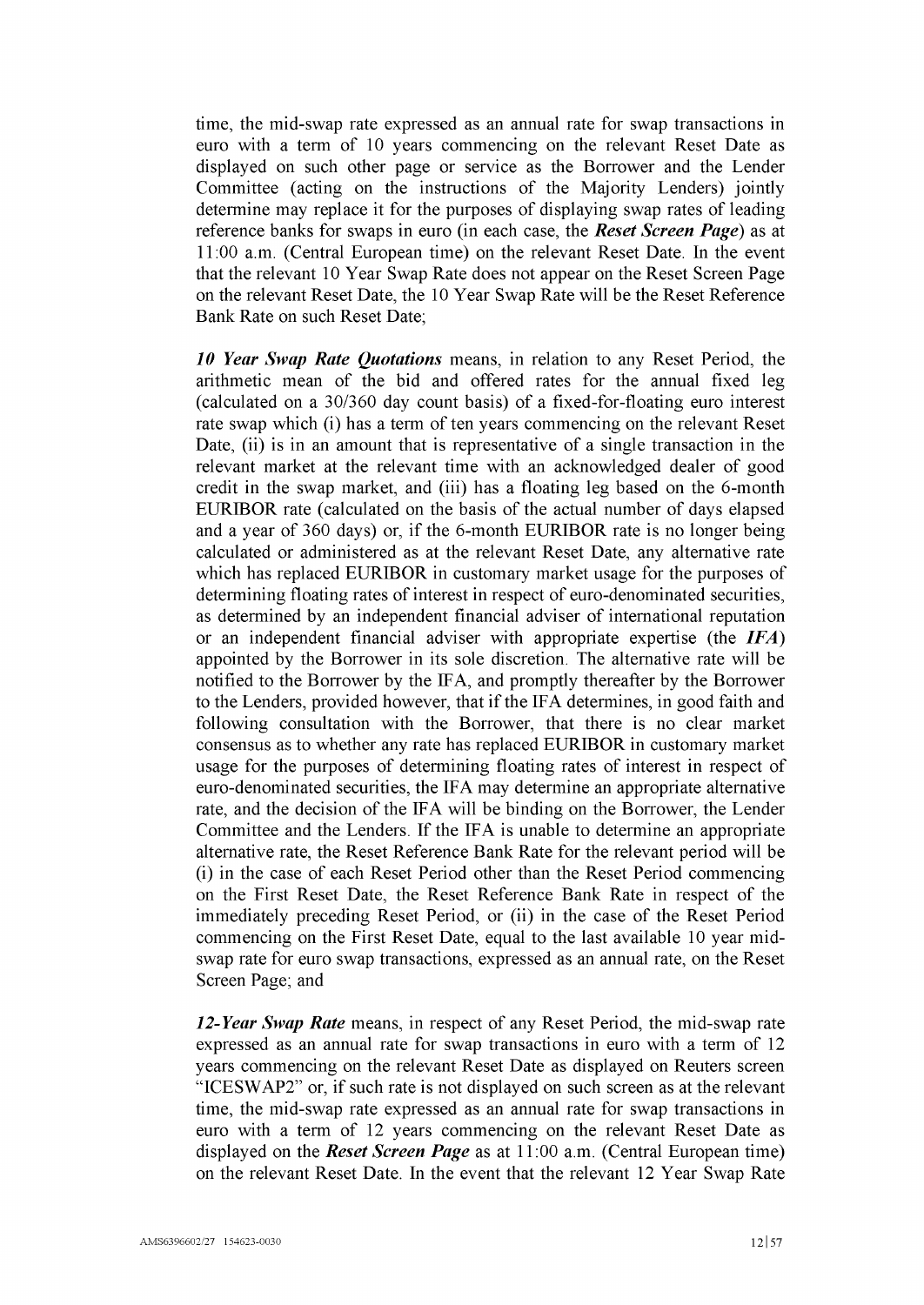time, the mid-swap rate expressed as an annual rate for swap transactions in euro with a term of 10 years commencing on the relevant Reset Date as displayed on such other page or service as the Borrower and the Lender Committee (acting on the instructions of the Majority Lenders) jointly determine may replace it for the purposes of displaying swap rates of leading reference banks for swaps in euro (in each case, the ***Reset Screen Page***) as at 11:00 a.m. (Central European time) on the relevant Reset Date. In the event that the relevant 10 Year Swap Rate does not appear on the Reset Screen Page on the relevant Reset Date, the 10 Year Swap Rate will be the Reset Reference Bank Rate on such Reset Date;

***10 Year Swap Rate Quotations*** means, in relation to any Reset Period, the arithmetic mean of the bid and offered rates for the annual fixed leg (calculated on a 30/360 day count basis) of a fixed-for-floating euro interest rate swap which (i) has a term of ten years commencing on the relevant Reset Date, (ii) is in an amount that is representative of a single transaction in the relevant market at the relevant time with an acknowledged dealer of good credit in the swap market, and (iii) has a floating leg based on the 6-month EURIBOR rate (calculated on the basis of the actual number of days elapsed and a year of 360 days) or, if the 6-month EURIBOR rate is no longer being calculated or administered as at the relevant Reset Date, any alternative rate which has replaced EURIBOR in customary market usage for the purposes of determining floating rates of interest in respect of euro-denominated securities, as determined by an independent financial adviser of international reputation or an independent financial adviser with appropriate expertise (the ***IFA***) appointed by the Borrower in its sole discretion. The alternative rate will be notified to the Borrower by the IFA, and promptly thereafter by the Borrower to the Lenders, provided however, that if the IFA determines, in good faith and following consultation with the Borrower, that there is no clear market consensus as to whether any rate has replaced EURIBOR in customary market usage for the purposes of determining floating rates of interest in respect of euro-denominated securities, the IFA may determine an appropriate alternative rate, and the decision of the IFA will be binding on the Borrower, the Lender Committee and the Lenders. If the IFA is unable to determine an appropriate alternative rate, the Reset Reference Bank Rate for the relevant period will be (i) in the case of each Reset Period other than the Reset Period commencing on the First Reset Date, the Reset Reference Bank Rate in respect of the immediately preceding Reset Period, or (ii) in the case of the Reset Period commencing on the First Reset Date, equal to the last available 10 year mid-swap rate for euro swap transactions, expressed as an annual rate, on the Reset Screen Page; and

***12-Year Swap Rate*** means, in respect of any Reset Period, the mid-swap rate expressed as an annual rate for swap transactions in euro with a term of 12 years commencing on the relevant Reset Date as displayed on Reuters screen "ICESWAP2" or, if such rate is not displayed on such screen as at the relevant time, the mid-swap rate expressed as an annual rate for swap transactions in euro with a term of 12 years commencing on the relevant Reset Date as displayed on the ***Reset Screen Page*** as at 11:00 a.m. (Central European time) on the relevant Reset Date. In the event that the relevant 12 Year Swap Rate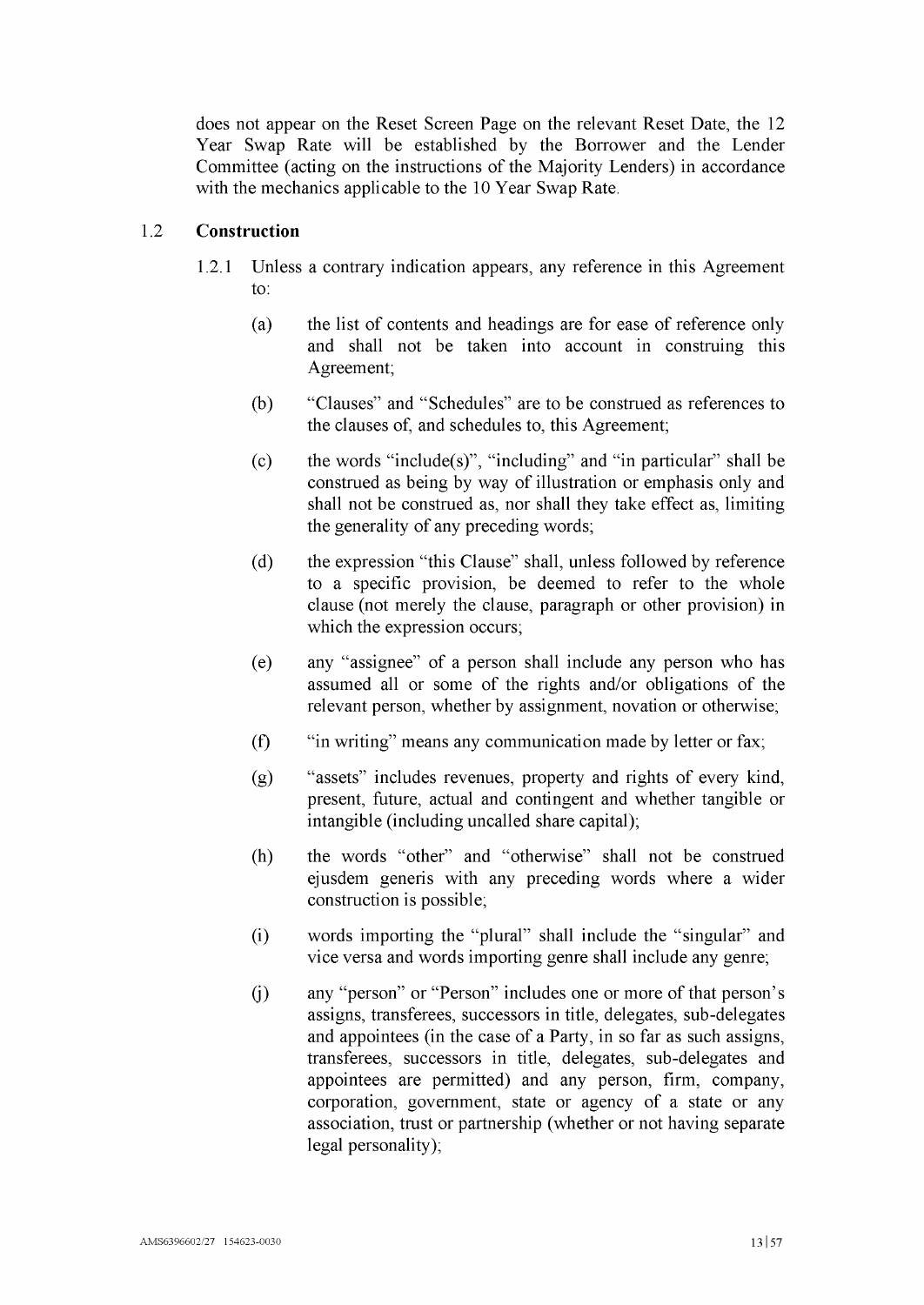does not appear on the Reset Screen Page on the relevant Reset Date, the 12 Year Swap Rate will be established by the Borrower and the Lender Committee (acting on the instructions of the Majority Lenders) in accordance with the mechanics applicable to the 10 Year Swap Rate.

1.2 **Construction**

1.2.1 Unless a contrary indication appears, any reference in this Agreement to:

(a) the list of contents and headings are for ease of reference only and shall not be taken into account in construing this Agreement;

(b) "Clauses" and "Schedules" are to be construed as references to the clauses of, and schedules to, this Agreement;

(c) the words "include(s)", "including" and "in particular" shall be construed as being by way of illustration or emphasis only and shall not be construed as, nor shall they take effect as, limiting the generality of any preceding words;

(d) the expression "this Clause" shall, unless followed by reference to a specific provision, be deemed to refer to the whole clause (not merely the clause, paragraph or other provision) in which the expression occurs;

(e) any "assignee" of a person shall include any person who has assumed all or some of the rights and/or obligations of the relevant person, whether by assignment, novation or otherwise;

(f) "in writing" means any communication made by letter or fax;

(g) "assets" includes revenues, property and rights of every kind, present, future, actual and contingent and whether tangible or intangible (including uncalled share capital);

(h) the words "other" and "otherwise" shall not be construed ejusdem generis with any preceding words where a wider construction is possible;

(i) words importing the "plural" shall include the "singular" and vice versa and words importing genre shall include any genre;

(j) any "person" or "Person" includes one or more of that person's assigns, transferees, successors in title, delegates, sub-delegates and appointees (in the case of a Party, in so far as such assigns, transferees, successors in title, delegates, sub-delegates and appointees are permitted) and any person, firm, company, corporation, government, state or agency of a state or any association, trust or partnership (whether or not having separate legal personality);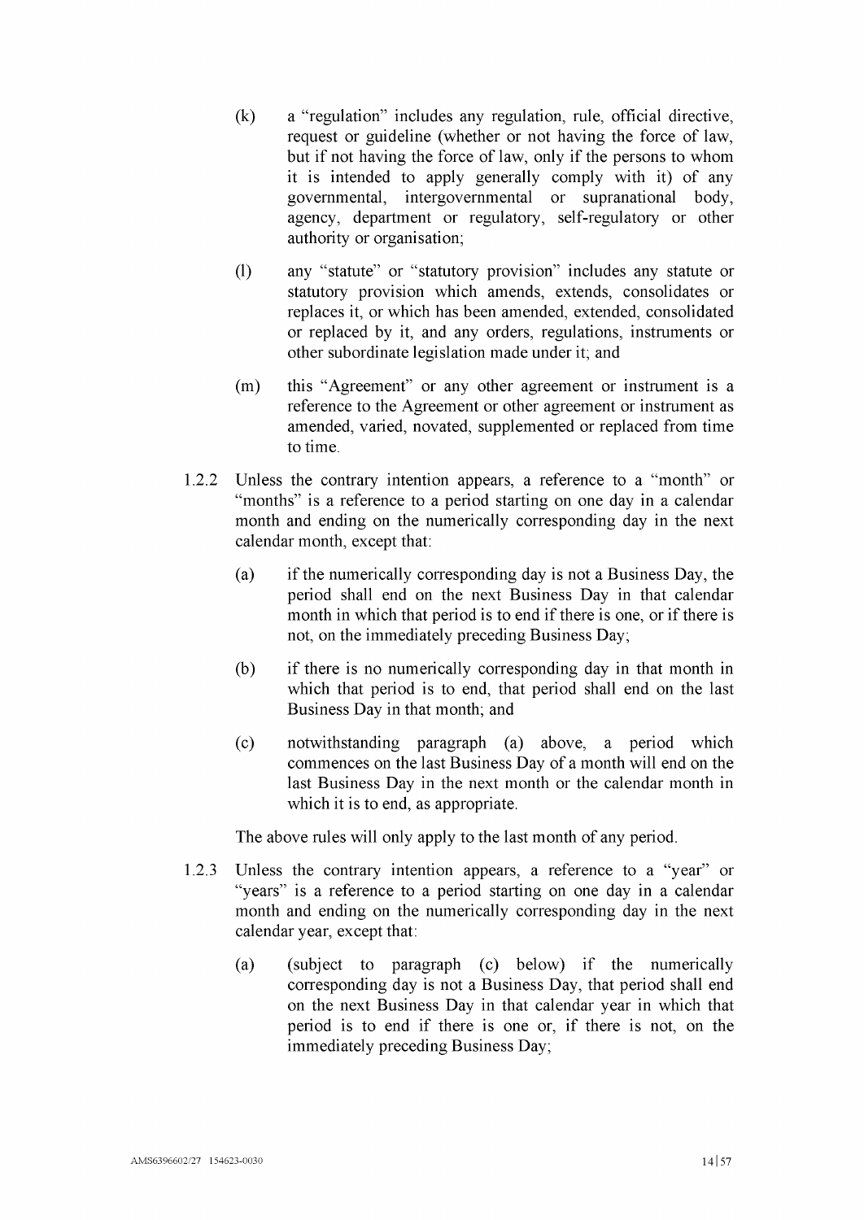(k) a "regulation" includes any regulation, rule, official directive, request or guideline (whether or not having the force of law, but if not having the force of law, only if the persons to whom it is intended to apply generally comply with it) of any governmental, intergovernmental or supranational body, agency, department or regulatory, self-regulatory or other authority or organisation;

(l) any "statute" or "statutory provision" includes any statute or statutory provision which amends, extends, consolidates or replaces it, or which has been amended, extended, consolidated or replaced by it, and any orders, regulations, instruments or other subordinate legislation made under it; and

(m) this "Agreement" or any other agreement or instrument is a reference to the Agreement or other agreement or instrument as amended, varied, novated, supplemented or replaced from time to time.

1.2.2 Unless the contrary intention appears, a reference to a "month" or "months" is a reference to a period starting on one day in a calendar month and ending on the numerically corresponding day in the next calendar month, except that:

(a) if the numerically corresponding day is not a Business Day, the period shall end on the next Business Day in that calendar month in which that period is to end if there is one, or if there is not, on the immediately preceding Business Day;

(b) if there is no numerically corresponding day in that month in which that period is to end, that period shall end on the last Business Day in that month; and

(c) notwithstanding paragraph (a) above, a period which commences on the last Business Day of a month will end on the last Business Day in the next month or the calendar month in which it is to end, as appropriate.

The above rules will only apply to the last month of any period.

1.2.3 Unless the contrary intention appears, a reference to a "year" or "years" is a reference to a period starting on one day in a calendar month and ending on the numerically corresponding day in the next calendar year, except that:

(a) (subject to paragraph (c) below) if the numerically corresponding day is not a Business Day, that period shall end on the next Business Day in that calendar year in which that period is to end if there is one or, if there is not, on the immediately preceding Business Day;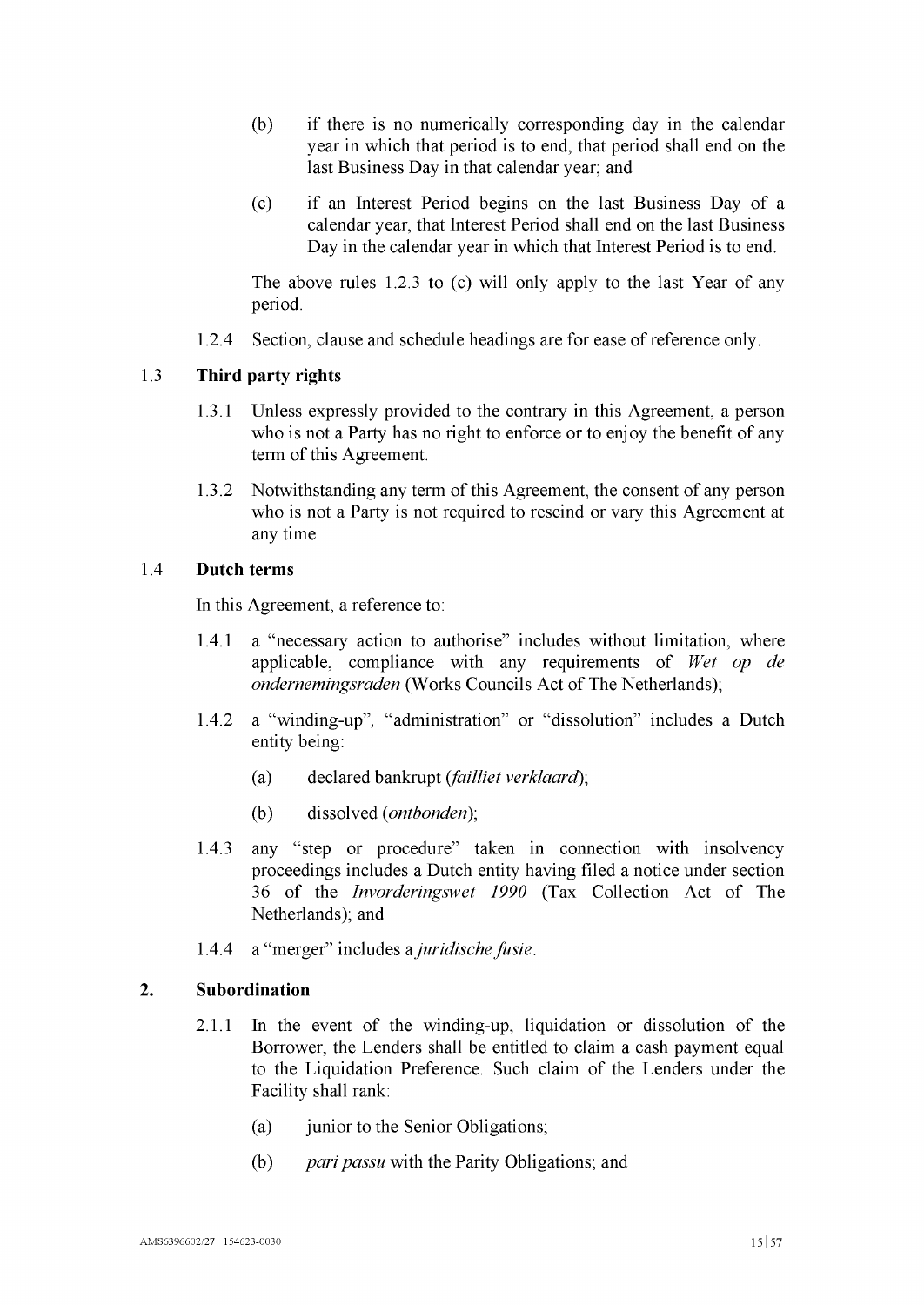(b) if there is no numerically corresponding day in the calendar year in which that period is to end, that period shall end on the last Business Day in that calendar year; and

(c) if an Interest Period begins on the last Business Day of a calendar year, that Interest Period shall end on the last Business Day in the calendar year in which that Interest Period is to end.

The above rules 1.2.3 to (c) will only apply to the last Year of any period.

1.2.4 Section, clause and schedule headings are for ease of reference only.

### 1.3 Third party rights

1.3.1 Unless expressly provided to the contrary in this Agreement, a person who is not a Party has no right to enforce or to enjoy the benefit of any term of this Agreement.

1.3.2 Notwithstanding any term of this Agreement, the consent of any person who is not a Party is not required to rescind or vary this Agreement at any time.

### 1.4 Dutch terms

In this Agreement, a reference to:

1.4.1 a "necessary action to authorise" includes without limitation, where applicable, compliance with any requirements of *Wet op de ondernemingsraden* (Works Councils Act of The Netherlands);

1.4.2 a "winding-up", "administration" or "dissolution" includes a Dutch entity being:

(a) declared bankrupt (*failliet verklaard*);

(b) dissolved (*ontbonden*);

1.4.3 any "step or procedure" taken in connection with insolvency proceedings includes a Dutch entity having filed a notice under section 36 of the *Invorderingswet 1990* (Tax Collection Act of The Netherlands); and

1.4.4 a "merger" includes a *juridische fusie*.

## 2. Subordination

2.1.1 In the event of the winding-up, liquidation or dissolution of the Borrower, the Lenders shall be entitled to claim a cash payment equal to the Liquidation Preference. Such claim of the Lenders under the Facility shall rank:

(a) junior to the Senior Obligations;

(b) *pari passu* with the Parity Obligations; and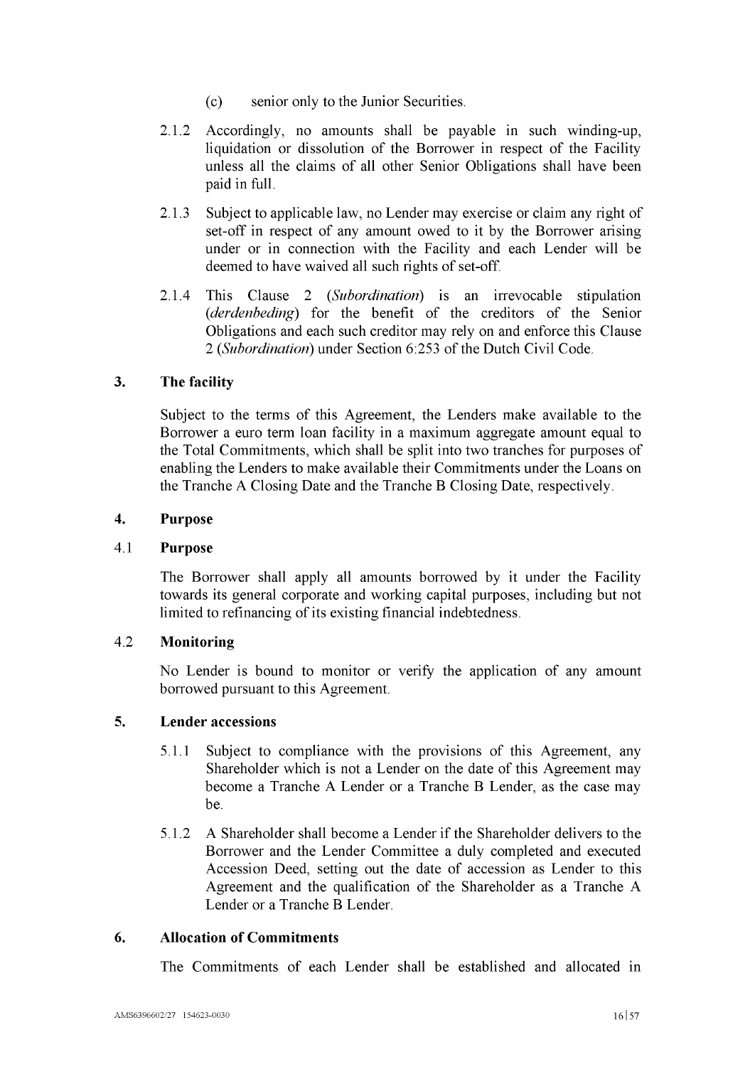(c) senior only to the Junior Securities.

2.1.2 Accordingly, no amounts shall be payable in such winding-up, liquidation or dissolution of the Borrower in respect of the Facility unless all the claims of all other Senior Obligations shall have been paid in full.

2.1.3 Subject to applicable law, no Lender may exercise or claim any right of set-off in respect of any amount owed to it by the Borrower arising under or in connection with the Facility and each Lender will be deemed to have waived all such rights of set-off.

2.1.4 This Clause 2 (*Subordination*) is an irrevocable stipulation (*derdenbeding*) for the benefit of the creditors of the Senior Obligations and each such creditor may rely on and enforce this Clause 2 (*Subordination*) under Section 6:253 of the Dutch Civil Code.

## 3. The facility

Subject to the terms of this Agreement, the Lenders make available to the Borrower a euro term loan facility in a maximum aggregate amount equal to the Total Commitments, which shall be split into two tranches for purposes of enabling the Lenders to make available their Commitments under the Loans on the Tranche A Closing Date and the Tranche B Closing Date, respectively.

## 4. Purpose

### 4.1 Purpose

The Borrower shall apply all amounts borrowed by it under the Facility towards its general corporate and working capital purposes, including but not limited to refinancing of its existing financial indebtedness.

### 4.2 Monitoring

No Lender is bound to monitor or verify the application of any amount borrowed pursuant to this Agreement.

## 5. Lender accessions

5.1.1 Subject to compliance with the provisions of this Agreement, any Shareholder which is not a Lender on the date of this Agreement may become a Tranche A Lender or a Tranche B Lender, as the case may be.

5.1.2 A Shareholder shall become a Lender if the Shareholder delivers to the Borrower and the Lender Committee a duly completed and executed Accession Deed, setting out the date of accession as Lender to this Agreement and the qualification of the Shareholder as a Tranche A Lender or a Tranche B Lender.

## 6. Allocation of Commitments

The Commitments of each Lender shall be established and allocated in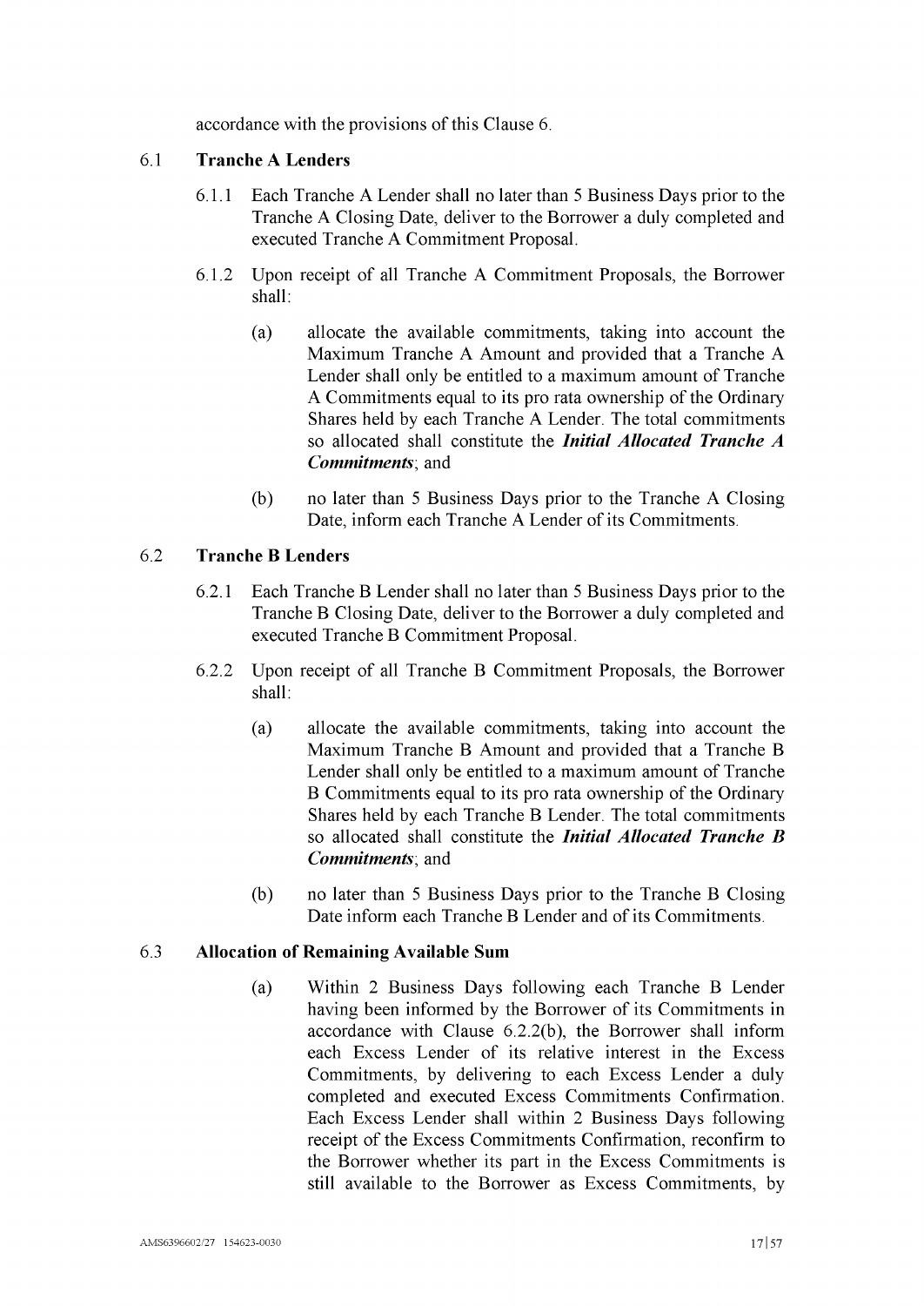accordance with the provisions of this Clause 6.

## 6.1 Tranche A Lenders

6.1.1 Each Tranche A Lender shall no later than 5 Business Days prior to the Tranche A Closing Date, deliver to the Borrower a duly completed and executed Tranche A Commitment Proposal.

6.1.2 Upon receipt of all Tranche A Commitment Proposals, the Borrower shall:

(a) allocate the available commitments, taking into account the Maximum Tranche A Amount and provided that a Tranche A Lender shall only be entitled to a maximum amount of Tranche A Commitments equal to its pro rata ownership of the Ordinary Shares held by each Tranche A Lender. The total commitments so allocated shall constitute the ***Initial Allocated Tranche A Commitments***; and

(b) no later than 5 Business Days prior to the Tranche A Closing Date, inform each Tranche A Lender of its Commitments.

## 6.2 Tranche B Lenders

6.2.1 Each Tranche B Lender shall no later than 5 Business Days prior to the Tranche B Closing Date, deliver to the Borrower a duly completed and executed Tranche B Commitment Proposal.

6.2.2 Upon receipt of all Tranche B Commitment Proposals, the Borrower shall:

(a) allocate the available commitments, taking into account the Maximum Tranche B Amount and provided that a Tranche B Lender shall only be entitled to a maximum amount of Tranche B Commitments equal to its pro rata ownership of the Ordinary Shares held by each Tranche B Lender. The total commitments so allocated shall constitute the ***Initial Allocated Tranche B Commitments***; and

(b) no later than 5 Business Days prior to the Tranche B Closing Date inform each Tranche B Lender and of its Commitments.

## 6.3 Allocation of Remaining Available Sum

(a) Within 2 Business Days following each Tranche B Lender having been informed by the Borrower of its Commitments in accordance with Clause 6.2.2(b), the Borrower shall inform each Excess Lender of its relative interest in the Excess Commitments, by delivering to each Excess Lender a duly completed and executed Excess Commitments Confirmation. Each Excess Lender shall within 2 Business Days following receipt of the Excess Commitments Confirmation, reconfirm to the Borrower whether its part in the Excess Commitments is still available to the Borrower as Excess Commitments, by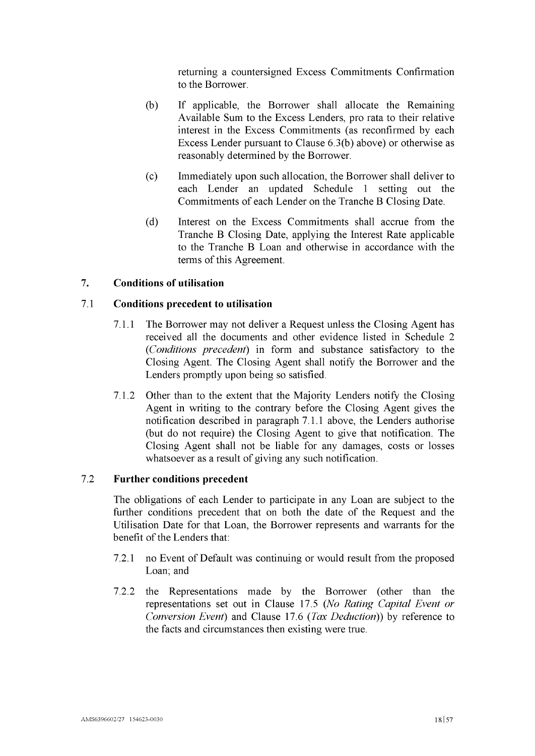returning a countersigned Excess Commitments Confirmation to the Borrower.

(b) If applicable, the Borrower shall allocate the Remaining Available Sum to the Excess Lenders, pro rata to their relative interest in the Excess Commitments (as reconfirmed by each Excess Lender pursuant to Clause 6.3(b) above) or otherwise as reasonably determined by the Borrower.

(c) Immediately upon such allocation, the Borrower shall deliver to each Lender an updated Schedule 1 setting out the Commitments of each Lender on the Tranche B Closing Date.

(d) Interest on the Excess Commitments shall accrue from the Tranche B Closing Date, applying the Interest Rate applicable to the Tranche B Loan and otherwise in accordance with the terms of this Agreement.

## 7. Conditions of utilisation

### 7.1 Conditions precedent to utilisation

7.1.1 The Borrower may not deliver a Request unless the Closing Agent has received all the documents and other evidence listed in Schedule 2 (*Conditions precedent*) in form and substance satisfactory to the Closing Agent. The Closing Agent shall notify the Borrower and the Lenders promptly upon being so satisfied.

7.1.2 Other than to the extent that the Majority Lenders notify the Closing Agent in writing to the contrary before the Closing Agent gives the notification described in paragraph 7.1.1 above, the Lenders authorise (but do not require) the Closing Agent to give that notification. The Closing Agent shall not be liable for any damages, costs or losses whatsoever as a result of giving any such notification.

### 7.2 Further conditions precedent

The obligations of each Lender to participate in any Loan are subject to the further conditions precedent that on both the date of the Request and the Utilisation Date for that Loan, the Borrower represents and warrants for the benefit of the Lenders that:

7.2.1 no Event of Default was continuing or would result from the proposed Loan; and

7.2.2 the Representations made by the Borrower (other than the representations set out in Clause 17.5 (*No Rating Capital Event or Conversion Event*) and Clause 17.6 (*Tax Deduction*)) by reference to the facts and circumstances then existing were true.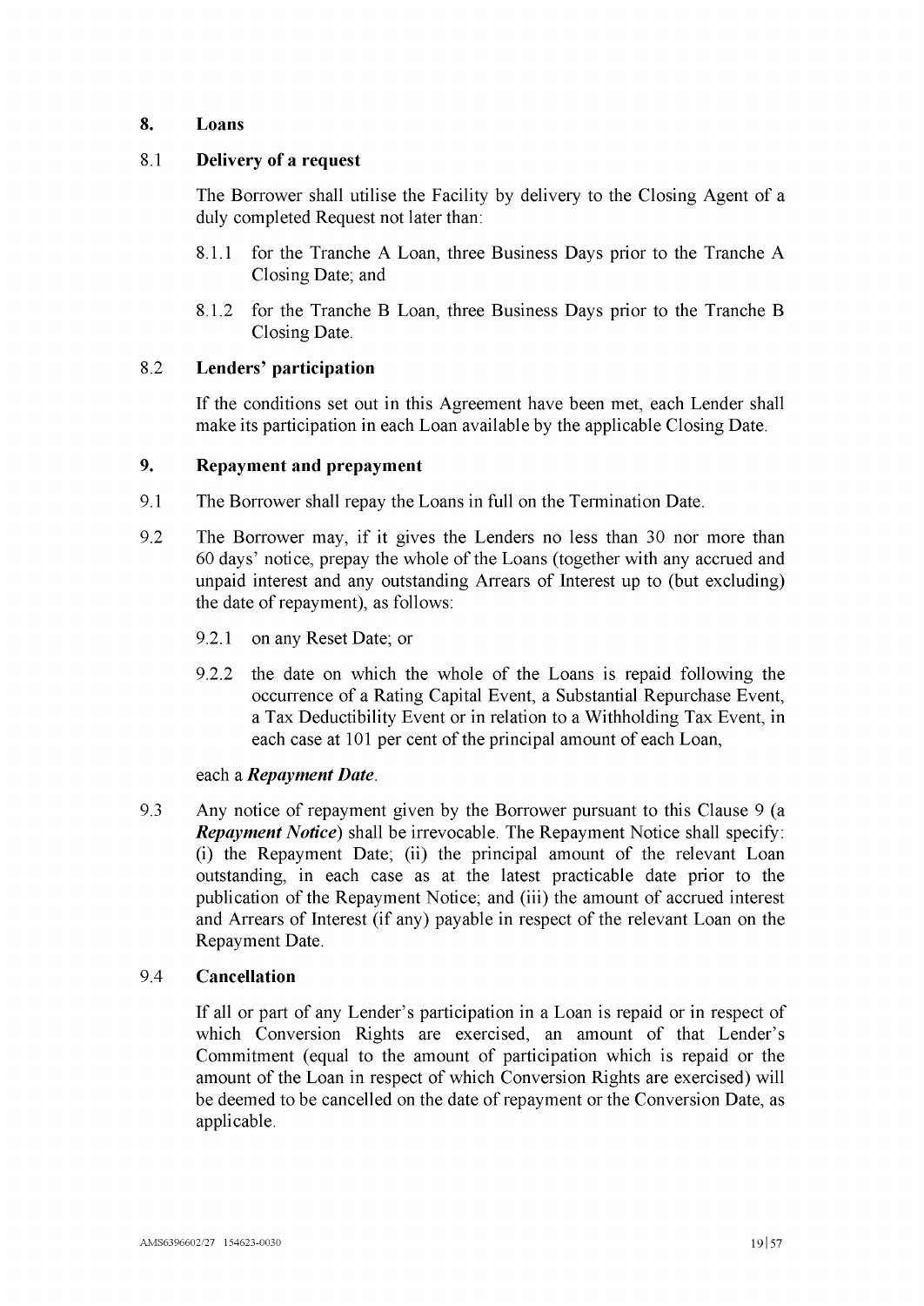## 8. Loans

### 8.1 Delivery of a request

The Borrower shall utilise the Facility by delivery to the Closing Agent of a duly completed Request not later than:

8.1.1 for the Tranche A Loan, three Business Days prior to the Tranche A Closing Date; and

8.1.2 for the Tranche B Loan, three Business Days prior to the Tranche B Closing Date.

### 8.2 Lenders' participation

If the conditions set out in this Agreement have been met, each Lender shall make its participation in each Loan available by the applicable Closing Date.

## 9. Repayment and prepayment

9.1 The Borrower shall repay the Loans in full on the Termination Date.

9.2 The Borrower may, if it gives the Lenders no less than 30 nor more than 60 days' notice, prepay the whole of the Loans (together with any accrued and unpaid interest and any outstanding Arrears of Interest up to (but excluding) the date of repayment), as follows:

9.2.1 on any Reset Date; or

9.2.2 the date on which the whole of the Loans is repaid following the occurrence of a Rating Capital Event, a Substantial Repurchase Event, a Tax Deductibility Event or in relation to a Withholding Tax Event, in each case at 101 per cent of the principal amount of each Loan,

each a ***Repayment Date***.

9.3 Any notice of repayment given by the Borrower pursuant to this Clause 9 (a ***Repayment Notice***) shall be irrevocable. The Repayment Notice shall specify: (i) the Repayment Date; (ii) the principal amount of the relevant Loan outstanding, in each case as at the latest practicable date prior to the publication of the Repayment Notice; and (iii) the amount of accrued interest and Arrears of Interest (if any) payable in respect of the relevant Loan on the Repayment Date.

### 9.4 Cancellation

If all or part of any Lender's participation in a Loan is repaid or in respect of which Conversion Rights are exercised, an amount of that Lender's Commitment (equal to the amount of participation which is repaid or the amount of the Loan in respect of which Conversion Rights are exercised) will be deemed to be cancelled on the date of repayment or the Conversion Date, as applicable.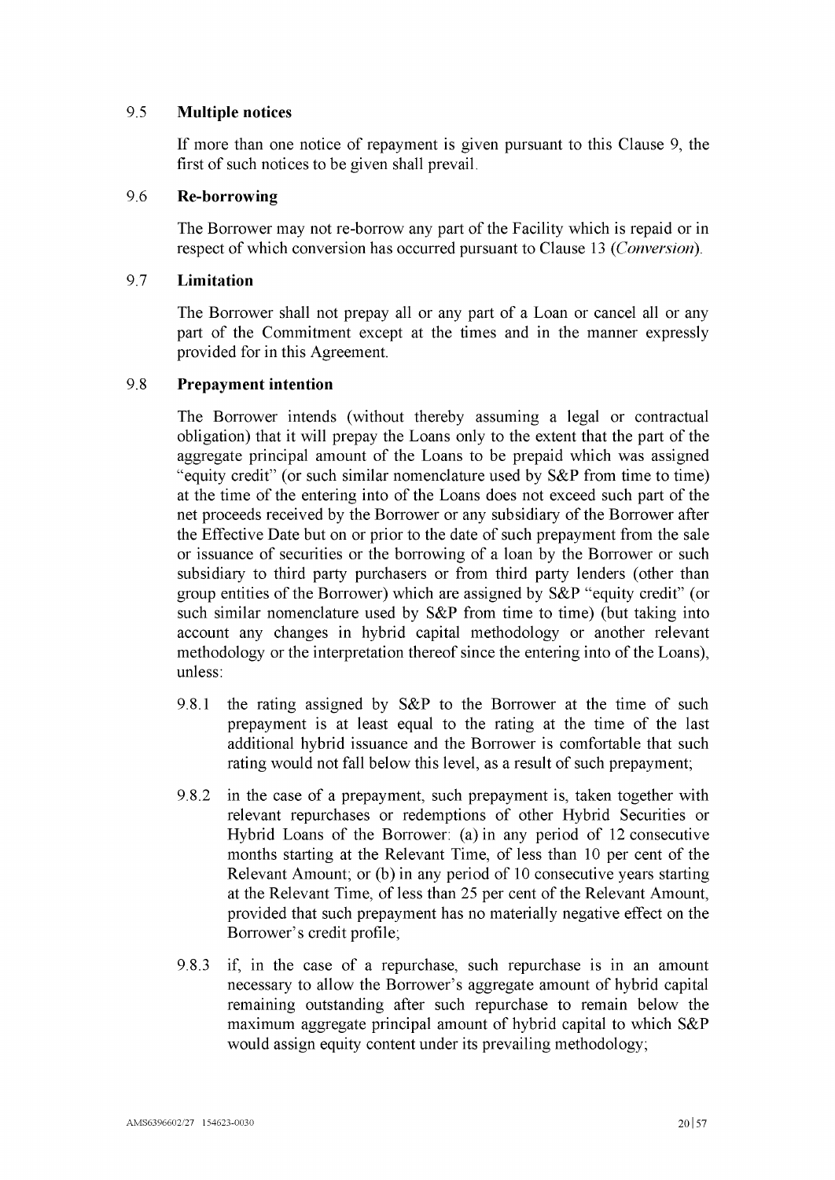### 9.5 Multiple notices

If more than one notice of repayment is given pursuant to this Clause 9, the first of such notices to be given shall prevail.

### 9.6 Re-borrowing

The Borrower may not re-borrow any part of the Facility which is repaid or in respect of which conversion has occurred pursuant to Clause 13 (*Conversion*).

### 9.7 Limitation

The Borrower shall not prepay all or any part of a Loan or cancel all or any part of the Commitment except at the times and in the manner expressly provided for in this Agreement.

### 9.8 Prepayment intention

The Borrower intends (without thereby assuming a legal or contractual obligation) that it will prepay the Loans only to the extent that the part of the aggregate principal amount of the Loans to be prepaid which was assigned "equity credit" (or such similar nomenclature used by S&P from time to time) at the time of the entering into of the Loans does not exceed such part of the net proceeds received by the Borrower or any subsidiary of the Borrower after the Effective Date but on or prior to the date of such prepayment from the sale or issuance of securities or the borrowing of a loan by the Borrower or such subsidiary to third party purchasers or from third party lenders (other than group entities of the Borrower) which are assigned by S&P "equity credit" (or such similar nomenclature used by S&P from time to time) (but taking into account any changes in hybrid capital methodology or another relevant methodology or the interpretation thereof since the entering into of the Loans), unless:

9.8.1 the rating assigned by S&P to the Borrower at the time of such prepayment is at least equal to the rating at the time of the last additional hybrid issuance and the Borrower is comfortable that such rating would not fall below this level, as a result of such prepayment;

9.8.2 in the case of a prepayment, such prepayment is, taken together with relevant repurchases or redemptions of other Hybrid Securities or Hybrid Loans of the Borrower: (a) in any period of 12 consecutive months starting at the Relevant Time, of less than 10 per cent of the Relevant Amount; or (b) in any period of 10 consecutive years starting at the Relevant Time, of less than 25 per cent of the Relevant Amount, provided that such prepayment has no materially negative effect on the Borrower's credit profile;

9.8.3 if, in the case of a repurchase, such repurchase is in an amount necessary to allow the Borrower's aggregate amount of hybrid capital remaining outstanding after such repurchase to remain below the maximum aggregate principal amount of hybrid capital to which S&P would assign equity content under its prevailing methodology;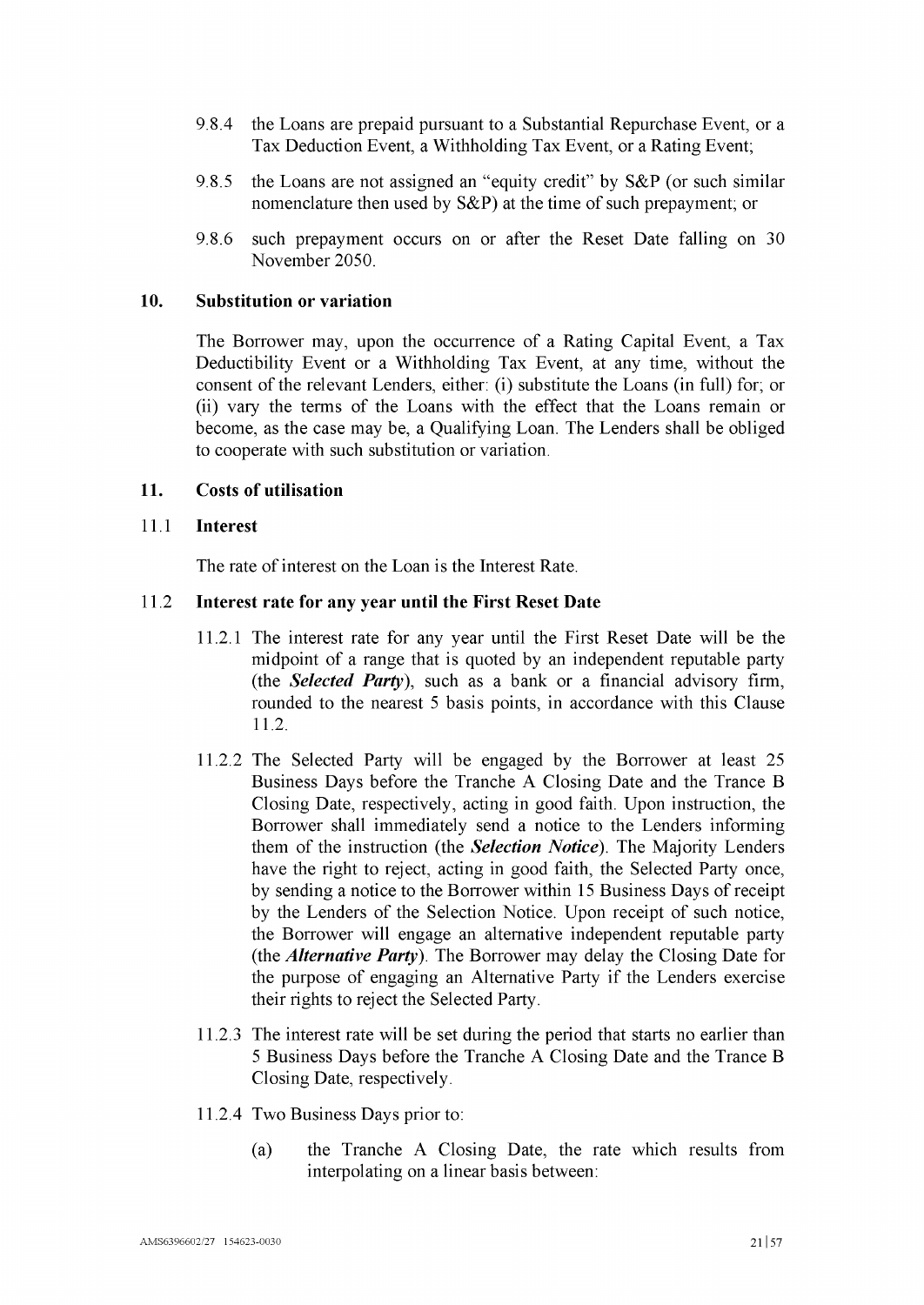9.8.4 the Loans are prepaid pursuant to a Substantial Repurchase Event, or a Tax Deduction Event, a Withholding Tax Event, or a Rating Event;

9.8.5 the Loans are not assigned an "equity credit" by S&P (or such similar nomenclature then used by S&P) at the time of such prepayment; or

9.8.6 such prepayment occurs on or after the Reset Date falling on 30 November 2050.

## 10. Substitution or variation

The Borrower may, upon the occurrence of a Rating Capital Event, a Tax Deductibility Event or a Withholding Tax Event, at any time, without the consent of the relevant Lenders, either: (i) substitute the Loans (in full) for; or (ii) vary the terms of the Loans with the effect that the Loans remain or become, as the case may be, a Qualifying Loan. The Lenders shall be obliged to cooperate with such substitution or variation.

## 11. Costs of utilisation

### 11.1 Interest

The rate of interest on the Loan is the Interest Rate.

### 11.2 Interest rate for any year until the First Reset Date

11.2.1 The interest rate for any year until the First Reset Date will be the midpoint of a range that is quoted by an independent reputable party (the ***Selected Party***), such as a bank or a financial advisory firm, rounded to the nearest 5 basis points, in accordance with this Clause 11.2.

11.2.2 The Selected Party will be engaged by the Borrower at least 25 Business Days before the Tranche A Closing Date and the Trance B Closing Date, respectively, acting in good faith. Upon instruction, the Borrower shall immediately send a notice to the Lenders informing them of the instruction (the ***Selection Notice***). The Majority Lenders have the right to reject, acting in good faith, the Selected Party once, by sending a notice to the Borrower within 15 Business Days of receipt by the Lenders of the Selection Notice. Upon receipt of such notice, the Borrower will engage an alternative independent reputable party (the ***Alternative Party***). The Borrower may delay the Closing Date for the purpose of engaging an Alternative Party if the Lenders exercise their rights to reject the Selected Party.

11.2.3 The interest rate will be set during the period that starts no earlier than 5 Business Days before the Tranche A Closing Date and the Trance B Closing Date, respectively.

11.2.4 Two Business Days prior to:

(a) the Tranche A Closing Date, the rate which results from interpolating on a linear basis between: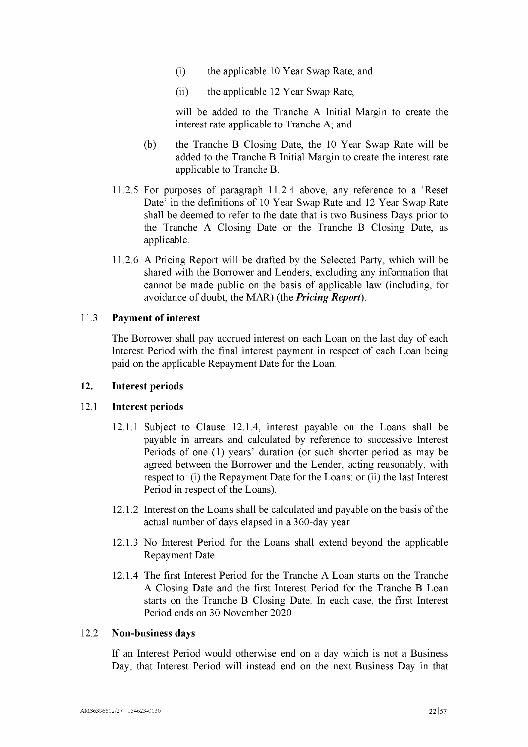(i) the applicable 10 Year Swap Rate; and

(ii) the applicable 12 Year Swap Rate,

will be added to the Tranche A Initial Margin to create the interest rate applicable to Tranche A; and

(b) the Tranche B Closing Date, the 10 Year Swap Rate will be added to the Tranche B Initial Margin to create the interest rate applicable to Tranche B.

11.2.5 For purposes of paragraph 11.2.4 above, any reference to a 'Reset Date' in the definitions of 10 Year Swap Rate and 12 Year Swap Rate shall be deemed to refer to the date that is two Business Days prior to the Tranche A Closing Date or the Tranche B Closing Date, as applicable.

11.2.6 A Pricing Report will be drafted by the Selected Party, which will be shared with the Borrower and Lenders, excluding any information that cannot be made public on the basis of applicable law (including, for avoidance of doubt, the MAR) (the ***Pricing Report***).

### 11.3 Payment of interest

The Borrower shall pay accrued interest on each Loan on the last day of each Interest Period with the final interest payment in respect of each Loan being paid on the applicable Repayment Date for the Loan.

## 12. Interest periods

### 12.1 Interest periods

12.1.1 Subject to Clause 12.1.4, interest payable on the Loans shall be payable in arrears and calculated by reference to successive Interest Periods of one (1) years' duration (or such shorter period as may be agreed between the Borrower and the Lender, acting reasonably, with respect to: (i) the Repayment Date for the Loans; or (ii) the last Interest Period in respect of the Loans).

12.1.2 Interest on the Loans shall be calculated and payable on the basis of the actual number of days elapsed in a 360-day year.

12.1.3 No Interest Period for the Loans shall extend beyond the applicable Repayment Date.

12.1.4 The first Interest Period for the Tranche A Loan starts on the Tranche A Closing Date and the first Interest Period for the Tranche B Loan starts on the Tranche B Closing Date. In each case, the first Interest Period ends on 30 November 2020.

### 12.2 Non-business days

If an Interest Period would otherwise end on a day which is not a Business Day, that Interest Period will instead end on the next Business Day in that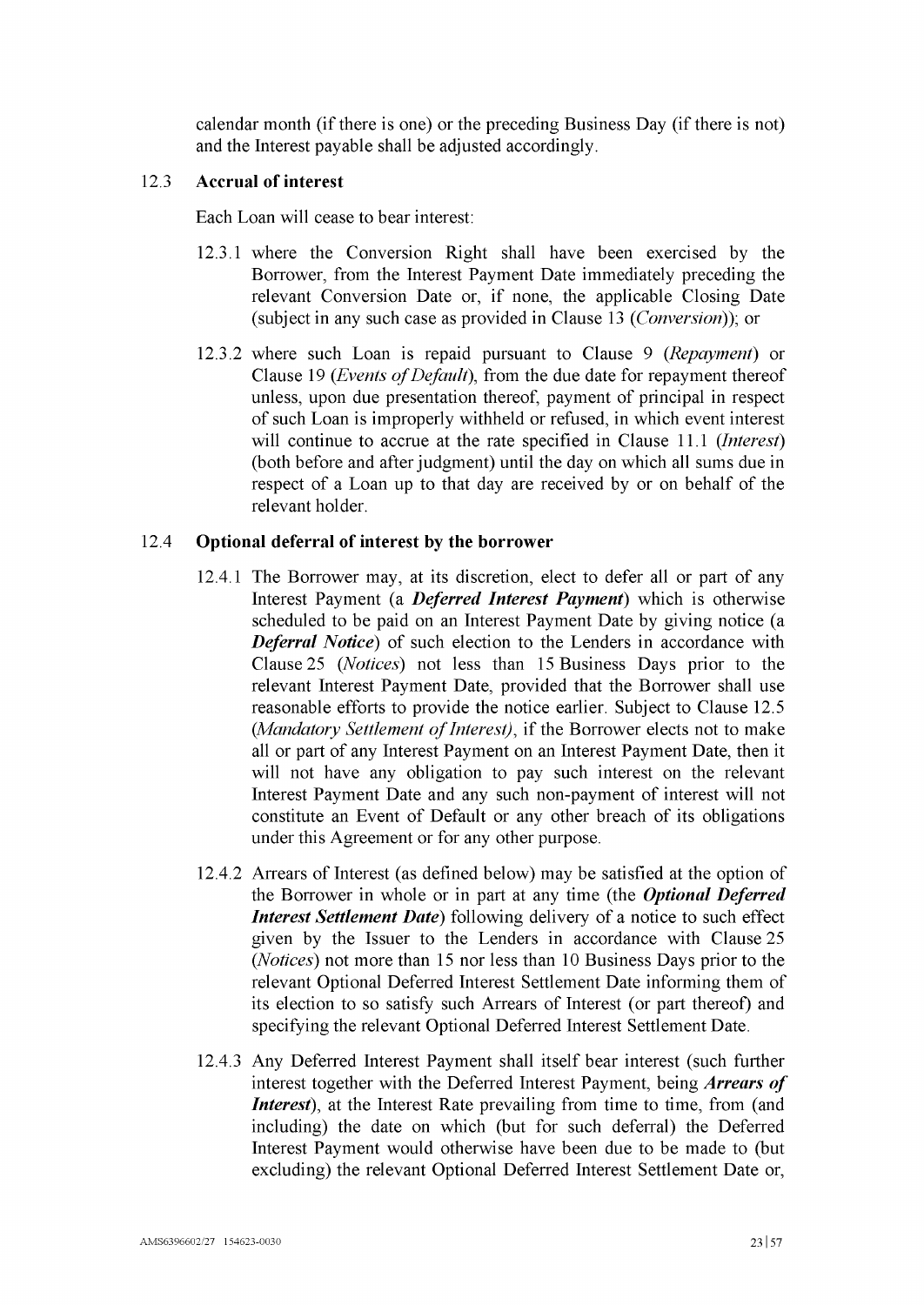calendar month (if there is one) or the preceding Business Day (if there is not) and the Interest payable shall be adjusted accordingly.

### 12.3 Accrual of interest

Each Loan will cease to bear interest:

12.3.1 where the Conversion Right shall have been exercised by the Borrower, from the Interest Payment Date immediately preceding the relevant Conversion Date or, if none, the applicable Closing Date (subject in any such case as provided in Clause 13 (*Conversion*)); or

12.3.2 where such Loan is repaid pursuant to Clause 9 (*Repayment*) or Clause 19 (*Events of Default*), from the due date for repayment thereof unless, upon due presentation thereof, payment of principal in respect of such Loan is improperly withheld or refused, in which event interest will continue to accrue at the rate specified in Clause 11.1 (*Interest*) (both before and after judgment) until the day on which all sums due in respect of a Loan up to that day are received by or on behalf of the relevant holder.

### 12.4 Optional deferral of interest by the borrower

12.4.1 The Borrower may, at its discretion, elect to defer all or part of any Interest Payment (a ***Deferred Interest Payment***) which is otherwise scheduled to be paid on an Interest Payment Date by giving notice (a ***Deferral Notice***) of such election to the Lenders in accordance with Clause 25 (*Notices*) not less than 15 Business Days prior to the relevant Interest Payment Date, provided that the Borrower shall use reasonable efforts to provide the notice earlier. Subject to Clause 12.5 (*Mandatory Settlement of Interest)*, if the Borrower elects not to make all or part of any Interest Payment on an Interest Payment Date, then it will not have any obligation to pay such interest on the relevant Interest Payment Date and any such non-payment of interest will not constitute an Event of Default or any other breach of its obligations under this Agreement or for any other purpose.

12.4.2 Arrears of Interest (as defined below) may be satisfied at the option of the Borrower in whole or in part at any time (the ***Optional Deferred Interest Settlement Date***) following delivery of a notice to such effect given by the Issuer to the Lenders in accordance with Clause 25 (*Notices*) not more than 15 nor less than 10 Business Days prior to the relevant Optional Deferred Interest Settlement Date informing them of its election to so satisfy such Arrears of Interest (or part thereof) and specifying the relevant Optional Deferred Interest Settlement Date.

12.4.3 Any Deferred Interest Payment shall itself bear interest (such further interest together with the Deferred Interest Payment, being ***Arrears of Interest***), at the Interest Rate prevailing from time to time, from (and including) the date on which (but for such deferral) the Deferred Interest Payment would otherwise have been due to be made to (but excluding) the relevant Optional Deferred Interest Settlement Date or,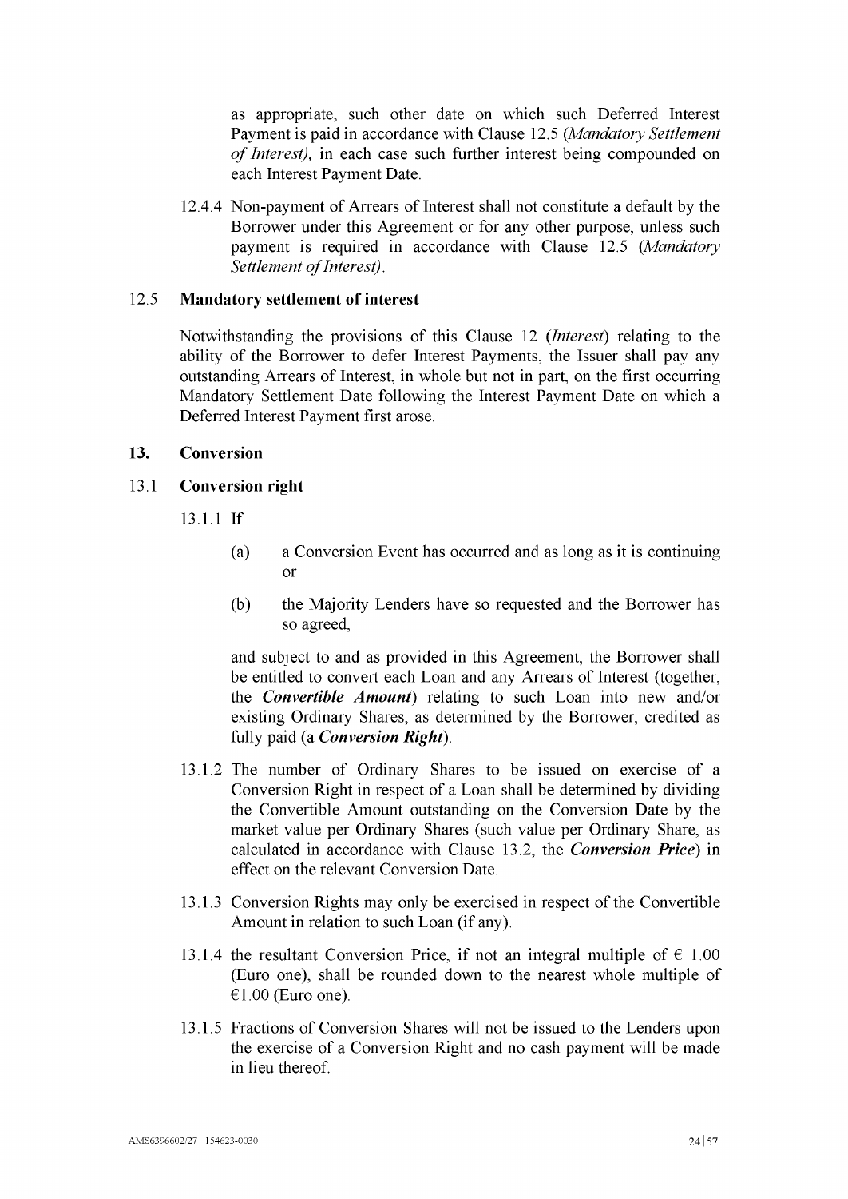as appropriate, such other date on which such Deferred Interest Payment is paid in accordance with Clause 12.5 (*Mandatory Settlement of Interest),* in each case such further interest being compounded on each Interest Payment Date.

12.4.4 Non-payment of Arrears of Interest shall not constitute a default by the Borrower under this Agreement or for any other purpose, unless such payment is required in accordance with Clause 12.5 (*Mandatory Settlement of Interest*).

## 12.5 Mandatory settlement of interest

Notwithstanding the provisions of this Clause 12 (*Interest*) relating to the ability of the Borrower to defer Interest Payments, the Issuer shall pay any outstanding Arrears of Interest, in whole but not in part, on the first occurring Mandatory Settlement Date following the Interest Payment Date on which a Deferred Interest Payment first arose.

# 13. Conversion

## 13.1 Conversion right

13.1.1 If

(a) a Conversion Event has occurred and as long as it is continuing or

(b) the Majority Lenders have so requested and the Borrower has so agreed,

and subject to and as provided in this Agreement, the Borrower shall be entitled to convert each Loan and any Arrears of Interest (together, the ***Convertible Amount***) relating to such Loan into new and/or existing Ordinary Shares, as determined by the Borrower, credited as fully paid (a ***Conversion Right***).

13.1.2 The number of Ordinary Shares to be issued on exercise of a Conversion Right in respect of a Loan shall be determined by dividing the Convertible Amount outstanding on the Conversion Date by the market value per Ordinary Shares (such value per Ordinary Share, as calculated in accordance with Clause 13.2, the ***Conversion Price***) in effect on the relevant Conversion Date.

13.1.3 Conversion Rights may only be exercised in respect of the Convertible Amount in relation to such Loan (if any).

13.1.4 the resultant Conversion Price, if not an integral multiple of € 1.00 (Euro one), shall be rounded down to the nearest whole multiple of €1.00 (Euro one).

13.1.5 Fractions of Conversion Shares will not be issued to the Lenders upon the exercise of a Conversion Right and no cash payment will be made in lieu thereof.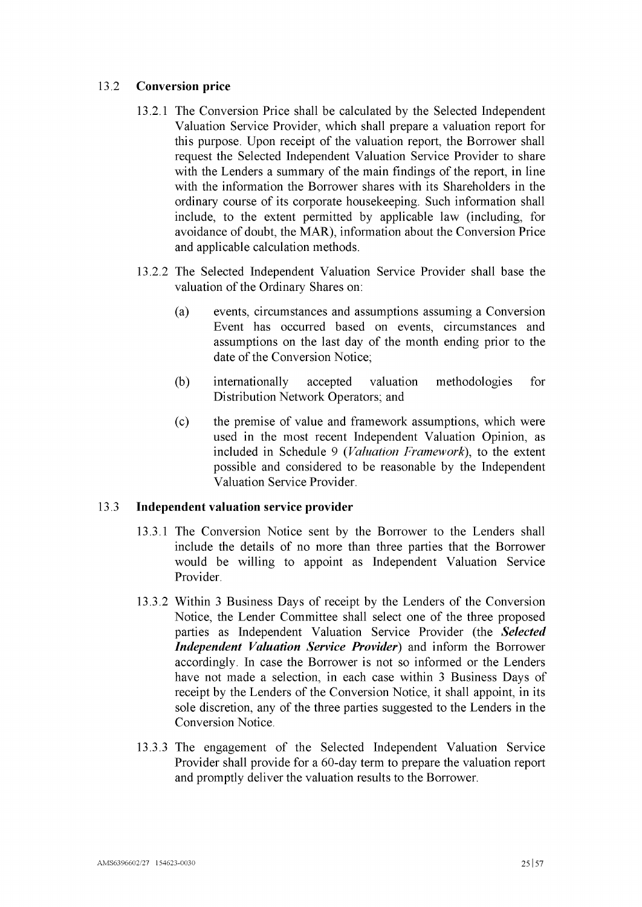### 13.2 Conversion price

13.2.1 The Conversion Price shall be calculated by the Selected Independent Valuation Service Provider, which shall prepare a valuation report for this purpose. Upon receipt of the valuation report, the Borrower shall request the Selected Independent Valuation Service Provider to share with the Lenders a summary of the main findings of the report, in line with the information the Borrower shares with its Shareholders in the ordinary course of its corporate housekeeping. Such information shall include, to the extent permitted by applicable law (including, for avoidance of doubt, the MAR), information about the Conversion Price and applicable calculation methods.

13.2.2 The Selected Independent Valuation Service Provider shall base the valuation of the Ordinary Shares on:

(a) events, circumstances and assumptions assuming a Conversion Event has occurred based on events, circumstances and assumptions on the last day of the month ending prior to the date of the Conversion Notice;

(b) internationally accepted valuation methodologies for Distribution Network Operators; and

(c) the premise of value and framework assumptions, which were used in the most recent Independent Valuation Opinion, as included in Schedule 9 (*Valuation Framework*), to the extent possible and considered to be reasonable by the Independent Valuation Service Provider.

### 13.3 Independent valuation service provider

13.3.1 The Conversion Notice sent by the Borrower to the Lenders shall include the details of no more than three parties that the Borrower would be willing to appoint as Independent Valuation Service Provider.

13.3.2 Within 3 Business Days of receipt by the Lenders of the Conversion Notice, the Lender Committee shall select one of the three proposed parties as Independent Valuation Service Provider (the ***Selected Independent Valuation Service Provider***) and inform the Borrower accordingly. In case the Borrower is not so informed or the Lenders have not made a selection, in each case within 3 Business Days of receipt by the Lenders of the Conversion Notice, it shall appoint, in its sole discretion, any of the three parties suggested to the Lenders in the Conversion Notice.

13.3.3 The engagement of the Selected Independent Valuation Service Provider shall provide for a 60-day term to prepare the valuation report and promptly deliver the valuation results to the Borrower.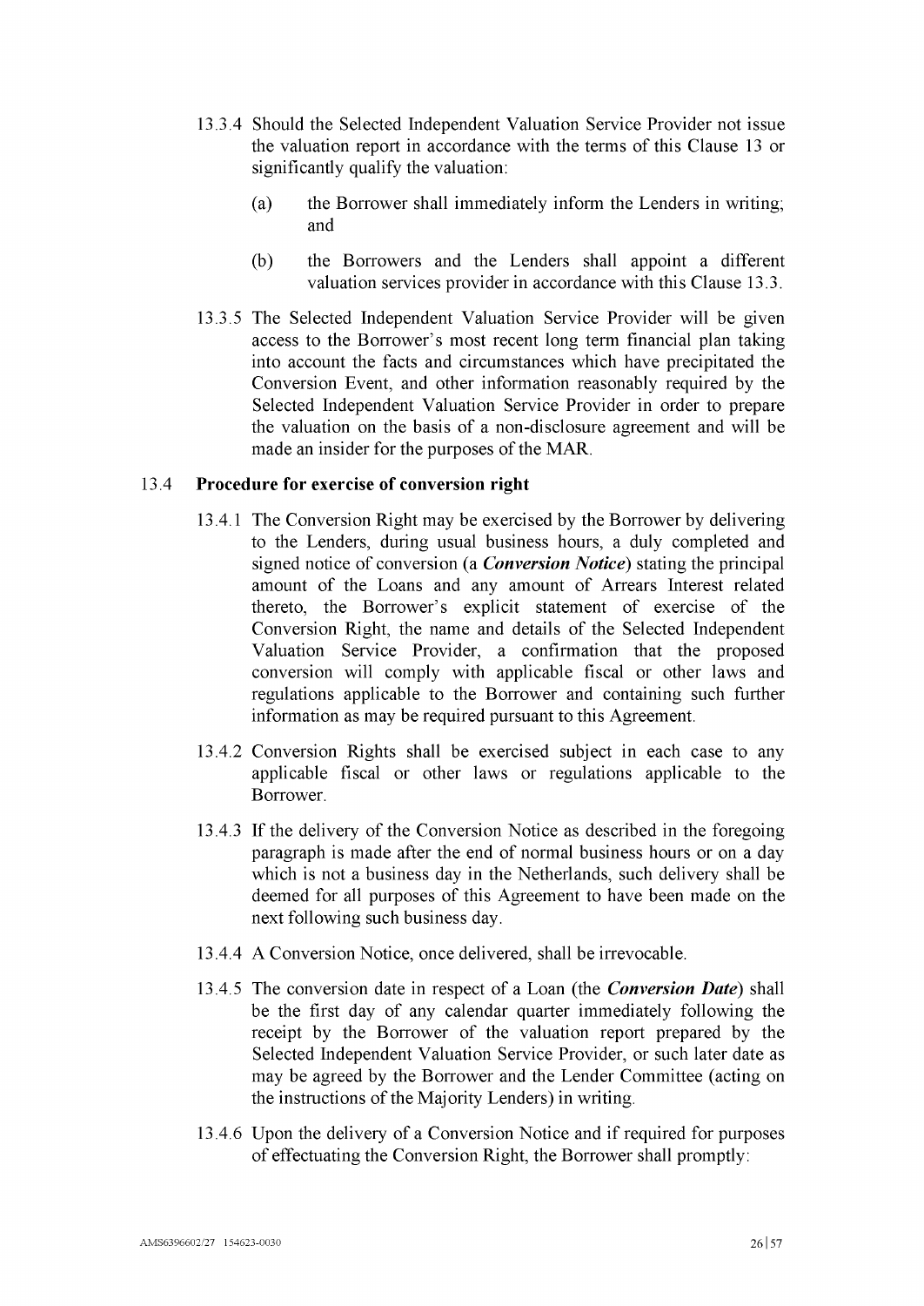13.3.4 Should the Selected Independent Valuation Service Provider not issue the valuation report in accordance with the terms of this Clause 13 or significantly qualify the valuation:

(a) the Borrower shall immediately inform the Lenders in writing; and

(b) the Borrowers and the Lenders shall appoint a different valuation services provider in accordance with this Clause 13.3.

13.3.5 The Selected Independent Valuation Service Provider will be given access to the Borrower's most recent long term financial plan taking into account the facts and circumstances which have precipitated the Conversion Event, and other information reasonably required by the Selected Independent Valuation Service Provider in order to prepare the valuation on the basis of a non-disclosure agreement and will be made an insider for the purposes of the MAR.

### 13.4 Procedure for exercise of conversion right

13.4.1 The Conversion Right may be exercised by the Borrower by delivering to the Lenders, during usual business hours, a duly completed and signed notice of conversion (a ***Conversion Notice***) stating the principal amount of the Loans and any amount of Arrears Interest related thereto, the Borrower's explicit statement of exercise of the Conversion Right, the name and details of the Selected Independent Valuation Service Provider, a confirmation that the proposed conversion will comply with applicable fiscal or other laws and regulations applicable to the Borrower and containing such further information as may be required pursuant to this Agreement.

13.4.2 Conversion Rights shall be exercised subject in each case to any applicable fiscal or other laws or regulations applicable to the Borrower.

13.4.3 If the delivery of the Conversion Notice as described in the foregoing paragraph is made after the end of normal business hours or on a day which is not a business day in the Netherlands, such delivery shall be deemed for all purposes of this Agreement to have been made on the next following such business day.

13.4.4 A Conversion Notice, once delivered, shall be irrevocable.

13.4.5 The conversion date in respect of a Loan (the ***Conversion Date***) shall be the first day of any calendar quarter immediately following the receipt by the Borrower of the valuation report prepared by the Selected Independent Valuation Service Provider, or such later date as may be agreed by the Borrower and the Lender Committee (acting on the instructions of the Majority Lenders) in writing.

13.4.6 Upon the delivery of a Conversion Notice and if required for purposes of effectuating the Conversion Right, the Borrower shall promptly: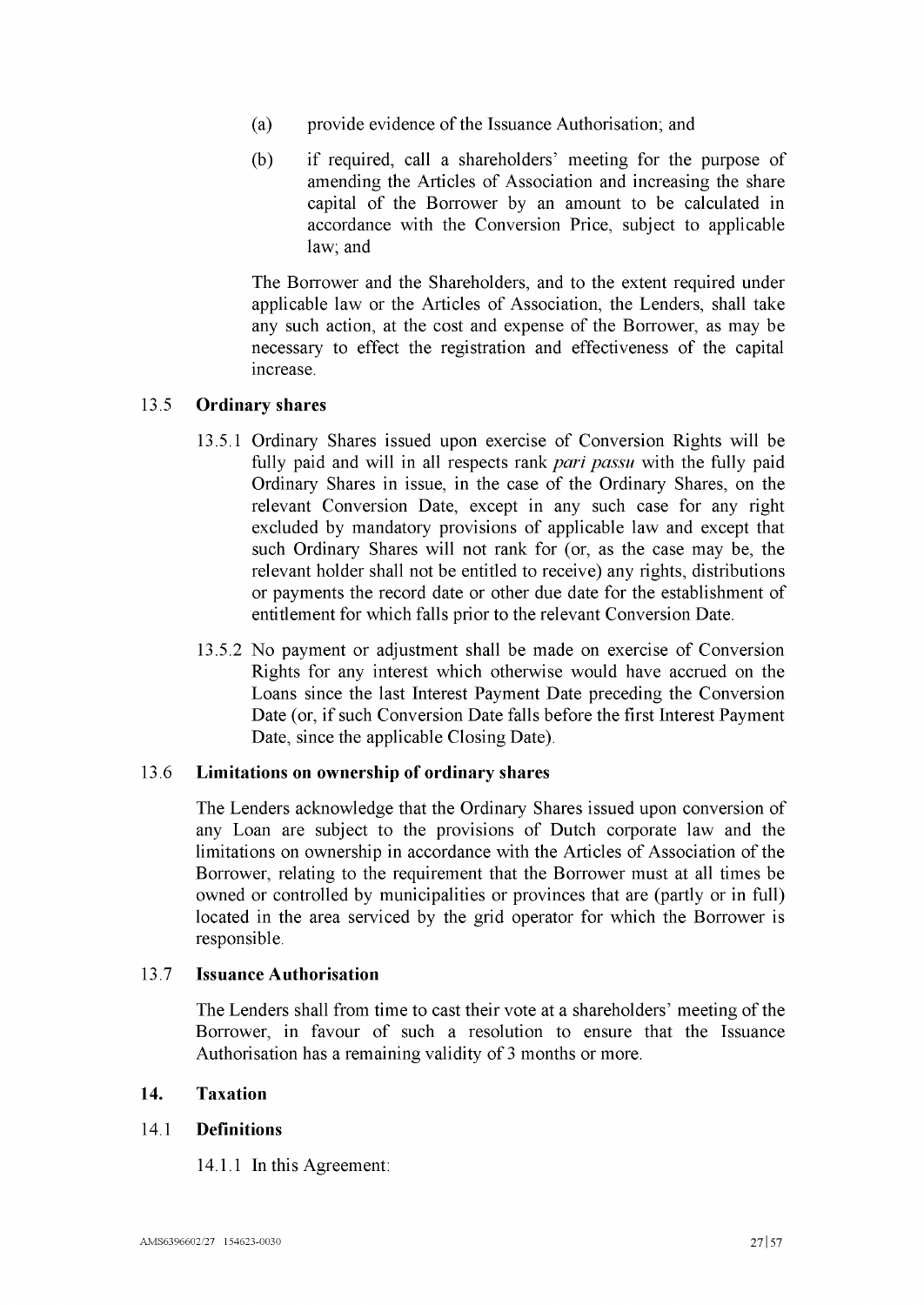(a) provide evidence of the Issuance Authorisation; and

(b) if required, call a shareholders' meeting for the purpose of amending the Articles of Association and increasing the share capital of the Borrower by an amount to be calculated in accordance with the Conversion Price, subject to applicable law; and

The Borrower and the Shareholders, and to the extent required under applicable law or the Articles of Association, the Lenders, shall take any such action, at the cost and expense of the Borrower, as may be necessary to effect the registration and effectiveness of the capital increase.

### 13.5 Ordinary shares

13.5.1 Ordinary Shares issued upon exercise of Conversion Rights will be fully paid and will in all respects rank *pari passu* with the fully paid Ordinary Shares in issue, in the case of the Ordinary Shares, on the relevant Conversion Date, except in any such case for any right excluded by mandatory provisions of applicable law and except that such Ordinary Shares will not rank for (or, as the case may be, the relevant holder shall not be entitled to receive) any rights, distributions or payments the record date or other due date for the establishment of entitlement for which falls prior to the relevant Conversion Date.

13.5.2 No payment or adjustment shall be made on exercise of Conversion Rights for any interest which otherwise would have accrued on the Loans since the last Interest Payment Date preceding the Conversion Date (or, if such Conversion Date falls before the first Interest Payment Date, since the applicable Closing Date).

### 13.6 Limitations on ownership of ordinary shares

The Lenders acknowledge that the Ordinary Shares issued upon conversion of any Loan are subject to the provisions of Dutch corporate law and the limitations on ownership in accordance with the Articles of Association of the Borrower, relating to the requirement that the Borrower must at all times be owned or controlled by municipalities or provinces that are (partly or in full) located in the area serviced by the grid operator for which the Borrower is responsible.

### 13.7 Issuance Authorisation

The Lenders shall from time to cast their vote at a shareholders' meeting of the Borrower, in favour of such a resolution to ensure that the Issuance Authorisation has a remaining validity of 3 months or more.

## 14. Taxation

### 14.1 Definitions

14.1.1 In this Agreement: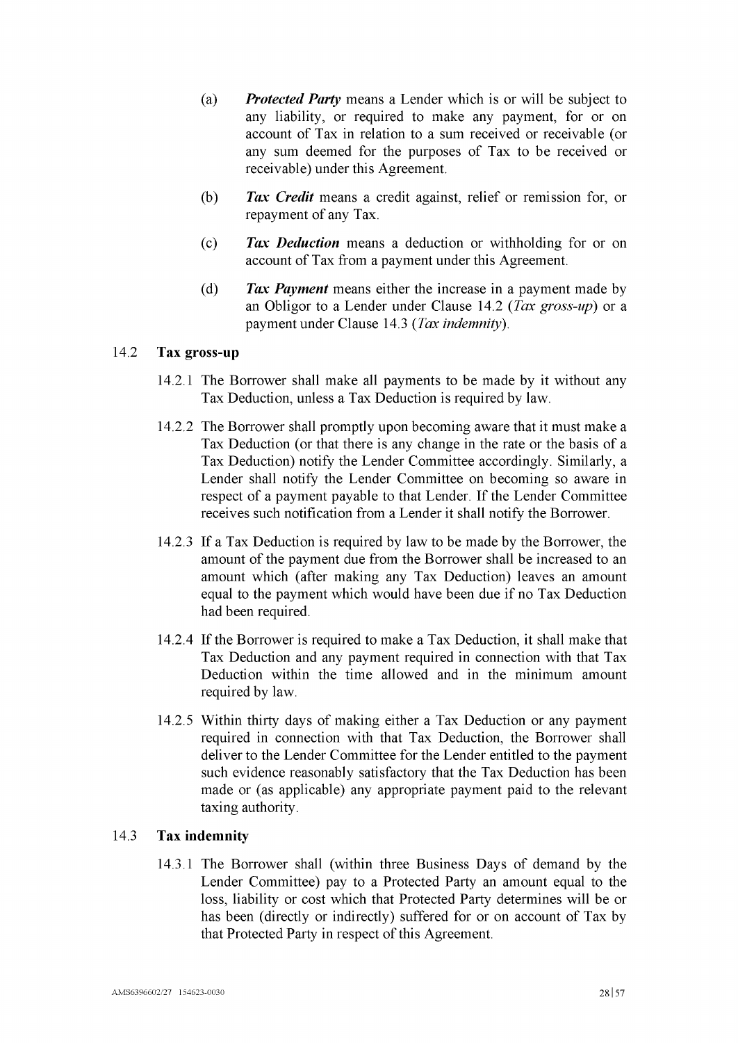(a) ***Protected Party*** means a Lender which is or will be subject to any liability, or required to make any payment, for or on account of Tax in relation to a sum received or receivable (or any sum deemed for the purposes of Tax to be received or receivable) under this Agreement.

(b) ***Tax Credit*** means a credit against, relief or remission for, or repayment of any Tax.

(c) ***Tax Deduction*** means a deduction or withholding for or on account of Tax from a payment under this Agreement.

(d) ***Tax Payment*** means either the increase in a payment made by an Obligor to a Lender under Clause 14.2 (*Tax gross-up*) or a payment under Clause 14.3 (*Tax indemnity*).

### 14.2 Tax gross-up

14.2.1 The Borrower shall make all payments to be made by it without any Tax Deduction, unless a Tax Deduction is required by law.

14.2.2 The Borrower shall promptly upon becoming aware that it must make a Tax Deduction (or that there is any change in the rate or the basis of a Tax Deduction) notify the Lender Committee accordingly. Similarly, a Lender shall notify the Lender Committee on becoming so aware in respect of a payment payable to that Lender. If the Lender Committee receives such notification from a Lender it shall notify the Borrower.

14.2.3 If a Tax Deduction is required by law to be made by the Borrower, the amount of the payment due from the Borrower shall be increased to an amount which (after making any Tax Deduction) leaves an amount equal to the payment which would have been due if no Tax Deduction had been required.

14.2.4 If the Borrower is required to make a Tax Deduction, it shall make that Tax Deduction and any payment required in connection with that Tax Deduction within the time allowed and in the minimum amount required by law.

14.2.5 Within thirty days of making either a Tax Deduction or any payment required in connection with that Tax Deduction, the Borrower shall deliver to the Lender Committee for the Lender entitled to the payment such evidence reasonably satisfactory that the Tax Deduction has been made or (as applicable) any appropriate payment paid to the relevant taxing authority.

### 14.3 Tax indemnity

14.3.1 The Borrower shall (within three Business Days of demand by the Lender Committee) pay to a Protected Party an amount equal to the loss, liability or cost which that Protected Party determines will be or has been (directly or indirectly) suffered for or on account of Tax by that Protected Party in respect of this Agreement.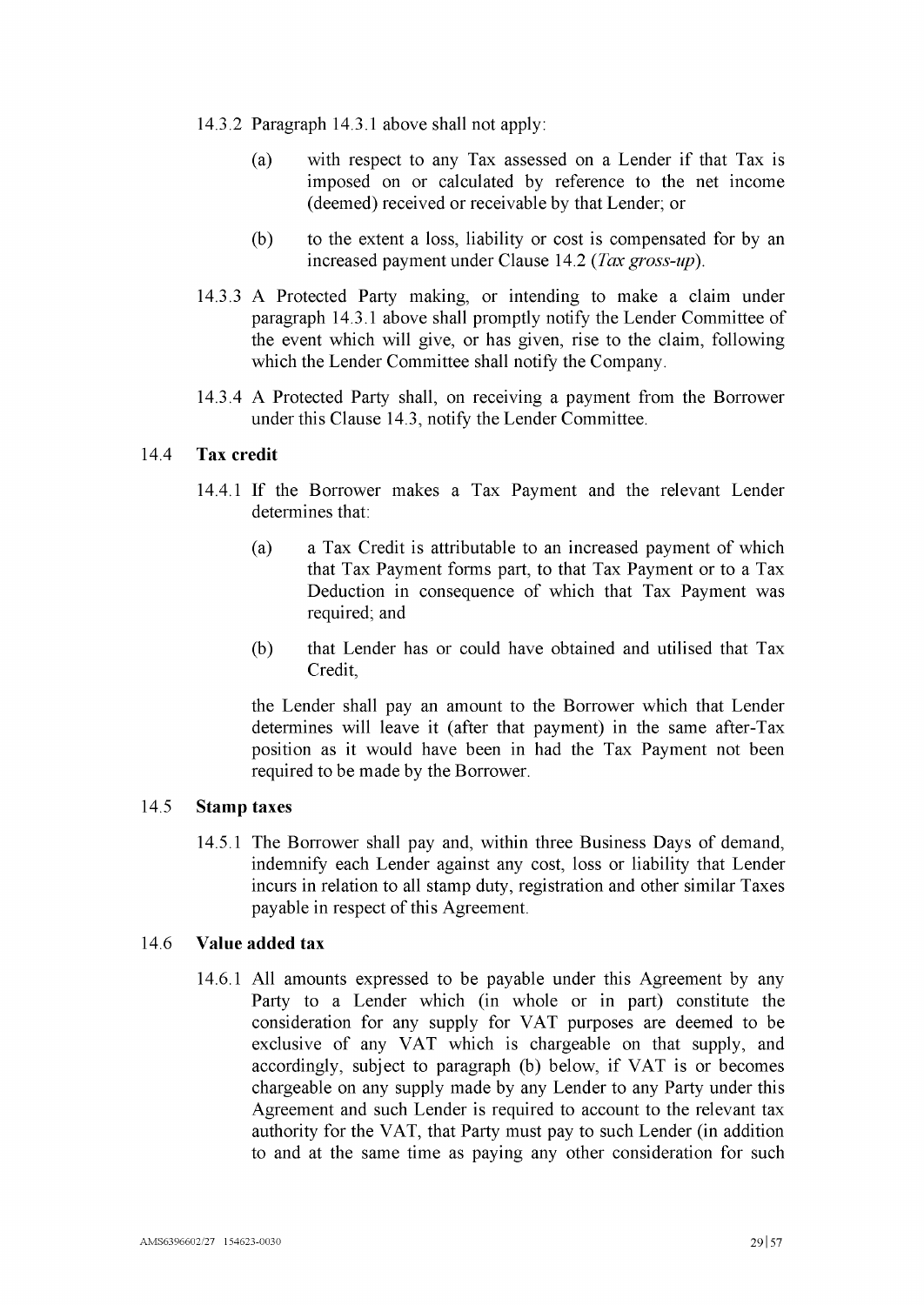14.3.2 Paragraph 14.3.1 above shall not apply:

(a) with respect to any Tax assessed on a Lender if that Tax is imposed on or calculated by reference to the net income (deemed) received or receivable by that Lender; or

(b) to the extent a loss, liability or cost is compensated for by an increased payment under Clause 14.2 (*Tax gross-up*).

14.3.3 A Protected Party making, or intending to make a claim under paragraph 14.3.1 above shall promptly notify the Lender Committee of the event which will give, or has given, rise to the claim, following which the Lender Committee shall notify the Company.

14.3.4 A Protected Party shall, on receiving a payment from the Borrower under this Clause 14.3, notify the Lender Committee.

### 14.4 Tax credit

14.4.1 If the Borrower makes a Tax Payment and the relevant Lender determines that:

(a) a Tax Credit is attributable to an increased payment of which that Tax Payment forms part, to that Tax Payment or to a Tax Deduction in consequence of which that Tax Payment was required; and

(b) that Lender has or could have obtained and utilised that Tax Credit,

the Lender shall pay an amount to the Borrower which that Lender determines will leave it (after that payment) in the same after-Tax position as it would have been in had the Tax Payment not been required to be made by the Borrower.

### 14.5 Stamp taxes

14.5.1 The Borrower shall pay and, within three Business Days of demand, indemnify each Lender against any cost, loss or liability that Lender incurs in relation to all stamp duty, registration and other similar Taxes payable in respect of this Agreement.

### 14.6 Value added tax

14.6.1 All amounts expressed to be payable under this Agreement by any Party to a Lender which (in whole or in part) constitute the consideration for any supply for VAT purposes are deemed to be exclusive of any VAT which is chargeable on that supply, and accordingly, subject to paragraph (b) below, if VAT is or becomes chargeable on any supply made by any Lender to any Party under this Agreement and such Lender is required to account to the relevant tax authority for the VAT, that Party must pay to such Lender (in addition to and at the same time as paying any other consideration for such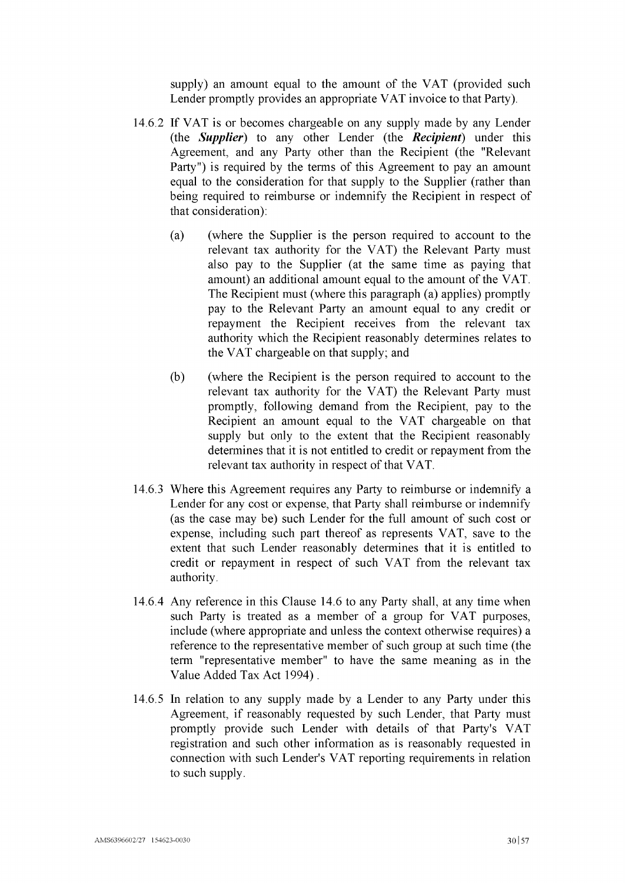supply) an amount equal to the amount of the VAT (provided such Lender promptly provides an appropriate VAT invoice to that Party).

14.6.2 If VAT is or becomes chargeable on any supply made by any Lender (the ***Supplier***) to any other Lender (the ***Recipient***) under this Agreement, and any Party other than the Recipient (the "Relevant Party") is required by the terms of this Agreement to pay an amount equal to the consideration for that supply to the Supplier (rather than being required to reimburse or indemnify the Recipient in respect of that consideration):

(a) (where the Supplier is the person required to account to the relevant tax authority for the VAT) the Relevant Party must also pay to the Supplier (at the same time as paying that amount) an additional amount equal to the amount of the VAT. The Recipient must (where this paragraph (a) applies) promptly pay to the Relevant Party an amount equal to any credit or repayment the Recipient receives from the relevant tax authority which the Recipient reasonably determines relates to the VAT chargeable on that supply; and

(b) (where the Recipient is the person required to account to the relevant tax authority for the VAT) the Relevant Party must promptly, following demand from the Recipient, pay to the Recipient an amount equal to the VAT chargeable on that supply but only to the extent that the Recipient reasonably determines that it is not entitled to credit or repayment from the relevant tax authority in respect of that VAT.

14.6.3 Where this Agreement requires any Party to reimburse or indemnify a Lender for any cost or expense, that Party shall reimburse or indemnify (as the case may be) such Lender for the full amount of such cost or expense, including such part thereof as represents VAT, save to the extent that such Lender reasonably determines that it is entitled to credit or repayment in respect of such VAT from the relevant tax authority.

14.6.4 Any reference in this Clause 14.6 to any Party shall, at any time when such Party is treated as a member of a group for VAT purposes, include (where appropriate and unless the context otherwise requires) a reference to the representative member of such group at such time (the term "representative member" to have the same meaning as in the Value Added Tax Act 1994) .

14.6.5 In relation to any supply made by a Lender to any Party under this Agreement, if reasonably requested by such Lender, that Party must promptly provide such Lender with details of that Party's VAT registration and such other information as is reasonably requested in connection with such Lender's VAT reporting requirements in relation to such supply.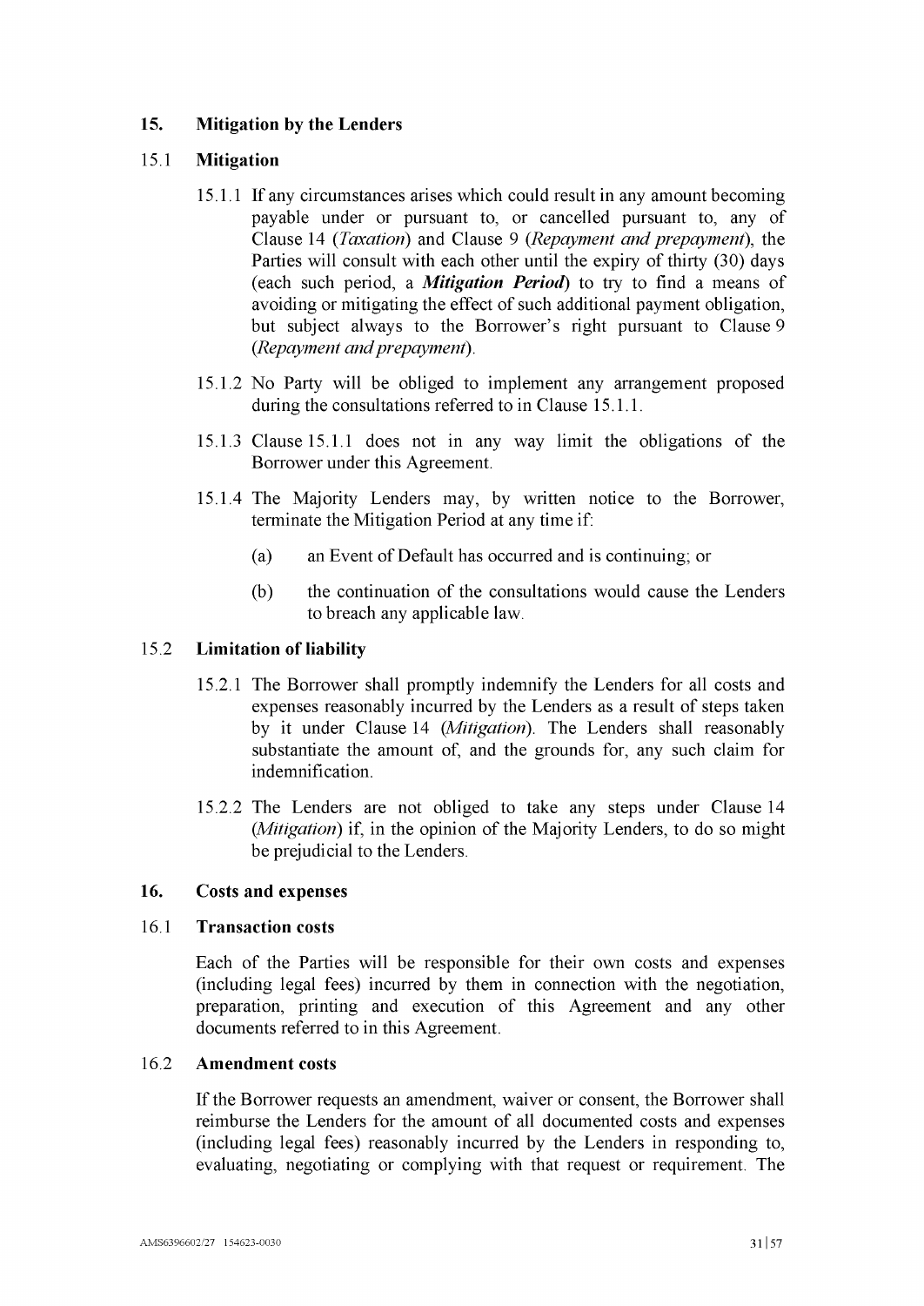## 15. Mitigation by the Lenders

### 15.1 Mitigation

15.1.1 If any circumstances arises which could result in any amount becoming payable under or pursuant to, or cancelled pursuant to, any of Clause 14 (*Taxation*) and Clause 9 (*Repayment and prepayment*), the Parties will consult with each other until the expiry of thirty (30) days (each such period, a ***Mitigation Period***) to try to find a means of avoiding or mitigating the effect of such additional payment obligation, but subject always to the Borrower's right pursuant to Clause 9 (*Repayment and prepayment*).

15.1.2 No Party will be obliged to implement any arrangement proposed during the consultations referred to in Clause 15.1.1.

15.1.3 Clause 15.1.1 does not in any way limit the obligations of the Borrower under this Agreement.

15.1.4 The Majority Lenders may, by written notice to the Borrower, terminate the Mitigation Period at any time if:

(a) an Event of Default has occurred and is continuing; or

(b) the continuation of the consultations would cause the Lenders to breach any applicable law.

### 15.2 Limitation of liability

15.2.1 The Borrower shall promptly indemnify the Lenders for all costs and expenses reasonably incurred by the Lenders as a result of steps taken by it under Clause 14 (*Mitigation*). The Lenders shall reasonably substantiate the amount of, and the grounds for, any such claim for indemnification.

15.2.2 The Lenders are not obliged to take any steps under Clause 14 (*Mitigation*) if, in the opinion of the Majority Lenders, to do so might be prejudicial to the Lenders.

## 16. Costs and expenses

### 16.1 Transaction costs

Each of the Parties will be responsible for their own costs and expenses (including legal fees) incurred by them in connection with the negotiation, preparation, printing and execution of this Agreement and any other documents referred to in this Agreement.

### 16.2 Amendment costs

If the Borrower requests an amendment, waiver or consent, the Borrower shall reimburse the Lenders for the amount of all documented costs and expenses (including legal fees) reasonably incurred by the Lenders in responding to, evaluating, negotiating or complying with that request or requirement. The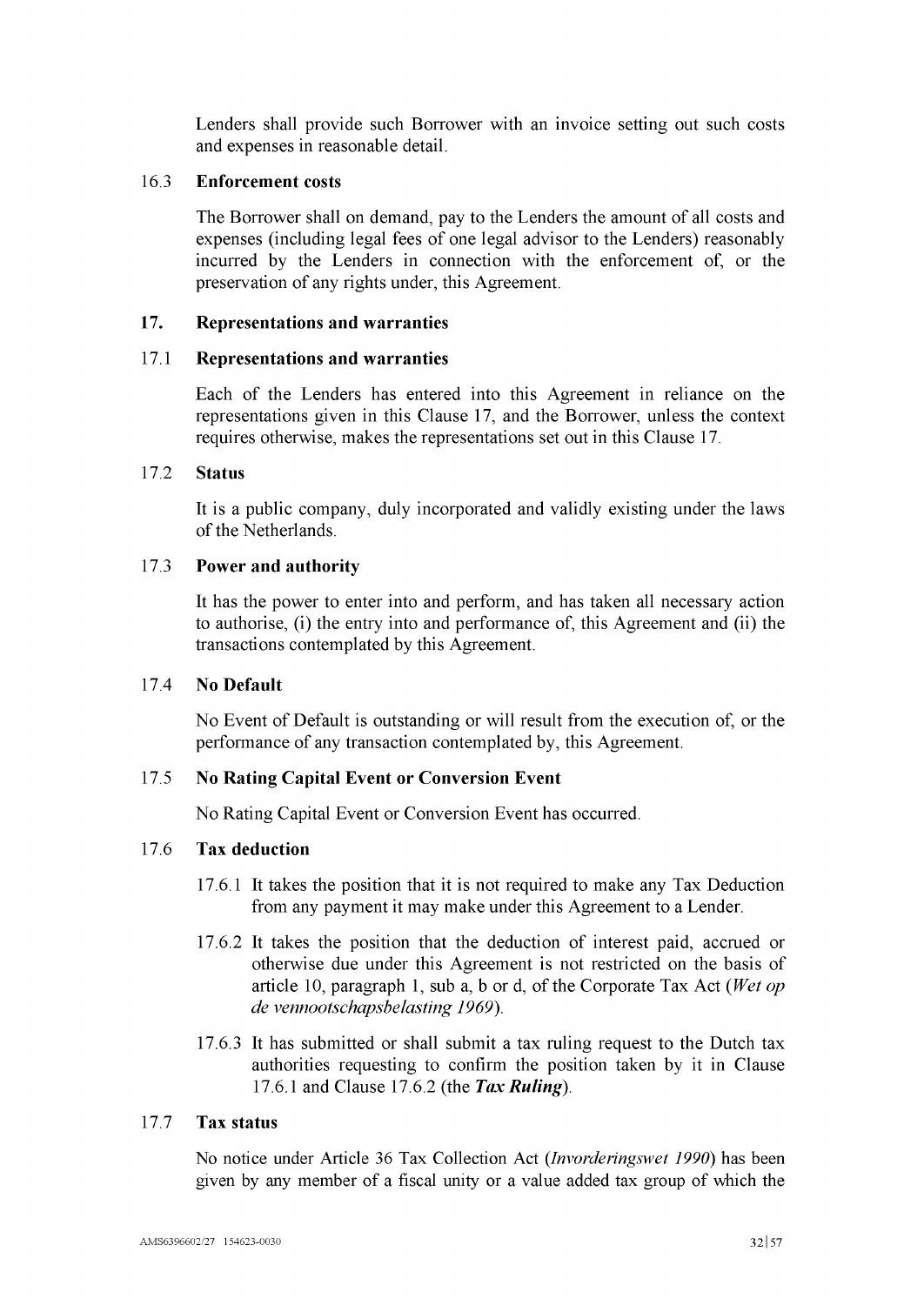Lenders shall provide such Borrower with an invoice setting out such costs and expenses in reasonable detail.

### 16.3 Enforcement costs

The Borrower shall on demand, pay to the Lenders the amount of all costs and expenses (including legal fees of one legal advisor to the Lenders) reasonably incurred by the Lenders in connection with the enforcement of, or the preservation of any rights under, this Agreement.

## 17. Representations and warranties

### 17.1 Representations and warranties

Each of the Lenders has entered into this Agreement in reliance on the representations given in this Clause 17, and the Borrower, unless the context requires otherwise, makes the representations set out in this Clause 17.

### 17.2 Status

It is a public company, duly incorporated and validly existing under the laws of the Netherlands.

### 17.3 Power and authority

It has the power to enter into and perform, and has taken all necessary action to authorise, (i) the entry into and performance of, this Agreement and (ii) the transactions contemplated by this Agreement.

### 17.4 No Default

No Event of Default is outstanding or will result from the execution of, or the performance of any transaction contemplated by, this Agreement.

### 17.5 No Rating Capital Event or Conversion Event

No Rating Capital Event or Conversion Event has occurred.

### 17.6 Tax deduction

17.6.1 It takes the position that it is not required to make any Tax Deduction from any payment it may make under this Agreement to a Lender.

17.6.2 It takes the position that the deduction of interest paid, accrued or otherwise due under this Agreement is not restricted on the basis of article 10, paragraph 1, sub a, b or d, of the Corporate Tax Act (*Wet op de vennootschapsbelasting 1969*).

17.6.3 It has submitted or shall submit a tax ruling request to the Dutch tax authorities requesting to confirm the position taken by it in Clause 17.6.1 and Clause 17.6.2 (the ***Tax Ruling***).

### 17.7 Tax status

No notice under Article 36 Tax Collection Act (*Invorderingswet 1990*) has been given by any member of a fiscal unity or a value added tax group of which the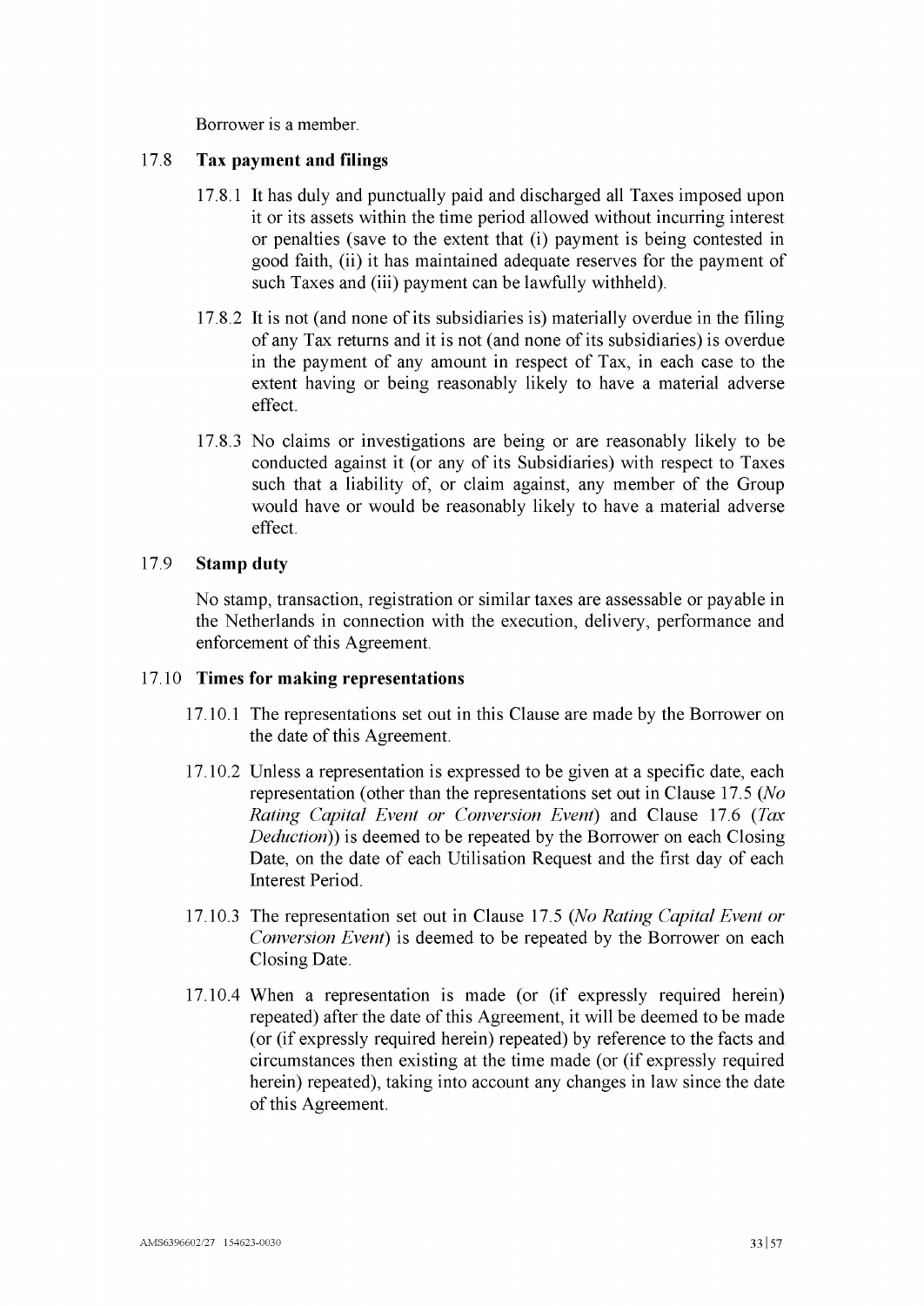Borrower is a member.

### 17.8 Tax payment and filings

17.8.1 It has duly and punctually paid and discharged all Taxes imposed upon it or its assets within the time period allowed without incurring interest or penalties (save to the extent that (i) payment is being contested in good faith, (ii) it has maintained adequate reserves for the payment of such Taxes and (iii) payment can be lawfully withheld).

17.8.2 It is not (and none of its subsidiaries is) materially overdue in the filing of any Tax returns and it is not (and none of its subsidiaries) is overdue in the payment of any amount in respect of Tax, in each case to the extent having or being reasonably likely to have a material adverse effect.

17.8.3 No claims or investigations are being or are reasonably likely to be conducted against it (or any of its Subsidiaries) with respect to Taxes such that a liability of, or claim against, any member of the Group would have or would be reasonably likely to have a material adverse effect.

### 17.9 Stamp duty

No stamp, transaction, registration or similar taxes are assessable or payable in the Netherlands in connection with the execution, delivery, performance and enforcement of this Agreement.

### 17.10 Times for making representations

17.10.1 The representations set out in this Clause are made by the Borrower on the date of this Agreement.

17.10.2 Unless a representation is expressed to be given at a specific date, each representation (other than the representations set out in Clause 17.5 (*No Rating Capital Event or Conversion Event*) and Clause 17.6 (*Tax Deduction*)) is deemed to be repeated by the Borrower on each Closing Date, on the date of each Utilisation Request and the first day of each Interest Period.

17.10.3 The representation set out in Clause 17.5 (*No Rating Capital Event or Conversion Event*) is deemed to be repeated by the Borrower on each Closing Date.

17.10.4 When a representation is made (or (if expressly required herein) repeated) after the date of this Agreement, it will be deemed to be made (or (if expressly required herein) repeated) by reference to the facts and circumstances then existing at the time made (or (if expressly required herein) repeated), taking into account any changes in law since the date of this Agreement.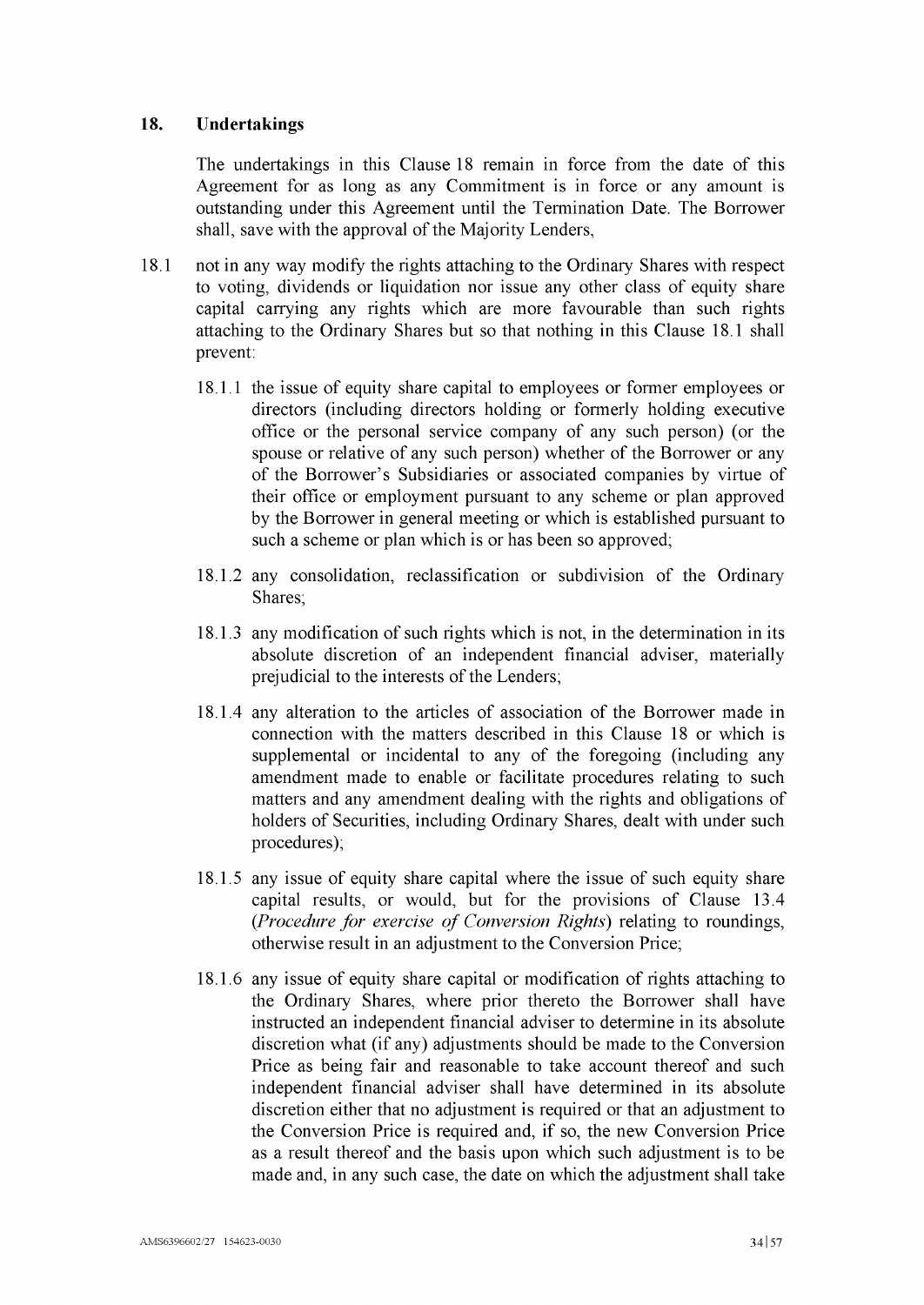## 18. Undertakings

The undertakings in this Clause 18 remain in force from the date of this Agreement for as long as any Commitment is in force or any amount is outstanding under this Agreement until the Termination Date. The Borrower shall, save with the approval of the Majority Lenders,

18.1 not in any way modify the rights attaching to the Ordinary Shares with respect to voting, dividends or liquidation nor issue any other class of equity share capital carrying any rights which are more favourable than such rights attaching to the Ordinary Shares but so that nothing in this Clause 18.1 shall prevent:

18.1.1 the issue of equity share capital to employees or former employees or directors (including directors holding or formerly holding executive office or the personal service company of any such person) (or the spouse or relative of any such person) whether of the Borrower or any of the Borrower's Subsidiaries or associated companies by virtue of their office or employment pursuant to any scheme or plan approved by the Borrower in general meeting or which is established pursuant to such a scheme or plan which is or has been so approved;

18.1.2 any consolidation, reclassification or subdivision of the Ordinary Shares;

18.1.3 any modification of such rights which is not, in the determination in its absolute discretion of an independent financial adviser, materially prejudicial to the interests of the Lenders;

18.1.4 any alteration to the articles of association of the Borrower made in connection with the matters described in this Clause 18 or which is supplemental or incidental to any of the foregoing (including any amendment made to enable or facilitate procedures relating to such matters and any amendment dealing with the rights and obligations of holders of Securities, including Ordinary Shares, dealt with under such procedures);

18.1.5 any issue of equity share capital where the issue of such equity share capital results, or would, but for the provisions of Clause 13.4 (*Procedure for exercise of Conversion Rights*) relating to roundings, otherwise result in an adjustment to the Conversion Price;

18.1.6 any issue of equity share capital or modification of rights attaching to the Ordinary Shares, where prior thereto the Borrower shall have instructed an independent financial adviser to determine in its absolute discretion what (if any) adjustments should be made to the Conversion Price as being fair and reasonable to take account thereof and such independent financial adviser shall have determined in its absolute discretion either that no adjustment is required or that an adjustment to the Conversion Price is required and, if so, the new Conversion Price as a result thereof and the basis upon which such adjustment is to be made and, in any such case, the date on which the adjustment shall take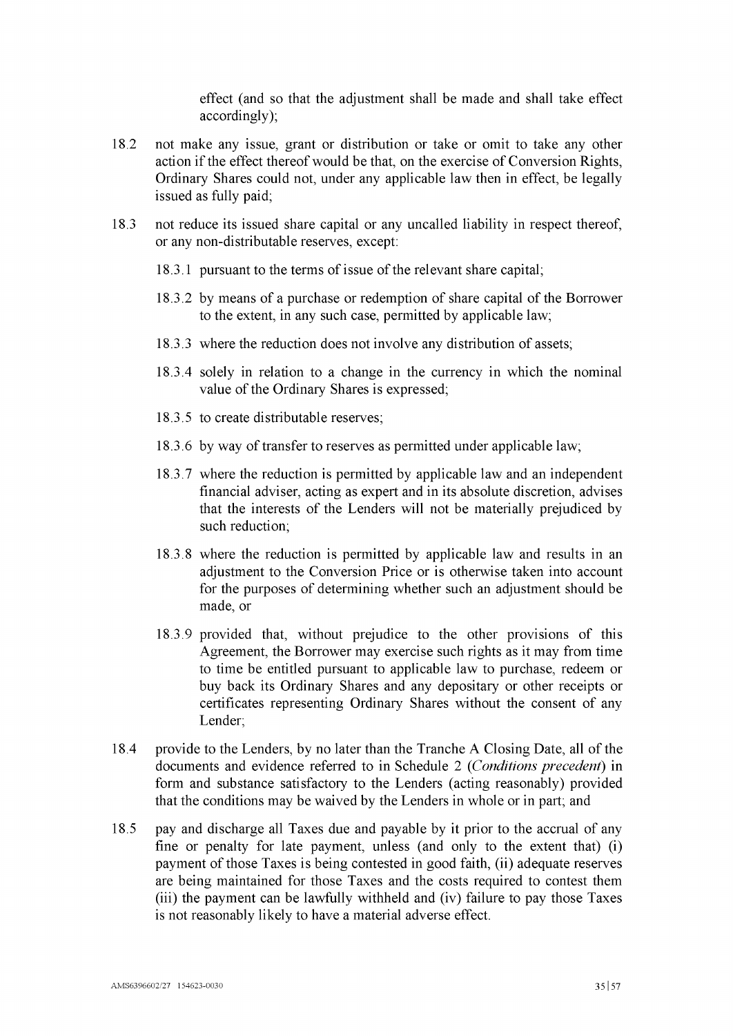effect (and so that the adjustment shall be made and shall take effect accordingly);

18.2 not make any issue, grant or distribution or take or omit to take any other action if the effect thereof would be that, on the exercise of Conversion Rights, Ordinary Shares could not, under any applicable law then in effect, be legally issued as fully paid;

18.3 not reduce its issued share capital or any uncalled liability in respect thereof, or any non-distributable reserves, except:

18.3.1 pursuant to the terms of issue of the relevant share capital;

18.3.2 by means of a purchase or redemption of share capital of the Borrower to the extent, in any such case, permitted by applicable law;

18.3.3 where the reduction does not involve any distribution of assets;

18.3.4 solely in relation to a change in the currency in which the nominal value of the Ordinary Shares is expressed;

18.3.5 to create distributable reserves;

18.3.6 by way of transfer to reserves as permitted under applicable law;

18.3.7 where the reduction is permitted by applicable law and an independent financial adviser, acting as expert and in its absolute discretion, advises that the interests of the Lenders will not be materially prejudiced by such reduction;

18.3.8 where the reduction is permitted by applicable law and results in an adjustment to the Conversion Price or is otherwise taken into account for the purposes of determining whether such an adjustment should be made, or

18.3.9 provided that, without prejudice to the other provisions of this Agreement, the Borrower may exercise such rights as it may from time to time be entitled pursuant to applicable law to purchase, redeem or buy back its Ordinary Shares and any depositary or other receipts or certificates representing Ordinary Shares without the consent of any Lender;

18.4 provide to the Lenders, by no later than the Tranche A Closing Date, all of the documents and evidence referred to in Schedule 2 (*Conditions precedent*) in form and substance satisfactory to the Lenders (acting reasonably) provided that the conditions may be waived by the Lenders in whole or in part; and

18.5 pay and discharge all Taxes due and payable by it prior to the accrual of any fine or penalty for late payment, unless (and only to the extent that) (i) payment of those Taxes is being contested in good faith, (ii) adequate reserves are being maintained for those Taxes and the costs required to contest them (iii) the payment can be lawfully withheld and (iv) failure to pay those Taxes is not reasonably likely to have a material adverse effect.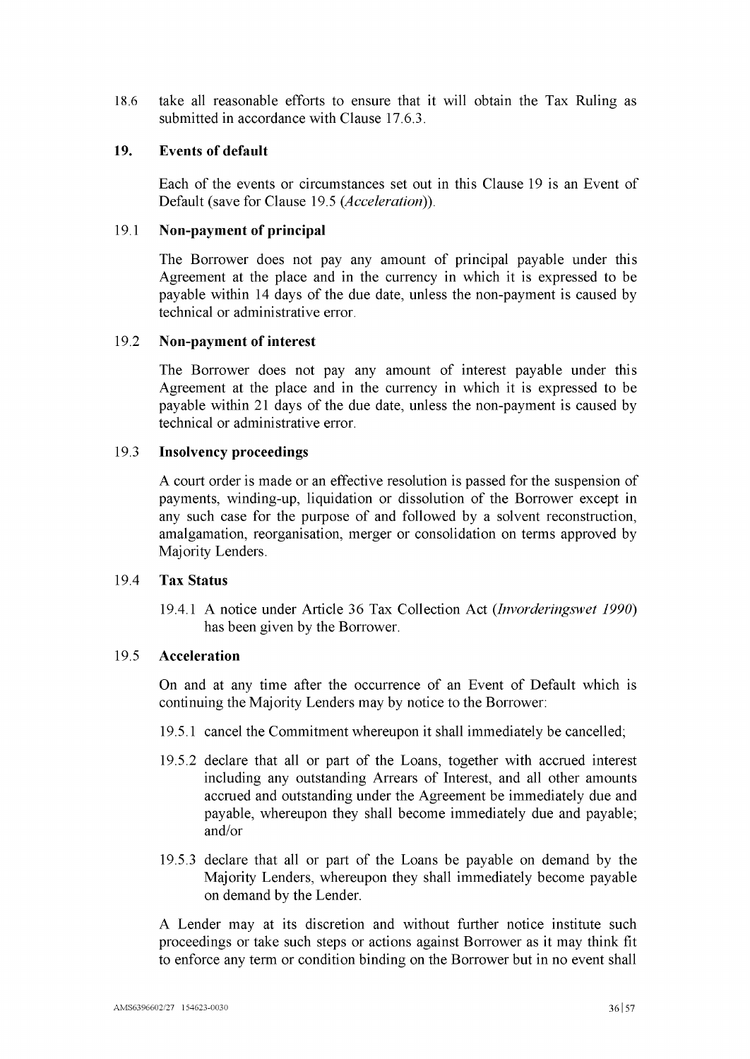18.6 take all reasonable efforts to ensure that it will obtain the Tax Ruling as submitted in accordance with Clause 17.6.3.

## 19. Events of default

Each of the events or circumstances set out in this Clause 19 is an Event of Default (save for Clause 19.5 (*Acceleration*)).

### 19.1 Non-payment of principal

The Borrower does not pay any amount of principal payable under this Agreement at the place and in the currency in which it is expressed to be payable within 14 days of the due date, unless the non-payment is caused by technical or administrative error.

### 19.2 Non-payment of interest

The Borrower does not pay any amount of interest payable under this Agreement at the place and in the currency in which it is expressed to be payable within 21 days of the due date, unless the non-payment is caused by technical or administrative error.

### 19.3 Insolvency proceedings

A court order is made or an effective resolution is passed for the suspension of payments, winding-up, liquidation or dissolution of the Borrower except in any such case for the purpose of and followed by a solvent reconstruction, amalgamation, reorganisation, merger or consolidation on terms approved by Majority Lenders.

### 19.4 Tax Status

19.4.1 A notice under Article 36 Tax Collection Act (*Invorderingswet 1990*) has been given by the Borrower.

### 19.5 Acceleration

On and at any time after the occurrence of an Event of Default which is continuing the Majority Lenders may by notice to the Borrower:

19.5.1 cancel the Commitment whereupon it shall immediately be cancelled;

19.5.2 declare that all or part of the Loans, together with accrued interest including any outstanding Arrears of Interest, and all other amounts accrued and outstanding under the Agreement be immediately due and payable, whereupon they shall become immediately due and payable; and/or

19.5.3 declare that all or part of the Loans be payable on demand by the Majority Lenders, whereupon they shall immediately become payable on demand by the Lender.

A Lender may at its discretion and without further notice institute such proceedings or take such steps or actions against Borrower as it may think fit to enforce any term or condition binding on the Borrower but in no event shall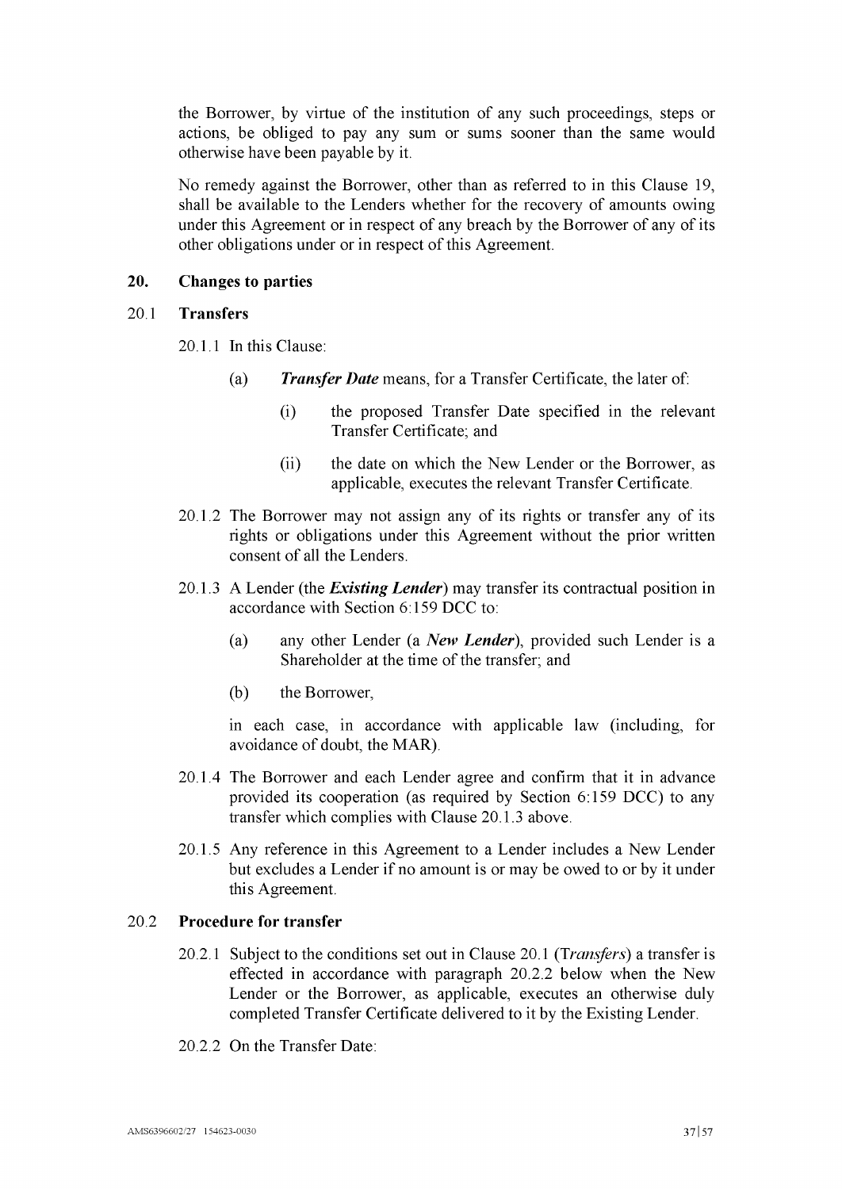the Borrower, by virtue of the institution of any such proceedings, steps or actions, be obliged to pay any sum or sums sooner than the same would otherwise have been payable by it.

No remedy against the Borrower, other than as referred to in this Clause 19, shall be available to the Lenders whether for the recovery of amounts owing under this Agreement or in respect of any breach by the Borrower of any of its other obligations under or in respect of this Agreement.

## 20. Changes to parties

### 20.1 Transfers

20.1.1 In this Clause:

(a) ***Transfer Date*** means, for a Transfer Certificate, the later of:

(i) the proposed Transfer Date specified in the relevant Transfer Certificate; and

(ii) the date on which the New Lender or the Borrower, as applicable, executes the relevant Transfer Certificate.

20.1.2 The Borrower may not assign any of its rights or transfer any of its rights or obligations under this Agreement without the prior written consent of all the Lenders.

20.1.3 A Lender (the ***Existing Lender***) may transfer its contractual position in accordance with Section 6:159 DCC to:

(a) any other Lender (a ***New Lender***), provided such Lender is a Shareholder at the time of the transfer; and

(b) the Borrower,

in each case, in accordance with applicable law (including, for avoidance of doubt, the MAR).

20.1.4 The Borrower and each Lender agree and confirm that it in advance provided its cooperation (as required by Section 6:159 DCC) to any transfer which complies with Clause 20.1.3 above.

20.1.5 Any reference in this Agreement to a Lender includes a New Lender but excludes a Lender if no amount is or may be owed to or by it under this Agreement.

### 20.2 Procedure for transfer

20.2.1 Subject to the conditions set out in Clause 20.1 (*Transfers*) a transfer is effected in accordance with paragraph 20.2.2 below when the New Lender or the Borrower, as applicable, executes an otherwise duly completed Transfer Certificate delivered to it by the Existing Lender.

20.2.2 On the Transfer Date: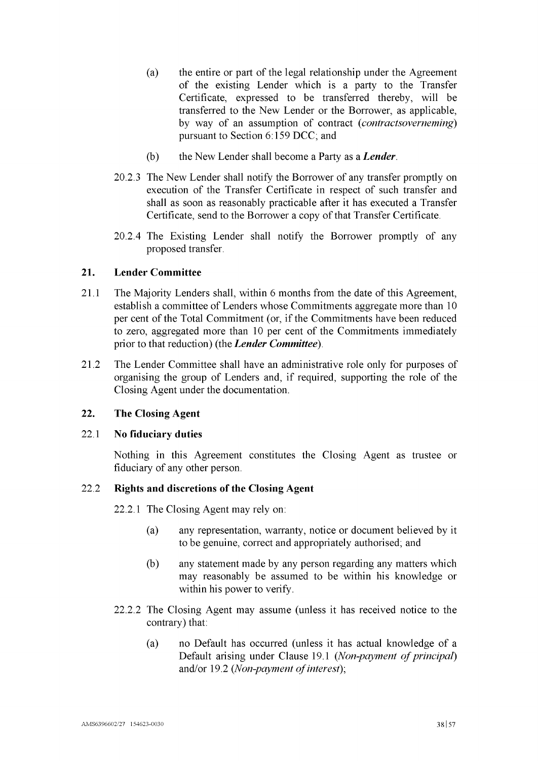(a) the entire or part of the legal relationship under the Agreement of the existing Lender which is a party to the Transfer Certificate, expressed to be transferred thereby, will be transferred to the New Lender or the Borrower, as applicable, by way of an assumption of contract (*contractsoverneming*) pursuant to Section 6:159 DCC; and

(b) the New Lender shall become a Party as a ***Lender***.

20.2.3 The New Lender shall notify the Borrower of any transfer promptly on execution of the Transfer Certificate in respect of such transfer and shall as soon as reasonably practicable after it has executed a Transfer Certificate, send to the Borrower a copy of that Transfer Certificate.

20.2.4 The Existing Lender shall notify the Borrower promptly of any proposed transfer.

## 21. Lender Committee

21.1 The Majority Lenders shall, within 6 months from the date of this Agreement, establish a committee of Lenders whose Commitments aggregate more than 10 per cent of the Total Commitment (or, if the Commitments have been reduced to zero, aggregated more than 10 per cent of the Commitments immediately prior to that reduction) (the ***Lender Committee***).

21.2 The Lender Committee shall have an administrative role only for purposes of organising the group of Lenders and, if required, supporting the role of the Closing Agent under the documentation.

## 22. The Closing Agent

### 22.1 No fiduciary duties

Nothing in this Agreement constitutes the Closing Agent as trustee or fiduciary of any other person.

### 22.2 Rights and discretions of the Closing Agent

22.2.1 The Closing Agent may rely on:

(a) any representation, warranty, notice or document believed by it to be genuine, correct and appropriately authorised; and

(b) any statement made by any person regarding any matters which may reasonably be assumed to be within his knowledge or within his power to verify.

22.2.2 The Closing Agent may assume (unless it has received notice to the contrary) that:

(a) no Default has occurred (unless it has actual knowledge of a Default arising under Clause 19.1 (*Non-payment of principal*) and/or 19.2 (*Non-payment of interest*);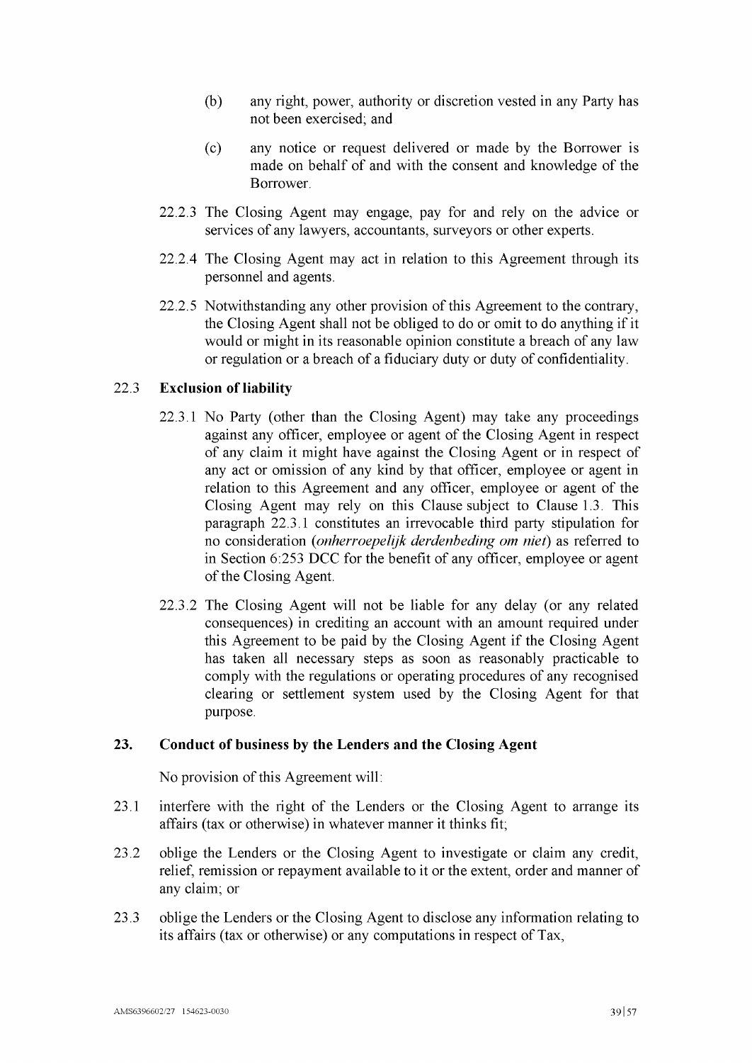(b) any right, power, authority or discretion vested in any Party has not been exercised; and

(c) any notice or request delivered or made by the Borrower is made on behalf of and with the consent and knowledge of the Borrower.

22.2.3 The Closing Agent may engage, pay for and rely on the advice or services of any lawyers, accountants, surveyors or other experts.

22.2.4 The Closing Agent may act in relation to this Agreement through its personnel and agents.

22.2.5 Notwithstanding any other provision of this Agreement to the contrary, the Closing Agent shall not be obliged to do or omit to do anything if it would or might in its reasonable opinion constitute a breach of any law or regulation or a breach of a fiduciary duty or duty of confidentiality.

### 22.3 Exclusion of liability

22.3.1 No Party (other than the Closing Agent) may take any proceedings against any officer, employee or agent of the Closing Agent in respect of any claim it might have against the Closing Agent or in respect of any act or omission of any kind by that officer, employee or agent in relation to this Agreement and any officer, employee or agent of the Closing Agent may rely on this Clause subject to Clause 1.3. This paragraph 22.3.1 constitutes an irrevocable third party stipulation for no consideration (*onherroepelijk derdenbeding om niet*) as referred to in Section 6:253 DCC for the benefit of any officer, employee or agent of the Closing Agent.

22.3.2 The Closing Agent will not be liable for any delay (or any related consequences) in crediting an account with an amount required under this Agreement to be paid by the Closing Agent if the Closing Agent has taken all necessary steps as soon as reasonably practicable to comply with the regulations or operating procedures of any recognised clearing or settlement system used by the Closing Agent for that purpose.

## 23. Conduct of business by the Lenders and the Closing Agent

No provision of this Agreement will:

23.1 interfere with the right of the Lenders or the Closing Agent to arrange its affairs (tax or otherwise) in whatever manner it thinks fit;

23.2 oblige the Lenders or the Closing Agent to investigate or claim any credit, relief, remission or repayment available to it or the extent, order and manner of any claim; or

23.3 oblige the Lenders or the Closing Agent to disclose any information relating to its affairs (tax or otherwise) or any computations in respect of Tax,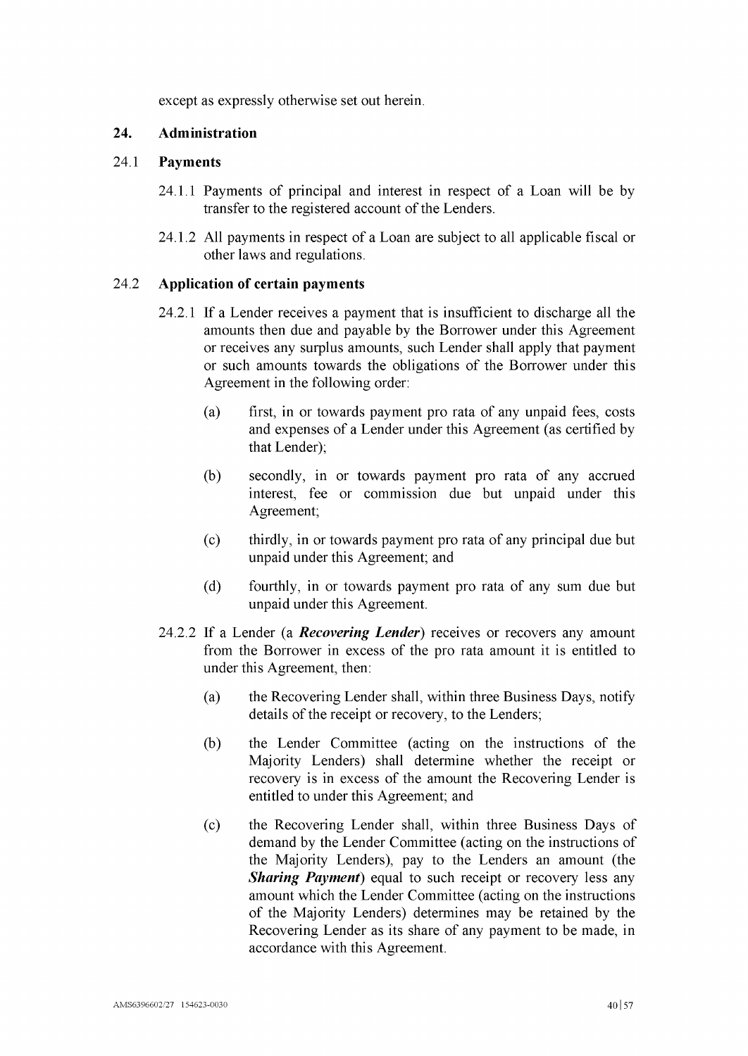except as expressly otherwise set out herein.

## 24. Administration

### 24.1 Payments

24.1.1 Payments of principal and interest in respect of a Loan will be by transfer to the registered account of the Lenders.

24.1.2 All payments in respect of a Loan are subject to all applicable fiscal or other laws and regulations.

### 24.2 Application of certain payments

24.2.1 If a Lender receives a payment that is insufficient to discharge all the amounts then due and payable by the Borrower under this Agreement or receives any surplus amounts, such Lender shall apply that payment or such amounts towards the obligations of the Borrower under this Agreement in the following order:

(a) first, in or towards payment pro rata of any unpaid fees, costs and expenses of a Lender under this Agreement (as certified by that Lender);

(b) secondly, in or towards payment pro rata of any accrued interest, fee or commission due but unpaid under this Agreement;

(c) thirdly, in or towards payment pro rata of any principal due but unpaid under this Agreement; and

(d) fourthly, in or towards payment pro rata of any sum due but unpaid under this Agreement.

24.2.2 If a Lender (a ***Recovering Lender***) receives or recovers any amount from the Borrower in excess of the pro rata amount it is entitled to under this Agreement, then:

(a) the Recovering Lender shall, within three Business Days, notify details of the receipt or recovery, to the Lenders;

(b) the Lender Committee (acting on the instructions of the Majority Lenders) shall determine whether the receipt or recovery is in excess of the amount the Recovering Lender is entitled to under this Agreement; and

(c) the Recovering Lender shall, within three Business Days of demand by the Lender Committee (acting on the instructions of the Majority Lenders), pay to the Lenders an amount (the ***Sharing Payment***) equal to such receipt or recovery less any amount which the Lender Committee (acting on the instructions of the Majority Lenders) determines may be retained by the Recovering Lender as its share of any payment to be made, in accordance with this Agreement.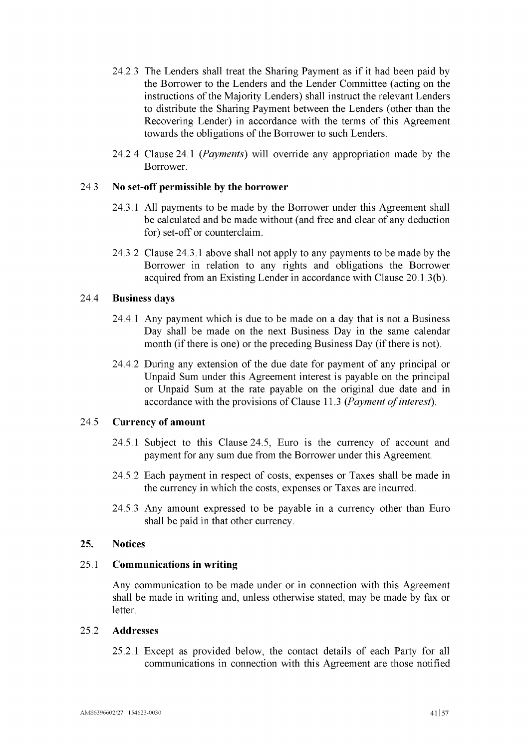24.2.3 The Lenders shall treat the Sharing Payment as if it had been paid by the Borrower to the Lenders and the Lender Committee (acting on the instructions of the Majority Lenders) shall instruct the relevant Lenders to distribute the Sharing Payment between the Lenders (other than the Recovering Lender) in accordance with the terms of this Agreement towards the obligations of the Borrower to such Lenders.

24.2.4 Clause 24.1 (*Payments*) will override any appropriation made by the Borrower.

### 24.3 No set-off permissible by the borrower

24.3.1 All payments to be made by the Borrower under this Agreement shall be calculated and be made without (and free and clear of any deduction for) set-off or counterclaim.

24.3.2 Clause 24.3.1 above shall not apply to any payments to be made by the Borrower in relation to any rights and obligations the Borrower acquired from an Existing Lender in accordance with Clause 20.1.3(b).

### 24.4 Business days

24.4.1 Any payment which is due to be made on a day that is not a Business Day shall be made on the next Business Day in the same calendar month (if there is one) or the preceding Business Day (if there is not).

24.4.2 During any extension of the due date for payment of any principal or Unpaid Sum under this Agreement interest is payable on the principal or Unpaid Sum at the rate payable on the original due date and in accordance with the provisions of Clause 11.3 (*Payment of interest*).

### 24.5 Currency of amount

24.5.1 Subject to this Clause 24.5, Euro is the currency of account and payment for any sum due from the Borrower under this Agreement.

24.5.2 Each payment in respect of costs, expenses or Taxes shall be made in the currency in which the costs, expenses or Taxes are incurred.

24.5.3 Any amount expressed to be payable in a currency other than Euro shall be paid in that other currency.

## 25. Notices

### 25.1 Communications in writing

Any communication to be made under or in connection with this Agreement shall be made in writing and, unless otherwise stated, may be made by fax or letter.

### 25.2 Addresses

25.2.1 Except as provided below, the contact details of each Party for all communications in connection with this Agreement are those notified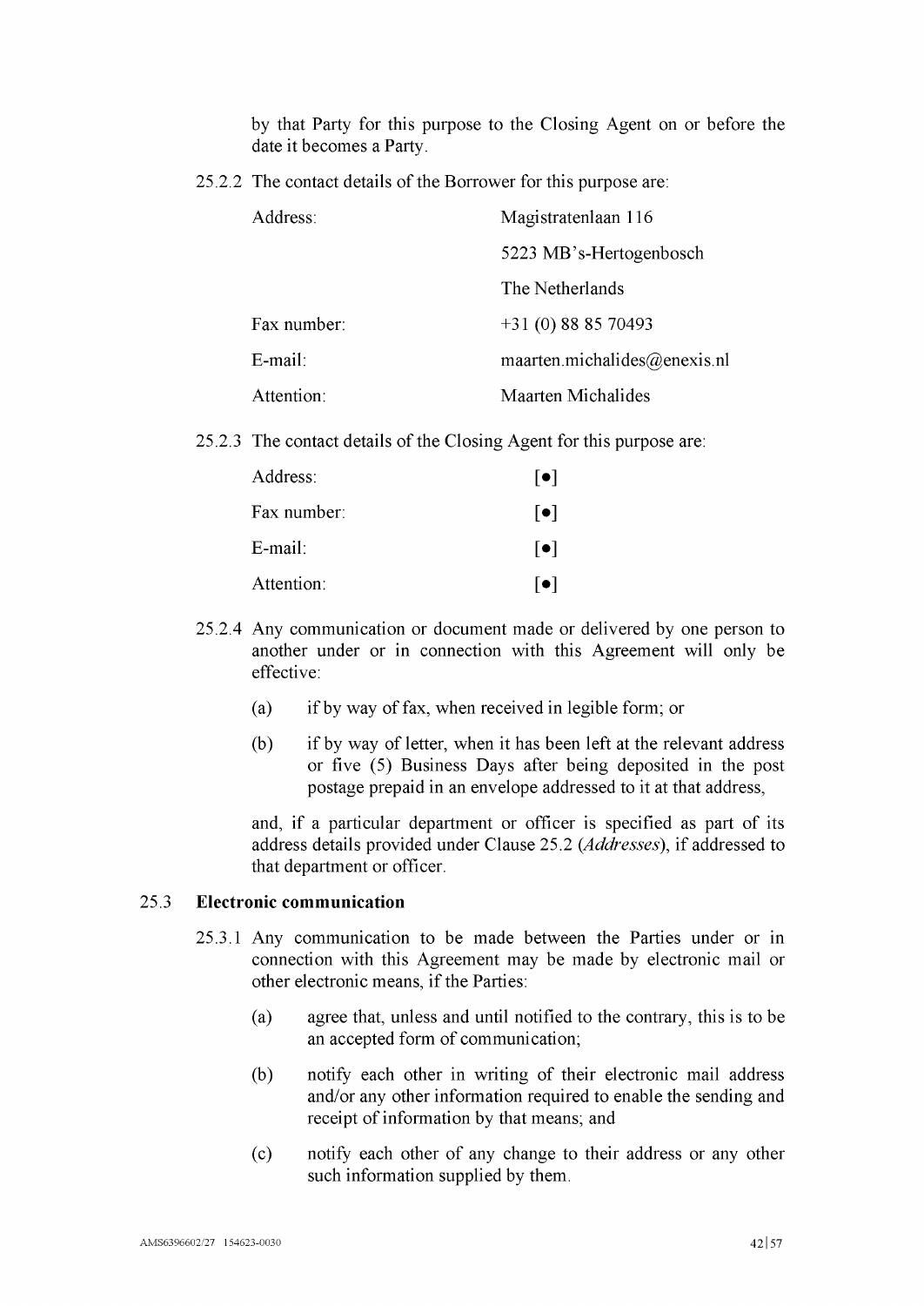by that Party for this purpose to the Closing Agent on or before the date it becomes a Party.

25.2.2 The contact details of the Borrower for this purpose are:

| | |
|---|---|
| Address: | Magistratenlaan 116 |
| | 5223 MB's-Hertogenbosch |
| | The Netherlands |
| Fax number: | +31 (0) 88 85 70493 |
| E-mail: | maarten.michalides@enexis.nl |
| Attention: | Maarten Michalides |

25.2.3 The contact details of the Closing Agent for this purpose are:

| | |
|---|---|
| Address: | [●] |
| Fax number: | [●] |
| E-mail: | [●] |
| Attention: | [●] |

25.2.4 Any communication or document made or delivered by one person to another under or in connection with this Agreement will only be effective:

(a) if by way of fax, when received in legible form; or

(b) if by way of letter, when it has been left at the relevant address or five (5) Business Days after being deposited in the post postage prepaid in an envelope addressed to it at that address,

and, if a particular department or officer is specified as part of its address details provided under Clause 25.2 (*Addresses*), if addressed to that department or officer.

### 25.3 Electronic communication

25.3.1 Any communication to be made between the Parties under or in connection with this Agreement may be made by electronic mail or other electronic means, if the Parties:

(a) agree that, unless and until notified to the contrary, this is to be an accepted form of communication;

(b) notify each other in writing of their electronic mail address and/or any other information required to enable the sending and receipt of information by that means; and

(c) notify each other of any change to their address or any other such information supplied by them.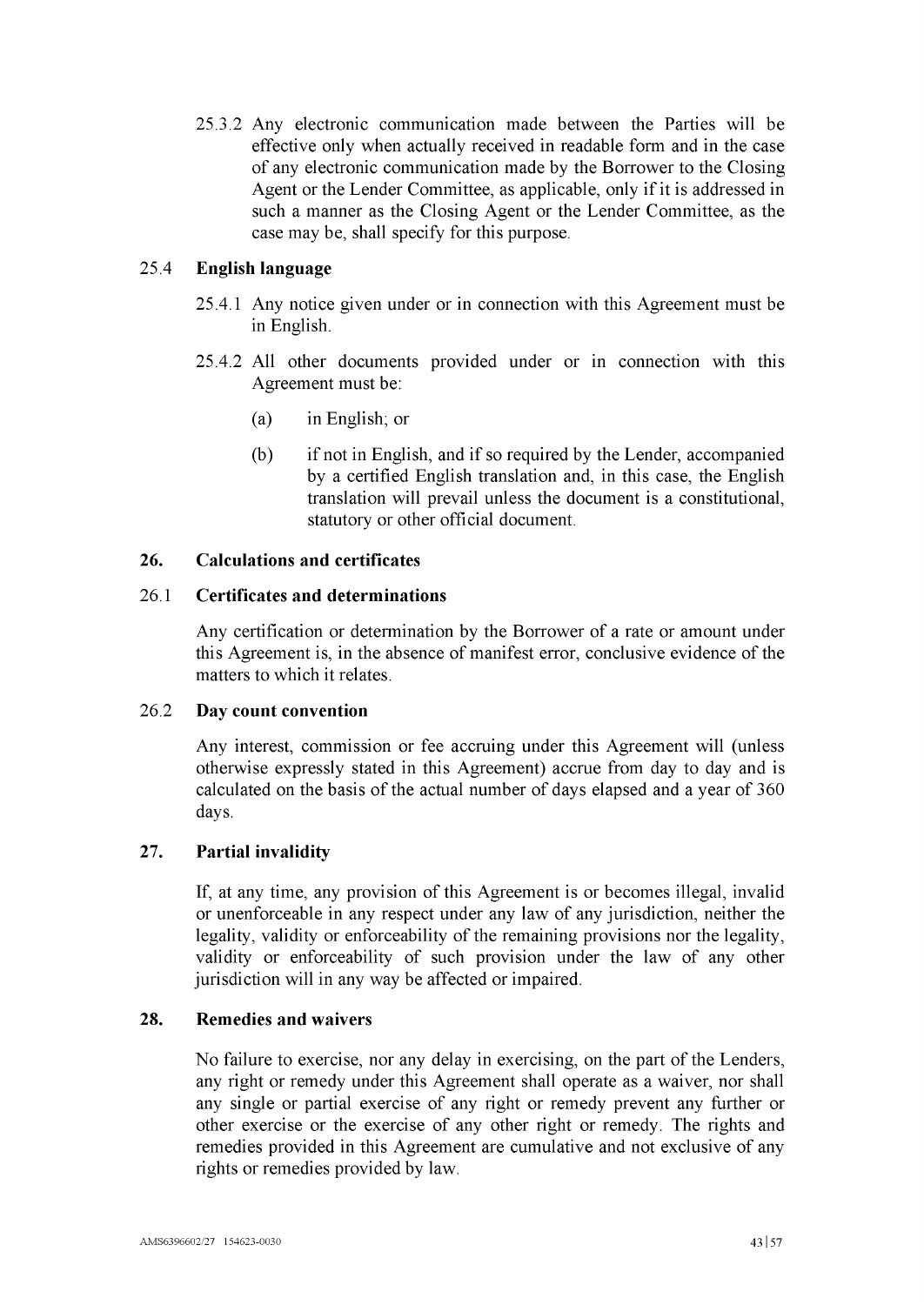25.3.2 Any electronic communication made between the Parties will be effective only when actually received in readable form and in the case of any electronic communication made by the Borrower to the Closing Agent or the Lender Committee, as applicable, only if it is addressed in such a manner as the Closing Agent or the Lender Committee, as the case may be, shall specify for this purpose.

### 25.4 English language

25.4.1 Any notice given under or in connection with this Agreement must be in English.

25.4.2 All other documents provided under or in connection with this Agreement must be:

(a) in English; or

(b) if not in English, and if so required by the Lender, accompanied by a certified English translation and, in this case, the English translation will prevail unless the document is a constitutional, statutory or other official document.

## 26. Calculations and certificates

### 26.1 Certificates and determinations

Any certification or determination by the Borrower of a rate or amount under this Agreement is, in the absence of manifest error, conclusive evidence of the matters to which it relates.

### 26.2 Day count convention

Any interest, commission or fee accruing under this Agreement will (unless otherwise expressly stated in this Agreement) accrue from day to day and is calculated on the basis of the actual number of days elapsed and a year of 360 days.

## 27. Partial invalidity

If, at any time, any provision of this Agreement is or becomes illegal, invalid or unenforceable in any respect under any law of any jurisdiction, neither the legality, validity or enforceability of the remaining provisions nor the legality, validity or enforceability of such provision under the law of any other jurisdiction will in any way be affected or impaired.

## 28. Remedies and waivers

No failure to exercise, nor any delay in exercising, on the part of the Lenders, any right or remedy under this Agreement shall operate as a waiver, nor shall any single or partial exercise of any right or remedy prevent any further or other exercise or the exercise of any other right or remedy. The rights and remedies provided in this Agreement are cumulative and not exclusive of any rights or remedies provided by law.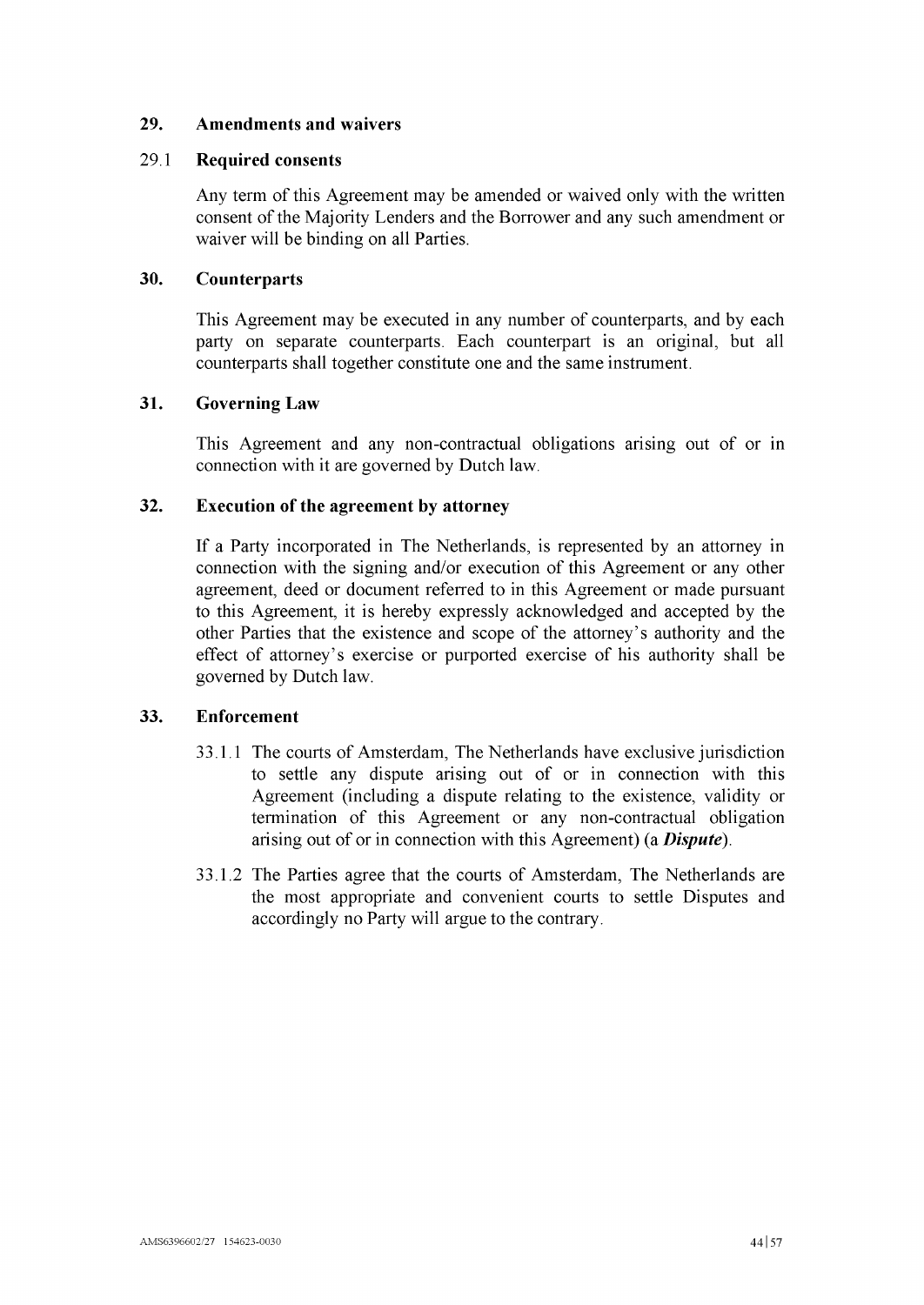## 29. Amendments and waivers

### 29.1 Required consents

Any term of this Agreement may be amended or waived only with the written consent of the Majority Lenders and the Borrower and any such amendment or waiver will be binding on all Parties.

## 30. Counterparts

This Agreement may be executed in any number of counterparts, and by each party on separate counterparts. Each counterpart is an original, but all counterparts shall together constitute one and the same instrument.

## 31. Governing Law

This Agreement and any non-contractual obligations arising out of or in connection with it are governed by Dutch law.

## 32. Execution of the agreement by attorney

If a Party incorporated in The Netherlands, is represented by an attorney in connection with the signing and/or execution of this Agreement or any other agreement, deed or document referred to in this Agreement or made pursuant to this Agreement, it is hereby expressly acknowledged and accepted by the other Parties that the existence and scope of the attorney's authority and the effect of attorney's exercise or purported exercise of his authority shall be governed by Dutch law.

## 33. Enforcement

33.1.1 The courts of Amsterdam, The Netherlands have exclusive jurisdiction to settle any dispute arising out of or in connection with this Agreement (including a dispute relating to the existence, validity or termination of this Agreement or any non-contractual obligation arising out of or in connection with this Agreement) (a ***Dispute***).

33.1.2 The Parties agree that the courts of Amsterdam, The Netherlands are the most appropriate and convenient courts to settle Disputes and accordingly no Party will argue to the contrary.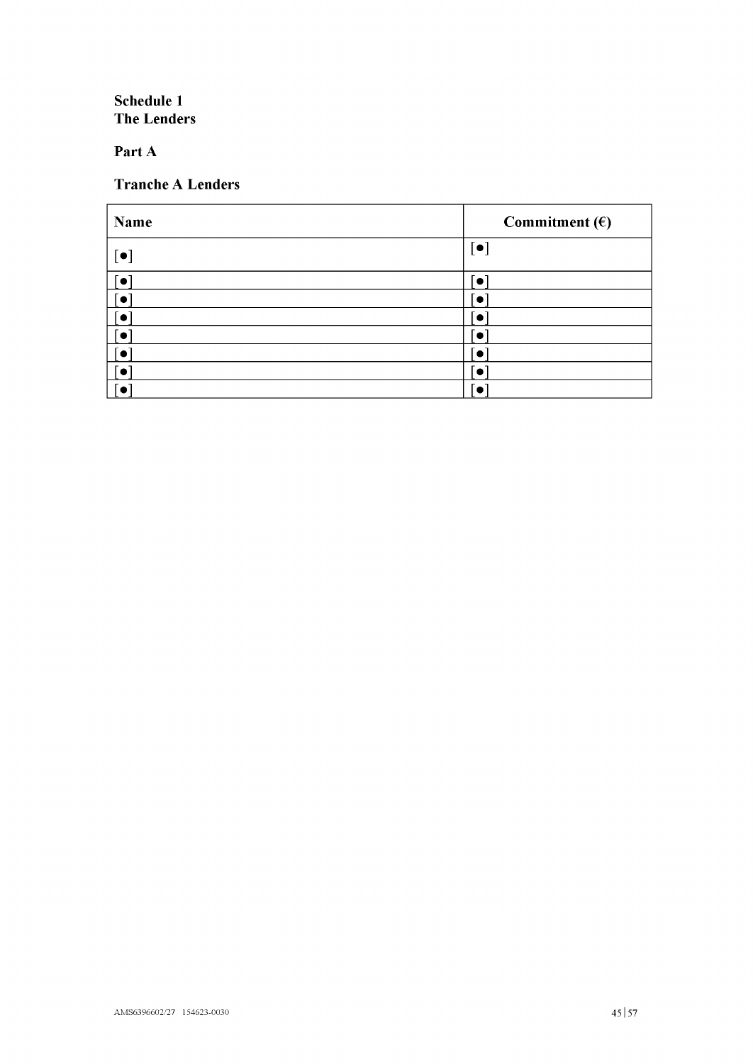**Schedule 1**
**The Lenders**

**Part A**

**Tranche A Lenders**

| Name | Commitment (€) |
| --- | --- |
| [●] | [●] |
| [●] | [●] |
| [●] | [●] |
| [●] | [●] |
| [●] | [●] |
| [●] | [●] |
| [●] | [●] |
| [●] | [●] |

AMS6396602/27 154623-0030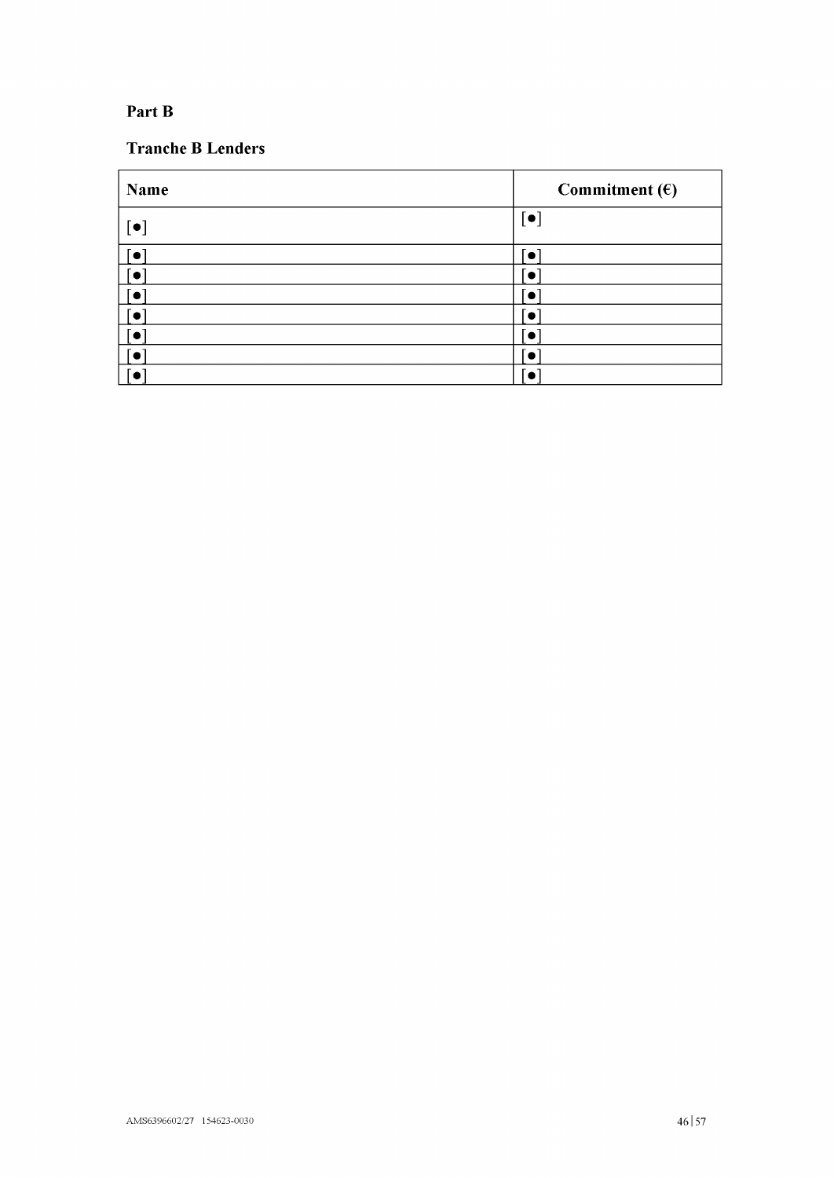**Part B**

**Tranche B Lenders**

| Name | Commitment (€) |
|---|---|
| [●] | [●] |
| [●] | [●] |
| [●] | [●] |
| [●] | [●] |
| [●] | [●] |
| [●] | [●] |
| [●] | [●] |
| [●] | [●] |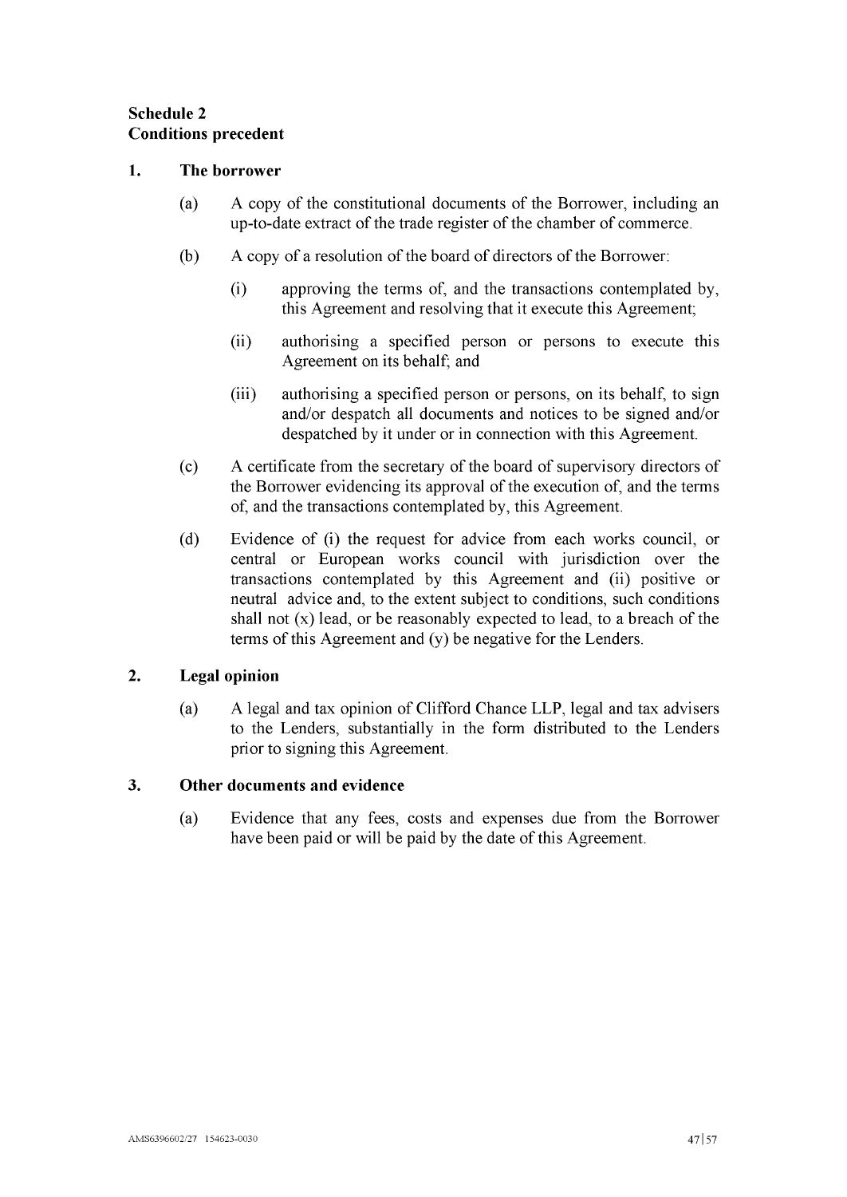**Schedule 2**
**Conditions precedent**

1. **The borrower**

   (a) A copy of the constitutional documents of the Borrower, including an up-to-date extract of the trade register of the chamber of commerce.

   (b) A copy of a resolution of the board of directors of the Borrower:

      (i) approving the terms of, and the transactions contemplated by, this Agreement and resolving that it execute this Agreement;

      (ii) authorising a specified person or persons to execute this Agreement on its behalf; and

      (iii) authorising a specified person or persons, on its behalf, to sign and/or despatch all documents and notices to be signed and/or despatched by it under or in connection with this Agreement.

   (c) A certificate from the secretary of the board of supervisory directors of the Borrower evidencing its approval of the execution of, and the terms of, and the transactions contemplated by, this Agreement.

   (d) Evidence of (i) the request for advice from each works council, or central or European works council with jurisdiction over the transactions contemplated by this Agreement and (ii) positive or neutral advice and, to the extent subject to conditions, such conditions shall not (x) lead, or be reasonably expected to lead, to a breach of the terms of this Agreement and (y) be negative for the Lenders.

2. **Legal opinion**

   (a) A legal and tax opinion of Clifford Chance LLP, legal and tax advisers to the Lenders, substantially in the form distributed to the Lenders prior to signing this Agreement.

3. **Other documents and evidence**

   (a) Evidence that any fees, costs and expenses due from the Borrower have been paid or will be paid by the date of this Agreement.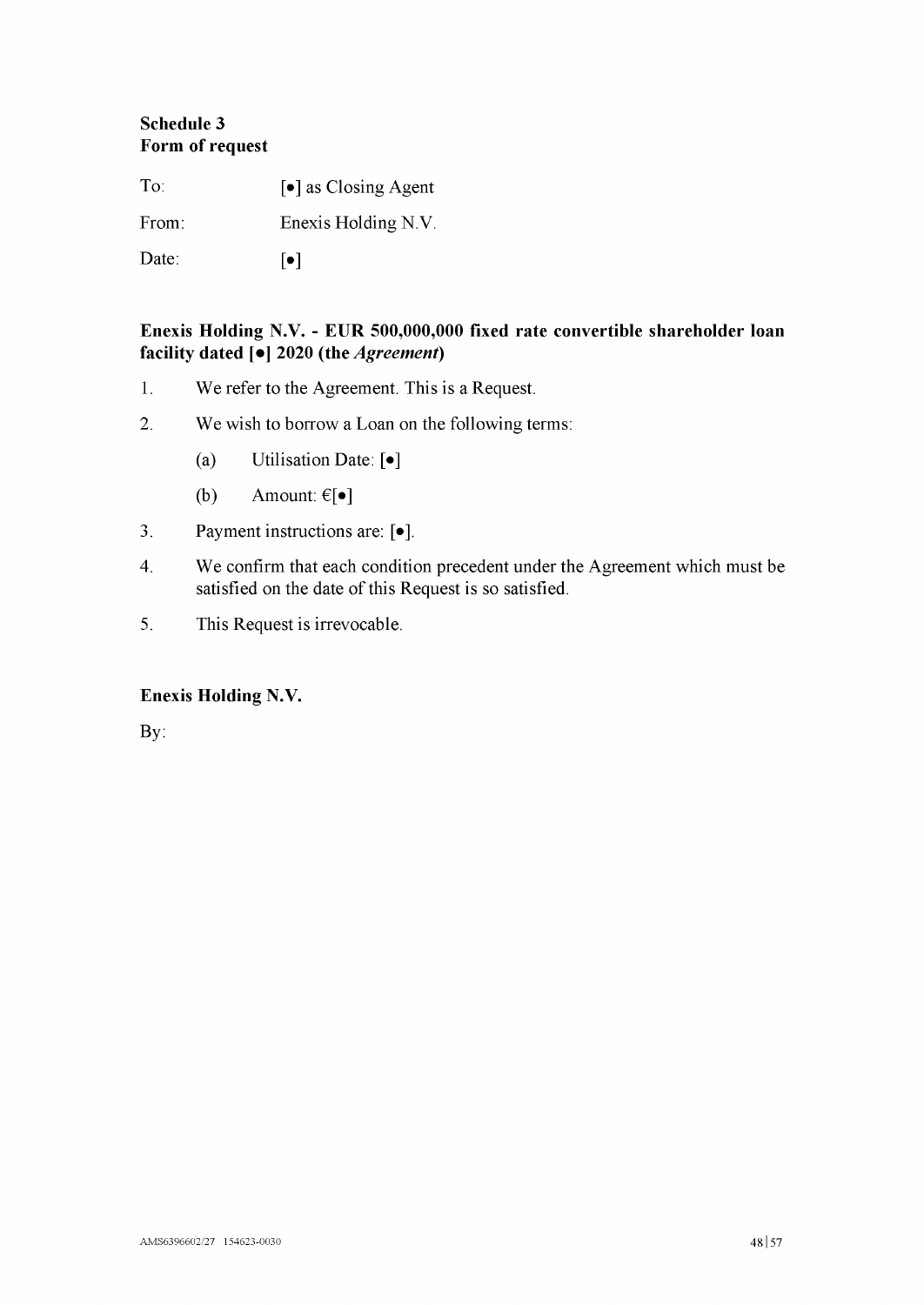**Schedule 3**
**Form of request**

To: [•] as Closing Agent

From: Enexis Holding N.V.

Date: [•]

**Enexis Holding N.V. - EUR 500,000,000 fixed rate convertible shareholder loan facility dated [•] 2020 (the *Agreement*)**

1. We refer to the Agreement. This is a Request.
2. We wish to borrow a Loan on the following terms:
   (a) Utilisation Date: [•]
   (b) Amount: €[•]
3. Payment instructions are: [•].
4. We confirm that each condition precedent under the Agreement which must be satisfied on the date of this Request is so satisfied.
5. This Request is irrevocable.

**Enexis Holding N.V.**

By: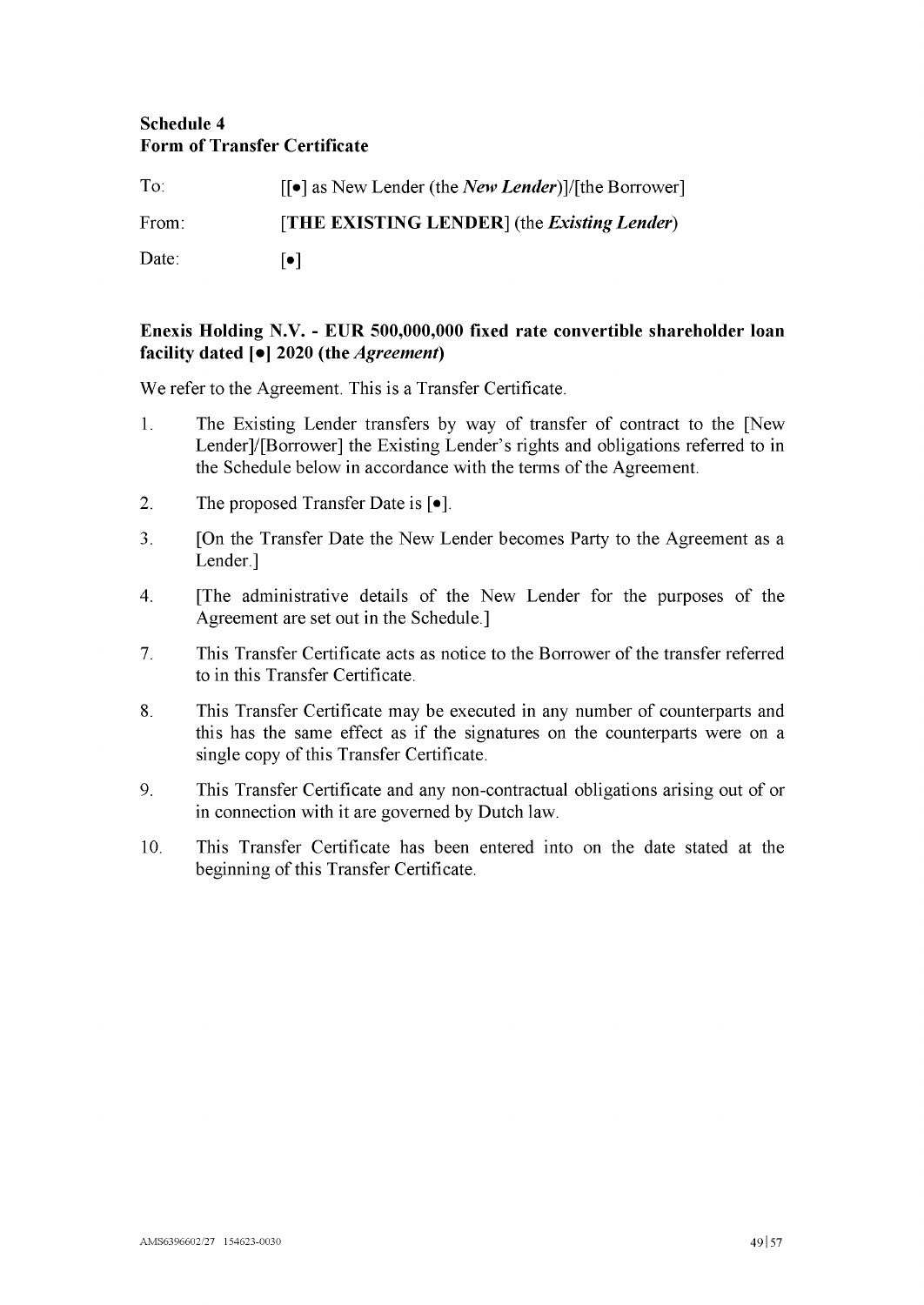**Schedule 4**
**Form of Transfer Certificate**

To: [[•] as New Lender (the ***New Lender***)]/[the Borrower]

From: **[THE EXISTING LENDER]** (the ***Existing Lender***)

Date: [•]

**Enexis Holding N.V. - EUR 500,000,000 fixed rate convertible shareholder loan facility dated [•] 2020 (the *Agreement*)**

We refer to the Agreement. This is a Transfer Certificate.

1. The Existing Lender transfers by way of transfer of contract to the [New Lender]/[Borrower] the Existing Lender's rights and obligations referred to in the Schedule below in accordance with the terms of the Agreement.

2. The proposed Transfer Date is [•].

3. [On the Transfer Date the New Lender becomes Party to the Agreement as a Lender.]

4. [The administrative details of the New Lender for the purposes of the Agreement are set out in the Schedule.]

7. This Transfer Certificate acts as notice to the Borrower of the transfer referred to in this Transfer Certificate.

8. This Transfer Certificate may be executed in any number of counterparts and this has the same effect as if the signatures on the counterparts were on a single copy of this Transfer Certificate.

9. This Transfer Certificate and any non-contractual obligations arising out of or in connection with it are governed by Dutch law.

10. This Transfer Certificate has been entered into on the date stated at the beginning of this Transfer Certificate.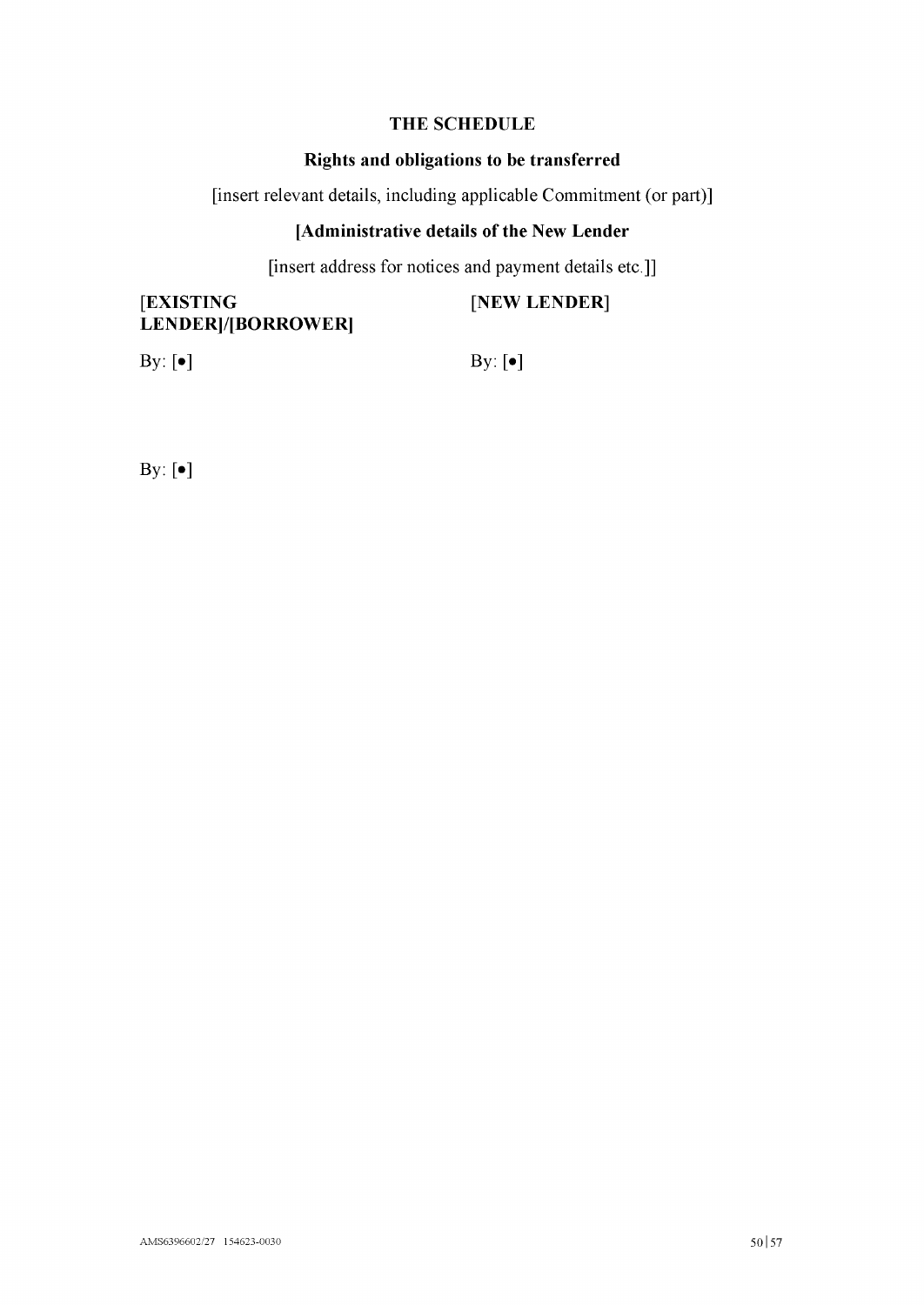## THE SCHEDULE

### Rights and obligations to be transferred

[insert relevant details, including applicable Commitment (or part)]

### [Administrative details of the New Lender

[insert address for notices and payment details etc.]]

| [**EXISTING LENDER]/[BORROWER]** | [**NEW LENDER**] |
|---|---|
| By: [•] | By: [•] |

By: [•]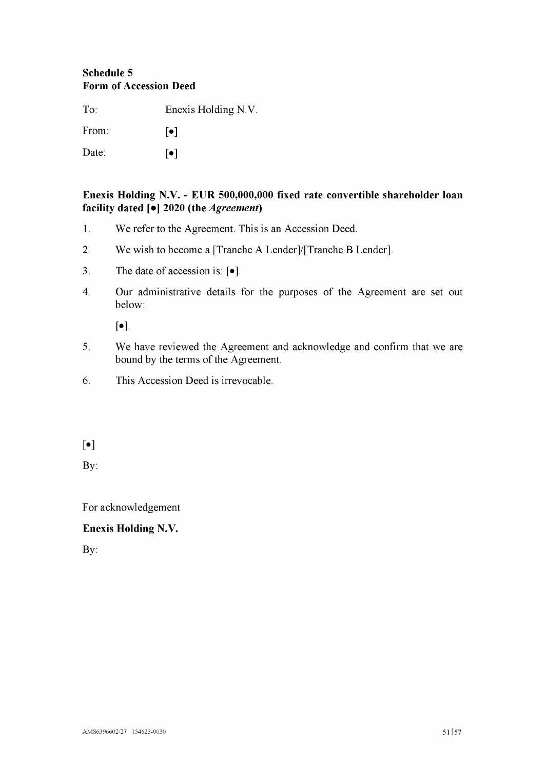**Schedule 5**
**Form of Accession Deed**

| To: | Enexis Holding N.V. |
|---|---|
| From: | [•] |
| Date: | [•] |

**Enexis Holding N.V. - EUR 500,000,000 fixed rate convertible shareholder loan facility dated [•] 2020 (the *Agreement*)**

1. We refer to the Agreement. This is an Accession Deed.
2. We wish to become a [Tranche A Lender]/[Tranche B Lender].
3. The date of accession is: [•].
4. Our administrative details for the purposes of the Agreement are set out below:

   [•].
5. We have reviewed the Agreement and acknowledge and confirm that we are bound by the terms of the Agreement.
6. This Accession Deed is irrevocable.

[•]

By:

For acknowledgement

**Enexis Holding N.V.**

By: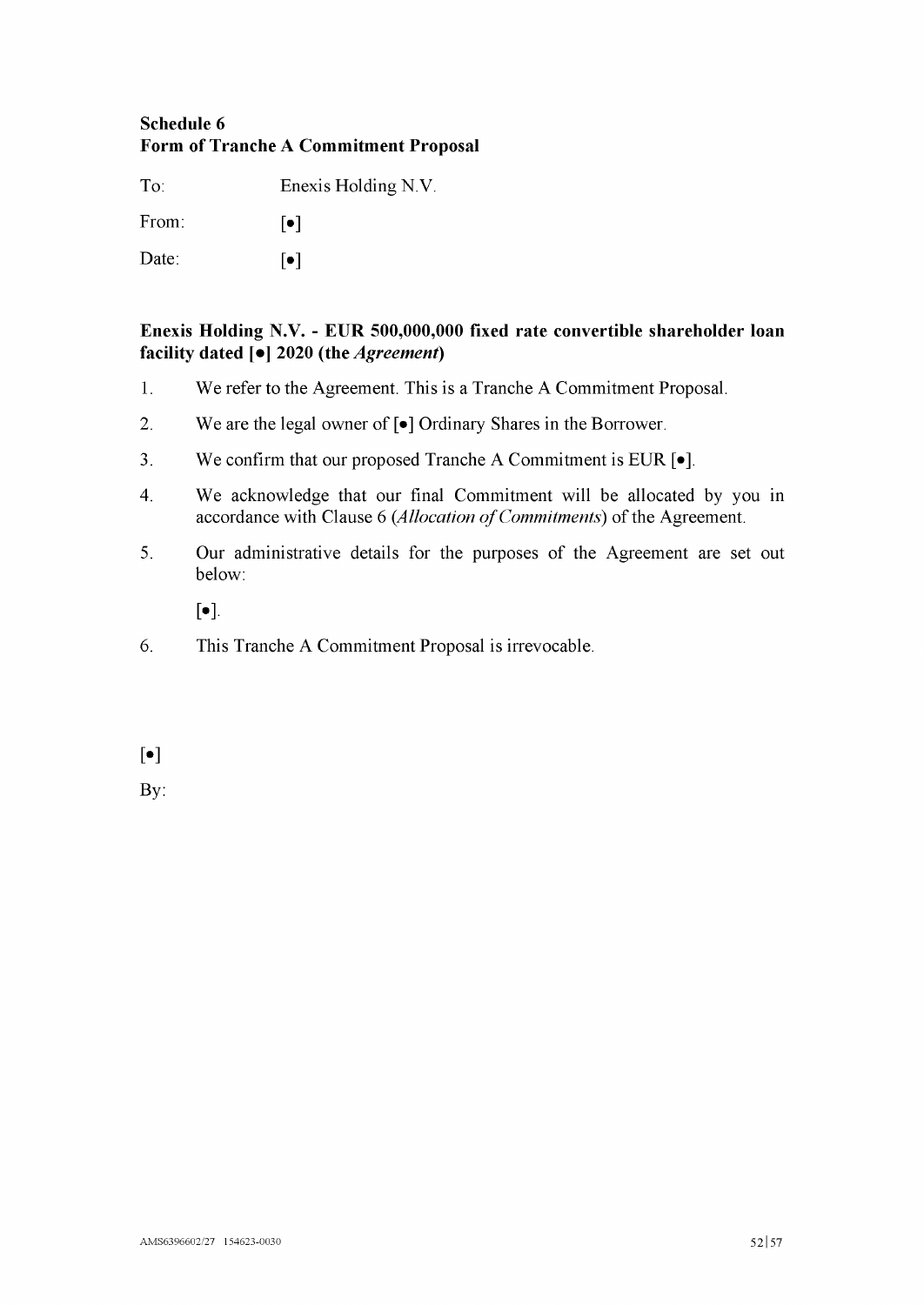**Schedule 6**
**Form of Tranche A Commitment Proposal**

To: Enexis Holding N.V.

From: [•]

Date: [•]

**Enexis Holding N.V. - EUR 500,000,000 fixed rate convertible shareholder loan facility dated [•] 2020 (the *Agreement*)**

1. We refer to the Agreement. This is a Tranche A Commitment Proposal.
2. We are the legal owner of [•] Ordinary Shares in the Borrower.
3. We confirm that our proposed Tranche A Commitment is EUR [•].
4. We acknowledge that our final Commitment will be allocated by you in accordance with Clause 6 (*Allocation of Commitments*) of the Agreement.
5. Our administrative details for the purposes of the Agreement are set out below:

   [•].
6. This Tranche A Commitment Proposal is irrevocable.

[•]

By: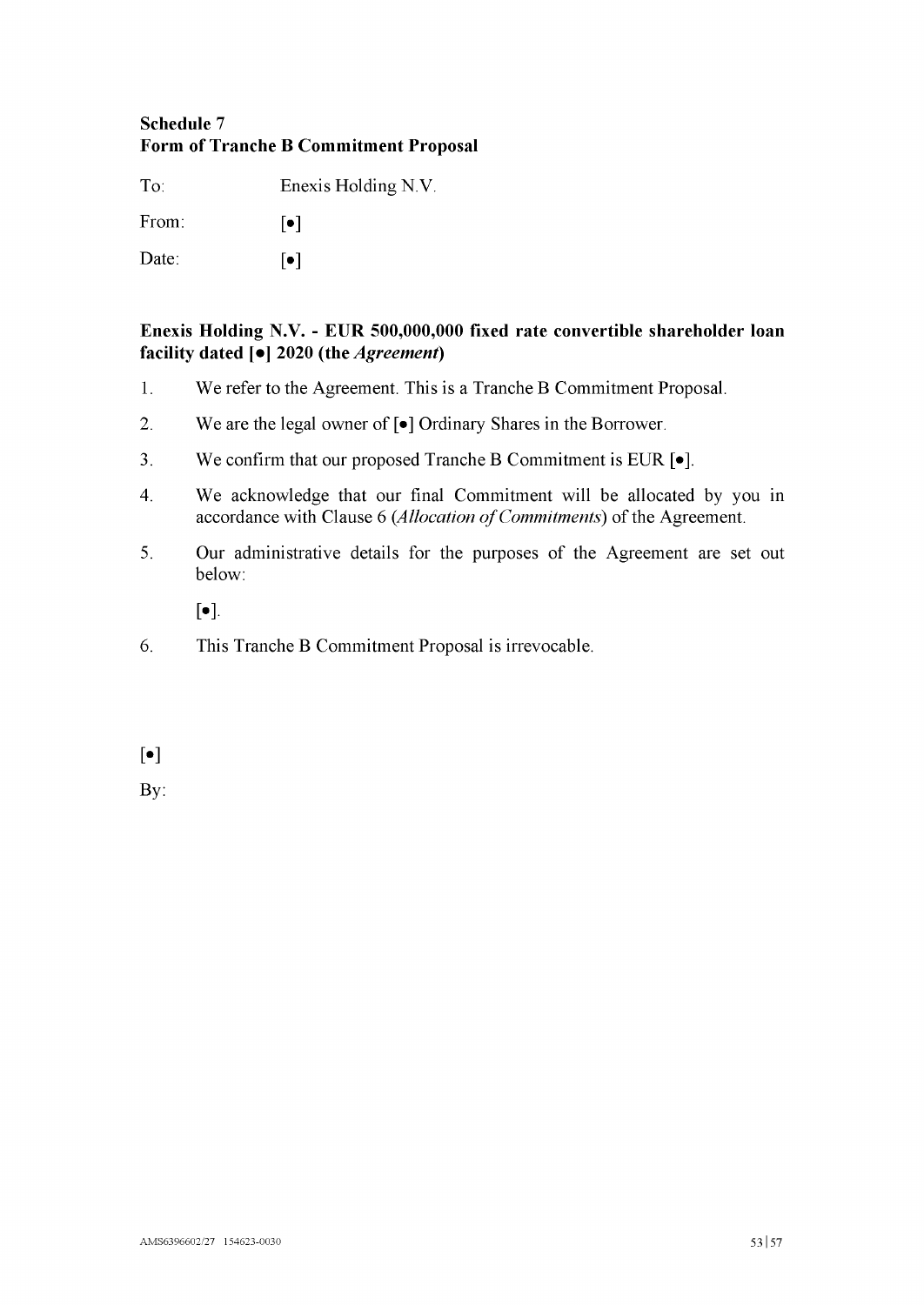**Schedule 7**
**Form of Tranche B Commitment Proposal**

To: Enexis Holding N.V.

From: [•]

Date: [•]

**Enexis Holding N.V. - EUR 500,000,000 fixed rate convertible shareholder loan facility dated [•] 2020 (the *Agreement*)**

1. We refer to the Agreement. This is a Tranche B Commitment Proposal.
2. We are the legal owner of [•] Ordinary Shares in the Borrower.
3. We confirm that our proposed Tranche B Commitment is EUR [•].
4. We acknowledge that our final Commitment will be allocated by you in accordance with Clause 6 (*Allocation of Commitments*) of the Agreement.
5. Our administrative details for the purposes of the Agreement are set out below:

   [•].
6. This Tranche B Commitment Proposal is irrevocable.

[•]

By: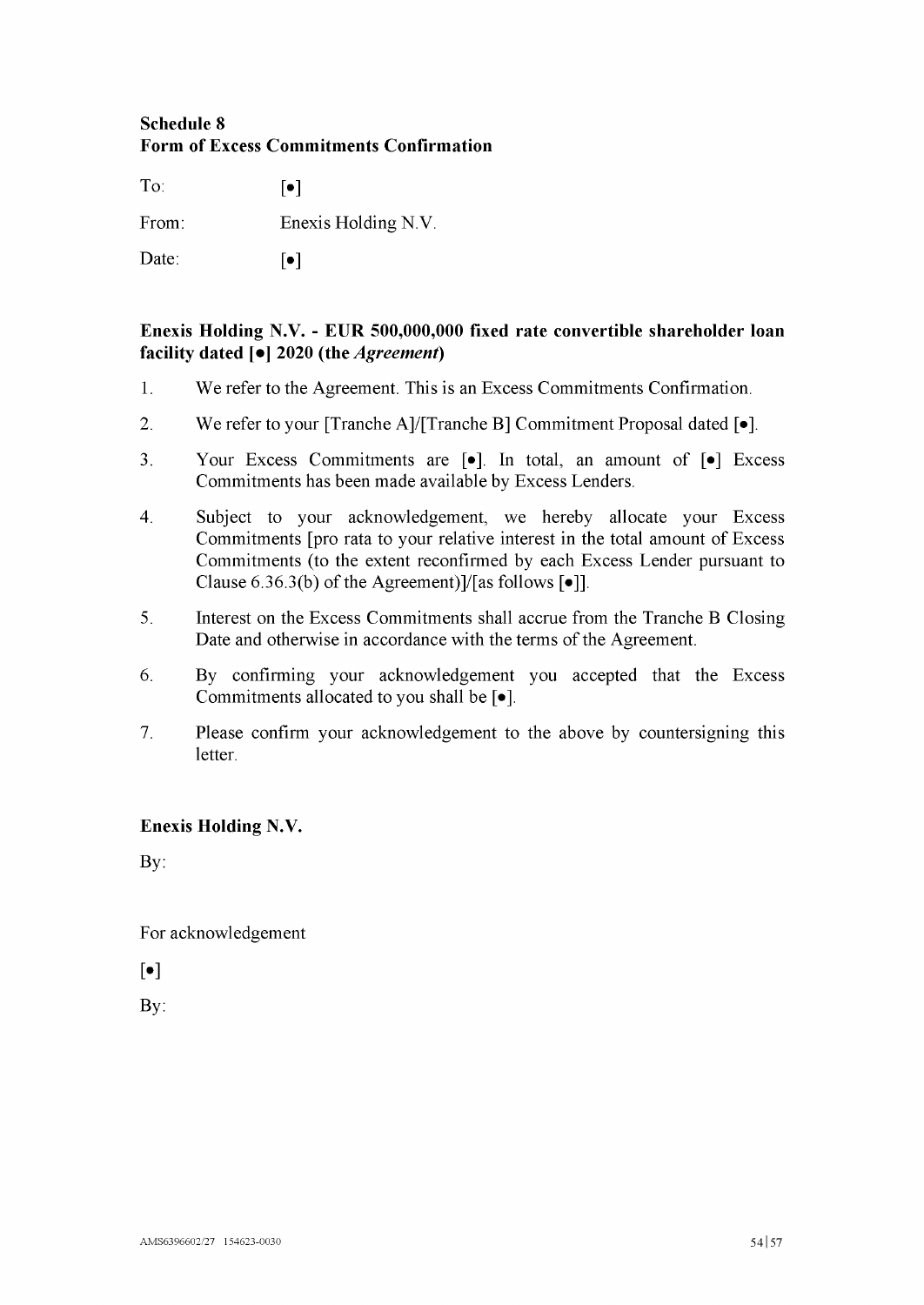**Schedule 8**
**Form of Excess Commitments Confirmation**

To: [•]

From: Enexis Holding N.V.

Date: [•]

**Enexis Holding N.V. - EUR 500,000,000 fixed rate convertible shareholder loan facility dated [•] 2020 (the *Agreement*)**

1. We refer to the Agreement. This is an Excess Commitments Confirmation.
2. We refer to your [Tranche A]/[Tranche B] Commitment Proposal dated [•].
3. Your Excess Commitments are [•]. In total, an amount of [•] Excess Commitments has been made available by Excess Lenders.
4. Subject to your acknowledgement, we hereby allocate your Excess Commitments [pro rata to your relative interest in the total amount of Excess Commitments (to the extent reconfirmed by each Excess Lender pursuant to Clause 6.36.3(b) of the Agreement)]/[as follows [•]].
5. Interest on the Excess Commitments shall accrue from the Tranche B Closing Date and otherwise in accordance with the terms of the Agreement.
6. By confirming your acknowledgement you accepted that the Excess Commitments allocated to you shall be [•].
7. Please confirm your acknowledgement to the above by countersigning this letter.

**Enexis Holding N.V.**

By:

For acknowledgement

[•]

By: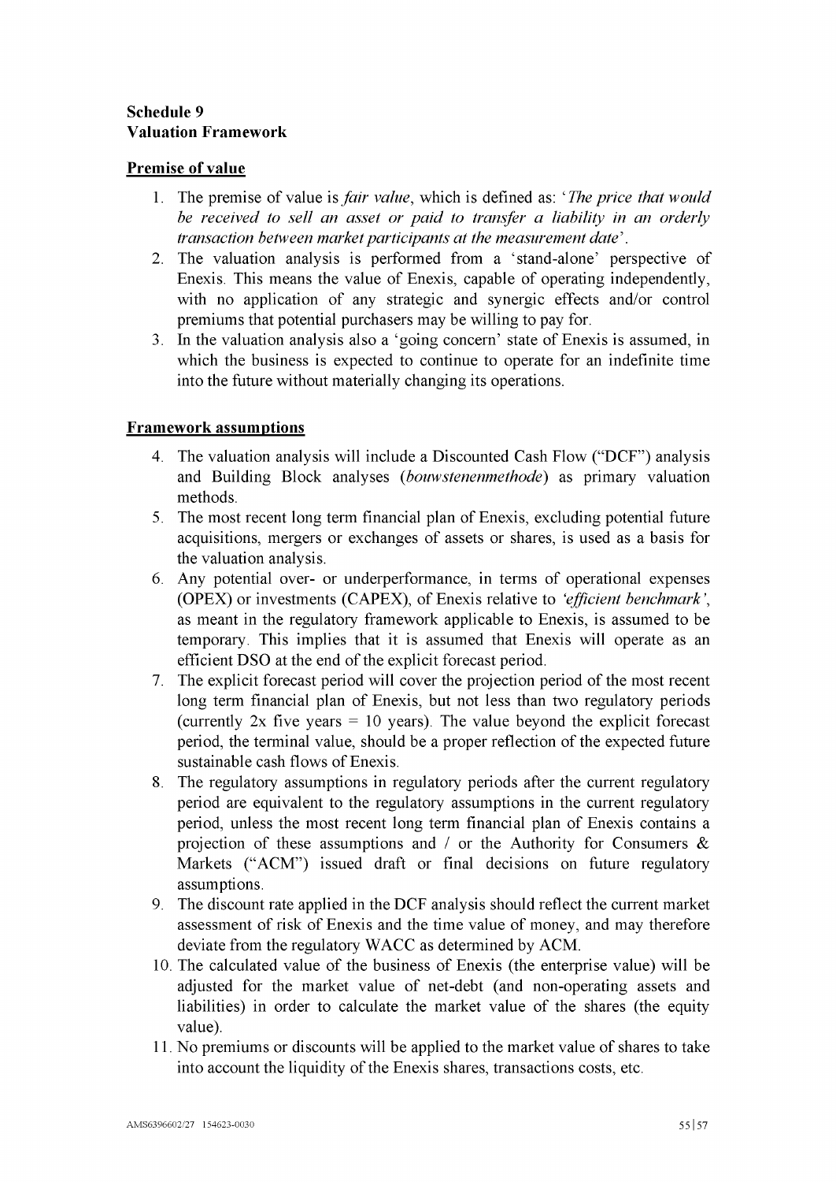**Schedule 9**
**Valuation Framework**

**Premise of value**

1. The premise of value is *fair value*, which is defined as: '*The price that would be received to sell an asset or paid to transfer a liability in an orderly transaction between market participants at the measurement date*'.
2. The valuation analysis is performed from a 'stand-alone' perspective of Enexis. This means the value of Enexis, capable of operating independently, with no application of any strategic and synergic effects and/or control premiums that potential purchasers may be willing to pay for.
3. In the valuation analysis also a 'going concern' state of Enexis is assumed, in which the business is expected to continue to operate for an indefinite time into the future without materially changing its operations.

**Framework assumptions**

4. The valuation analysis will include a Discounted Cash Flow ("DCF") analysis and Building Block analyses (*bouwstenenmethode*) as primary valuation methods.
5. The most recent long term financial plan of Enexis, excluding potential future acquisitions, mergers or exchanges of assets or shares, is used as a basis for the valuation analysis.
6. Any potential over- or underperformance, in terms of operational expenses (OPEX) or investments (CAPEX), of Enexis relative to *'efficient benchmark'*, as meant in the regulatory framework applicable to Enexis, is assumed to be temporary. This implies that it is assumed that Enexis will operate as an efficient DSO at the end of the explicit forecast period.
7. The explicit forecast period will cover the projection period of the most recent long term financial plan of Enexis, but not less than two regulatory periods (currently 2x five years = 10 years). The value beyond the explicit forecast period, the terminal value, should be a proper reflection of the expected future sustainable cash flows of Enexis.
8. The regulatory assumptions in regulatory periods after the current regulatory period are equivalent to the regulatory assumptions in the current regulatory period, unless the most recent long term financial plan of Enexis contains a projection of these assumptions and / or the Authority for Consumers & Markets ("ACM") issued draft or final decisions on future regulatory assumptions.
9. The discount rate applied in the DCF analysis should reflect the current market assessment of risk of Enexis and the time value of money, and may therefore deviate from the regulatory WACC as determined by ACM.
10. The calculated value of the business of Enexis (the enterprise value) will be adjusted for the market value of net-debt (and non-operating assets and liabilities) in order to calculate the market value of the shares (the equity value).
11. No premiums or discounts will be applied to the market value of shares to take into account the liquidity of the Enexis shares, transactions costs, etc.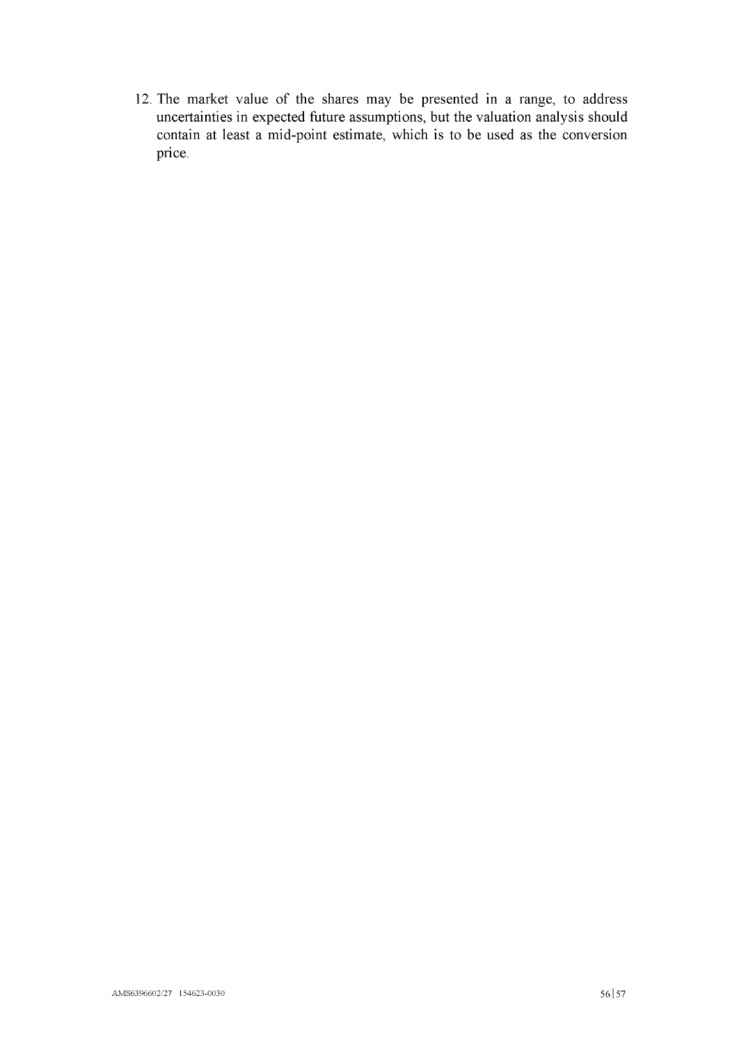12. The market value of the shares may be presented in a range, to address uncertainties in expected future assumptions, but the valuation analysis should contain at least a mid-point estimate, which is to be used as the conversion price.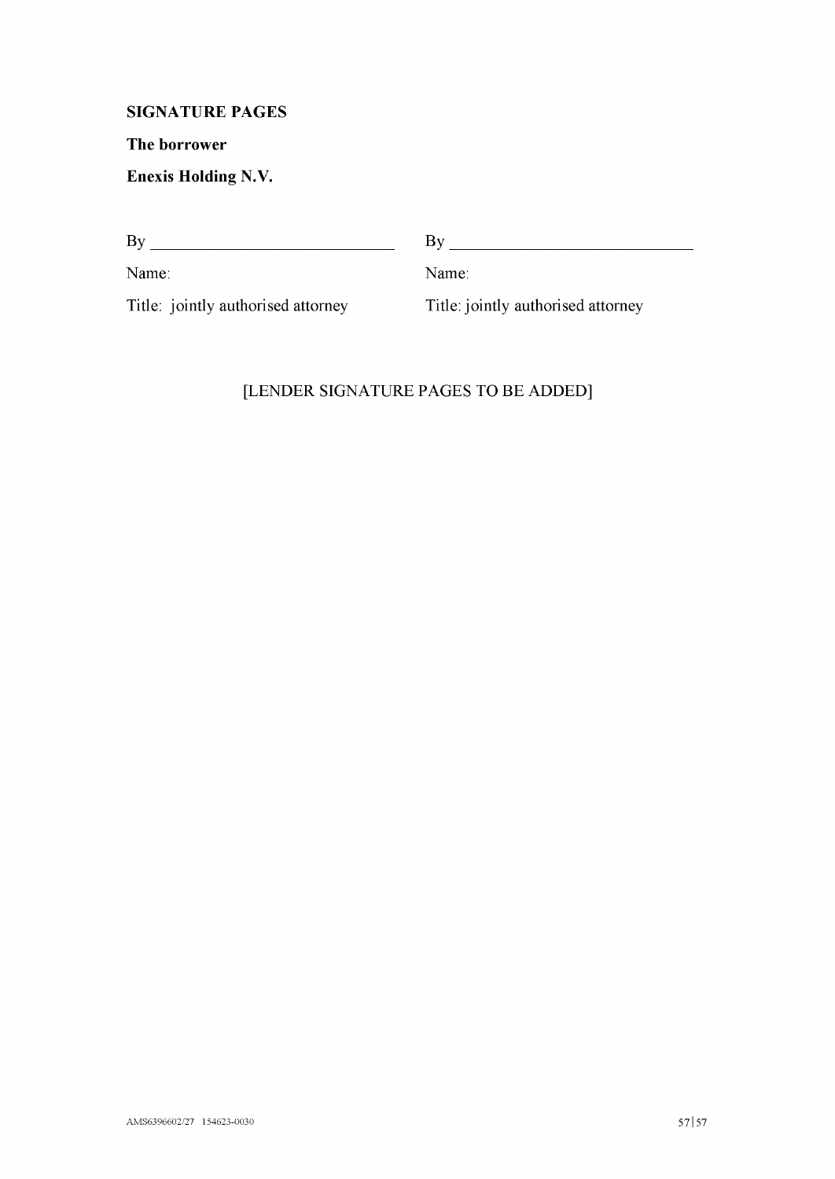**SIGNATURE PAGES**

**The borrower**

**Enexis Holding N.V.**

| | |
|---|---|
| By \_\_\_\_\_\_\_\_\_\_\_\_\_\_\_\_\_\_\_\_\_\_\_\_\_\_\_\_ | By \_\_\_\_\_\_\_\_\_\_\_\_\_\_\_\_\_\_\_\_\_\_\_\_\_\_\_\_ |
| Name: | Name: |
| Title: jointly authorised attorney | Title: jointly authorised attorney |

[LENDER SIGNATURE PAGES TO BE ADDED]

AMS6396602/27 154623-0030